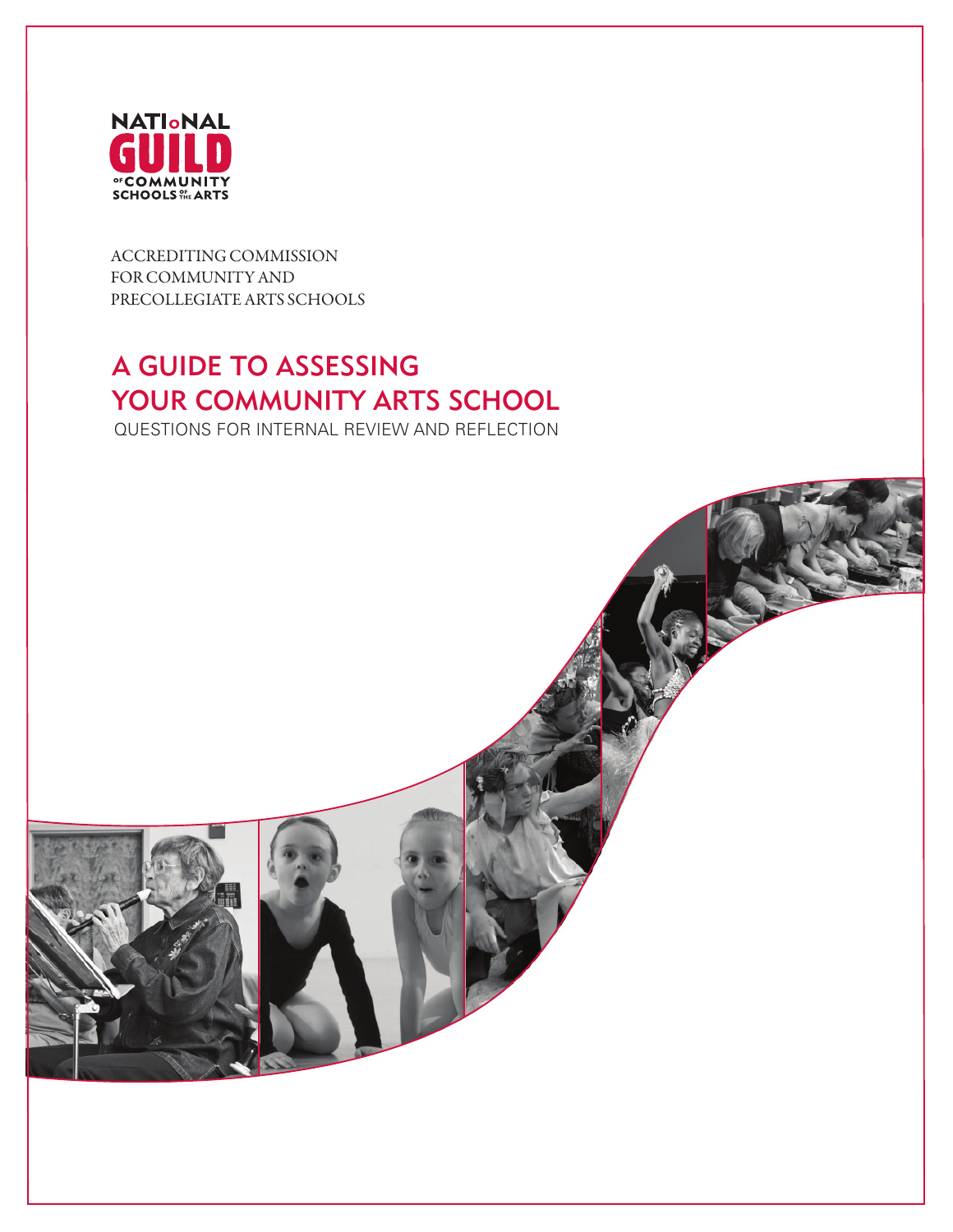NATIONAL GUILD OF COMMUNITY SCHOOLS OF THE ARTS

ACCREDITING COMMISSION FOR COMMUNITY AND PRECOLLEGIATE ARTS SCHOOLS

# A GUIDE TO ASSESSING YOUR COMMUNITY ARTS SCHOOL

QUESTIONS FOR INTERNAL REVIEW AND REFLECTION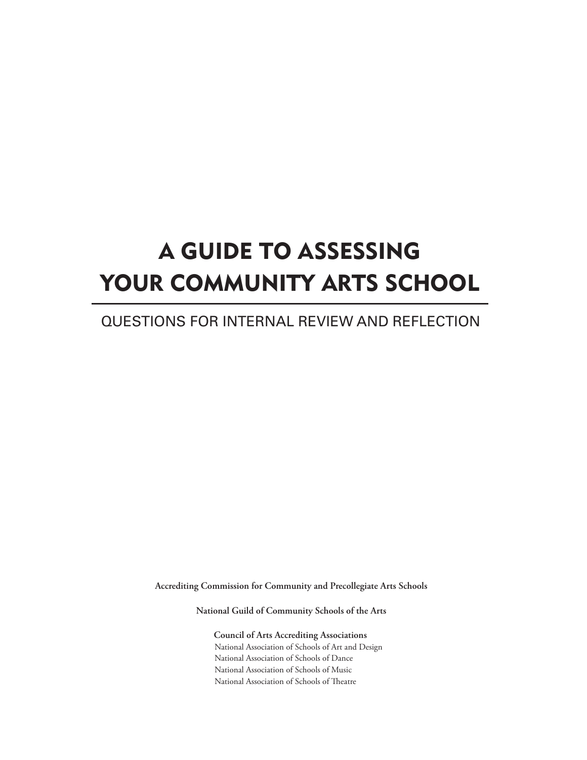# A GUIDE TO ASSESSING YOUR COMMUNITY ARTS SCHOOL

## QUESTIONS FOR INTERNAL REVIEW AND REFLECTION

**Accrediting Commission for Community and Precollegiate Arts Schools**

**National Guild of Community Schools of the Arts**

**Council of Arts Accrediting Associations**
National Association of Schools of Art and Design
National Association of Schools of Dance
National Association of Schools of Music
National Association of Schools of Theatre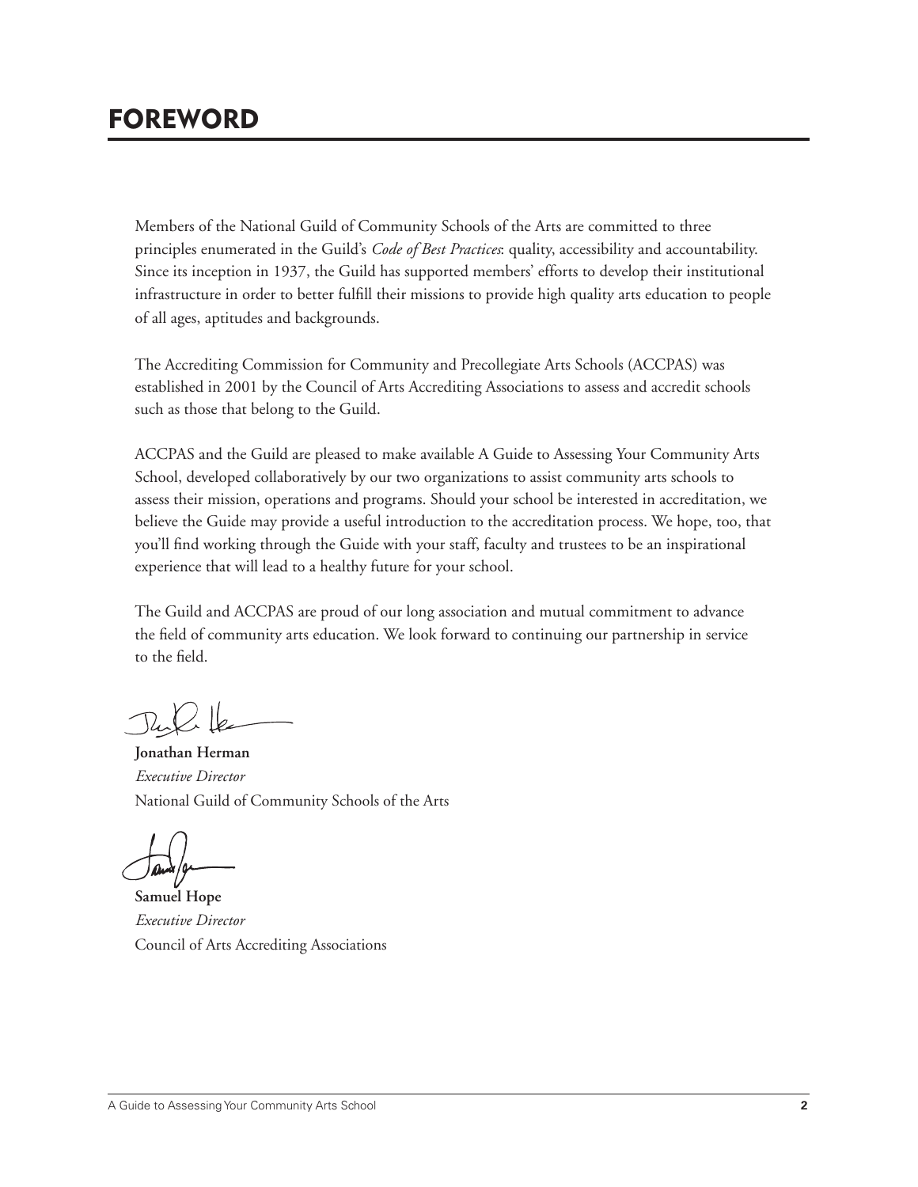# FOREWORD

Members of the National Guild of Community Schools of the Arts are committed to three principles enumerated in the Guild's *Code of Best Practices*: quality, accessibility and accountability. Since its inception in 1937, the Guild has supported members' efforts to develop their institutional infrastructure in order to better fulfill their missions to provide high quality arts education to people of all ages, aptitudes and backgrounds.

The Accrediting Commission for Community and Precollegiate Arts Schools (ACCPAS) was established in 2001 by the Council of Arts Accrediting Associations to assess and accredit schools such as those that belong to the Guild.

ACCPAS and the Guild are pleased to make available A Guide to Assessing Your Community Arts School, developed collaboratively by our two organizations to assist community arts schools to assess their mission, operations and programs. Should your school be interested in accreditation, we believe the Guide may provide a useful introduction to the accreditation process. We hope, too, that you'll find working through the Guide with your staff, faculty and trustees to be an inspirational experience that will lead to a healthy future for your school.

The Guild and ACCPAS are proud of our long association and mutual commitment to advance the field of community arts education. We look forward to continuing our partnership in service to the field.

**Jonathan Herman**
*Executive Director*
National Guild of Community Schools of the Arts

**Samuel Hope**
*Executive Director*
Council of Arts Accrediting Associations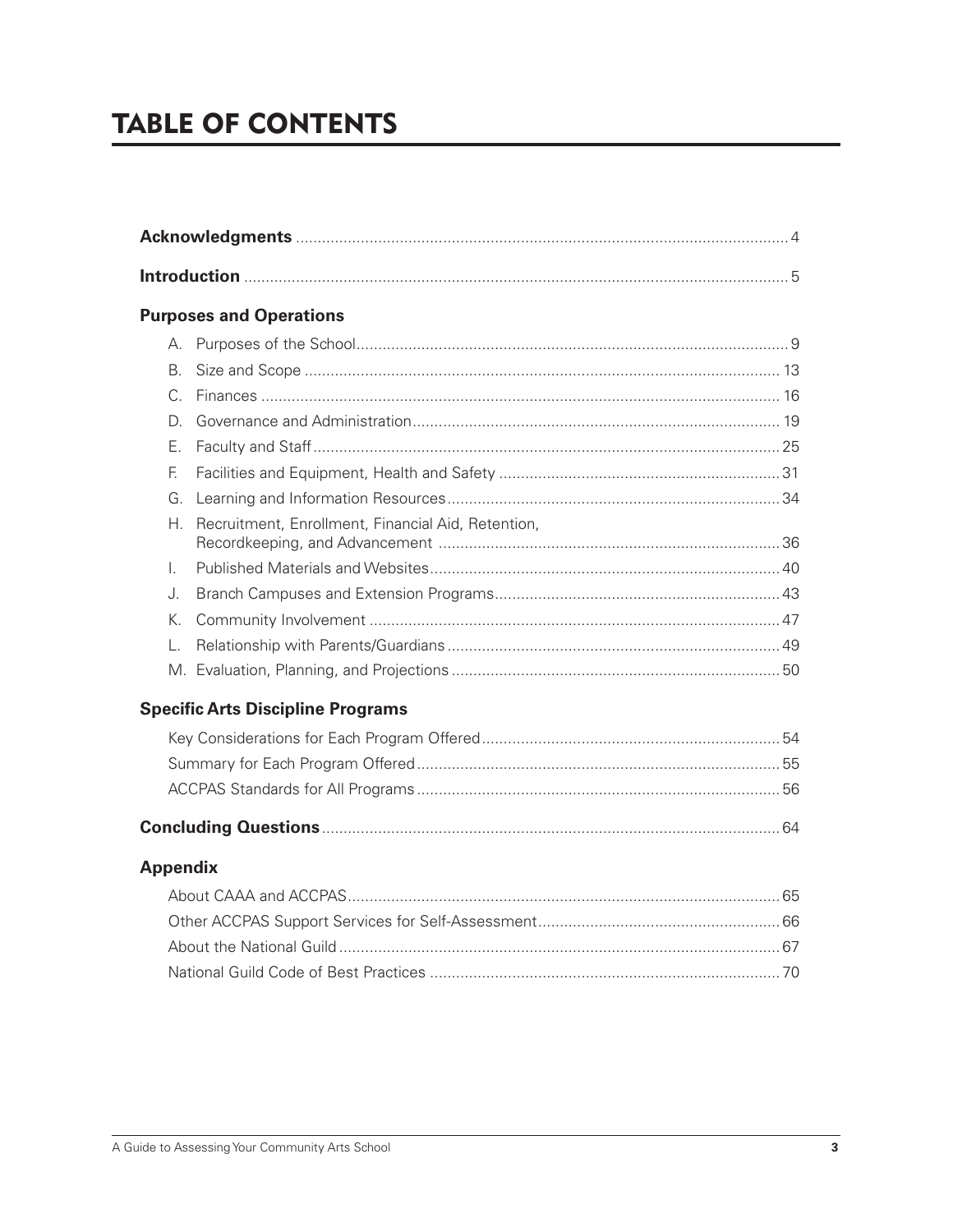# TABLE OF CONTENTS

**Acknowledgments** .......... 4

**Introduction** .......... 5

**Purposes and Operations**

- A. Purposes of the School .......... 9
- B. Size and Scope .......... 13
- C. Finances .......... 16
- D. Governance and Administration .......... 19
- E. Faculty and Staff .......... 25
- F. Facilities and Equipment, Health and Safety .......... 31
- G. Learning and Information Resources .......... 34
- H. Recruitment, Enrollment, Financial Aid, Retention, Recordkeeping, and Advancement .......... 36
- I. Published Materials and Websites .......... 40
- J. Branch Campuses and Extension Programs .......... 43
- K. Community Involvement .......... 47
- L. Relationship with Parents/Guardians .......... 49
- M. Evaluation, Planning, and Projections .......... 50

**Specific Arts Discipline Programs**

- Key Considerations for Each Program Offered .......... 54
- Summary for Each Program Offered .......... 55
- ACCPAS Standards for All Programs .......... 56

**Concluding Questions** .......... 64

**Appendix**

- About CAAA and ACCPAS .......... 65
- Other ACCPAS Support Services for Self-Assessment .......... 66
- About the National Guild .......... 67
- National Guild Code of Best Practices .......... 70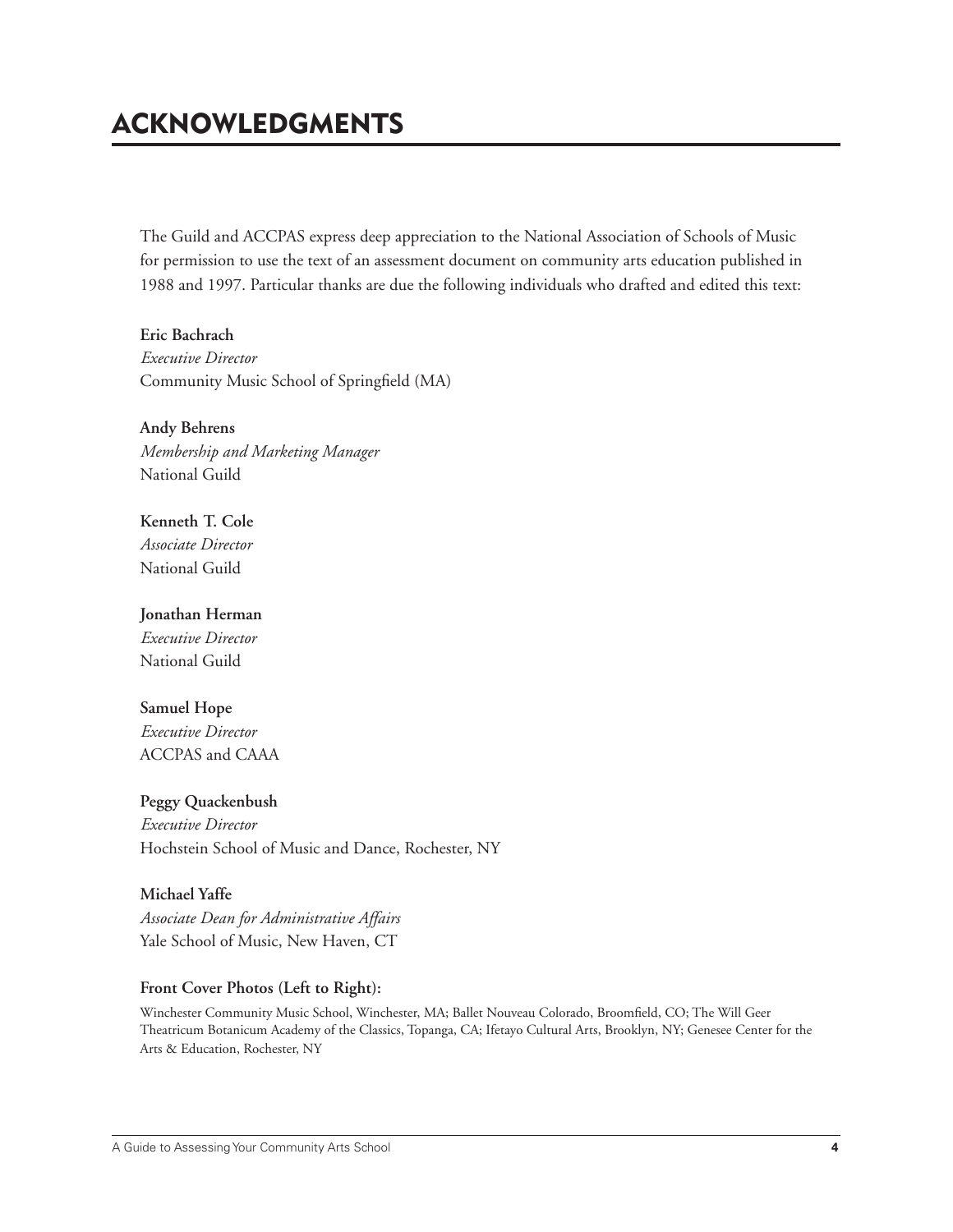# ACKNOWLEDGMENTS

The Guild and ACCPAS express deep appreciation to the National Association of Schools of Music for permission to use the text of an assessment document on community arts education published in 1988 and 1997. Particular thanks are due the following individuals who drafted and edited this text:

**Eric Bachrach**
*Executive Director*
Community Music School of Springfield (MA)

**Andy Behrens**
*Membership and Marketing Manager*
National Guild

**Kenneth T. Cole**
*Associate Director*
National Guild

**Jonathan Herman**
*Executive Director*
National Guild

**Samuel Hope**
*Executive Director*
ACCPAS and CAAA

**Peggy Quackenbush**
*Executive Director*
Hochstein School of Music and Dance, Rochester, NY

**Michael Yaffe**
*Associate Dean for Administrative Affairs*
Yale School of Music, New Haven, CT

**Front Cover Photos (Left to Right):**

Winchester Community Music School, Winchester, MA; Ballet Nouveau Colorado, Broomfield, CO; The Will Geer Theatricum Botanicum Academy of the Classics, Topanga, CA; Ifetayo Cultural Arts, Brooklyn, NY; Genesee Center for the Arts & Education, Rochester, NY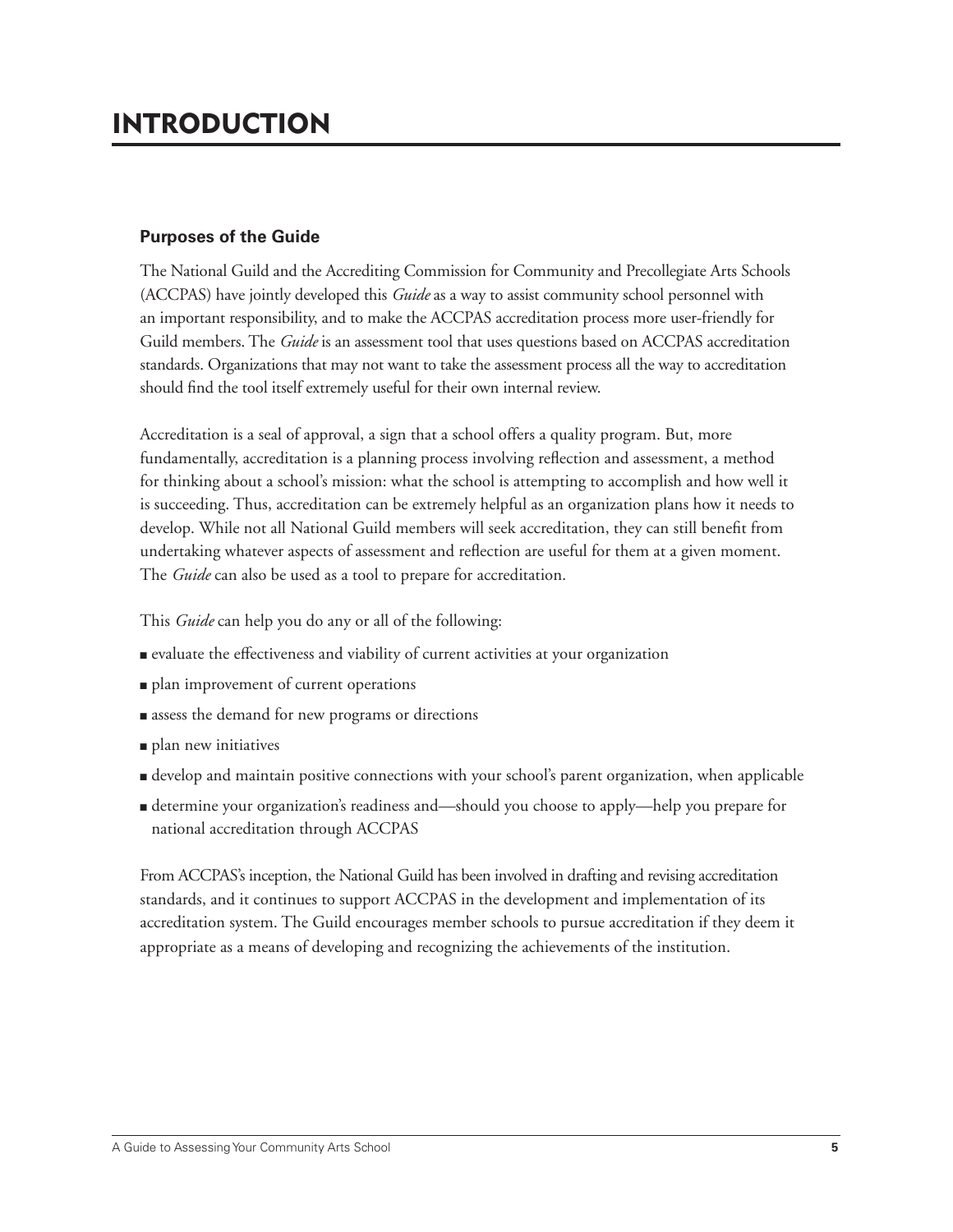# INTRODUCTION

### Purposes of the Guide

The National Guild and the Accrediting Commission for Community and Precollegiate Arts Schools (ACCPAS) have jointly developed this *Guide* as a way to assist community school personnel with an important responsibility, and to make the ACCPAS accreditation process more user-friendly for Guild members. The *Guide* is an assessment tool that uses questions based on ACCPAS accreditation standards. Organizations that may not want to take the assessment process all the way to accreditation should find the tool itself extremely useful for their own internal review.

Accreditation is a seal of approval, a sign that a school offers a quality program. But, more fundamentally, accreditation is a planning process involving reflection and assessment, a method for thinking about a school's mission: what the school is attempting to accomplish and how well it is succeeding. Thus, accreditation can be extremely helpful as an organization plans how it needs to develop. While not all National Guild members will seek accreditation, they can still benefit from undertaking whatever aspects of assessment and reflection are useful for them at a given moment. The *Guide* can also be used as a tool to prepare for accreditation.

This *Guide* can help you do any or all of the following:

- evaluate the effectiveness and viability of current activities at your organization
- plan improvement of current operations
- assess the demand for new programs or directions
- plan new initiatives
- develop and maintain positive connections with your school's parent organization, when applicable
- determine your organization's readiness and—should you choose to apply—help you prepare for national accreditation through ACCPAS

From ACCPAS's inception, the National Guild has been involved in drafting and revising accreditation standards, and it continues to support ACCPAS in the development and implementation of its accreditation system. The Guild encourages member schools to pursue accreditation if they deem it appropriate as a means of developing and recognizing the achievements of the institution.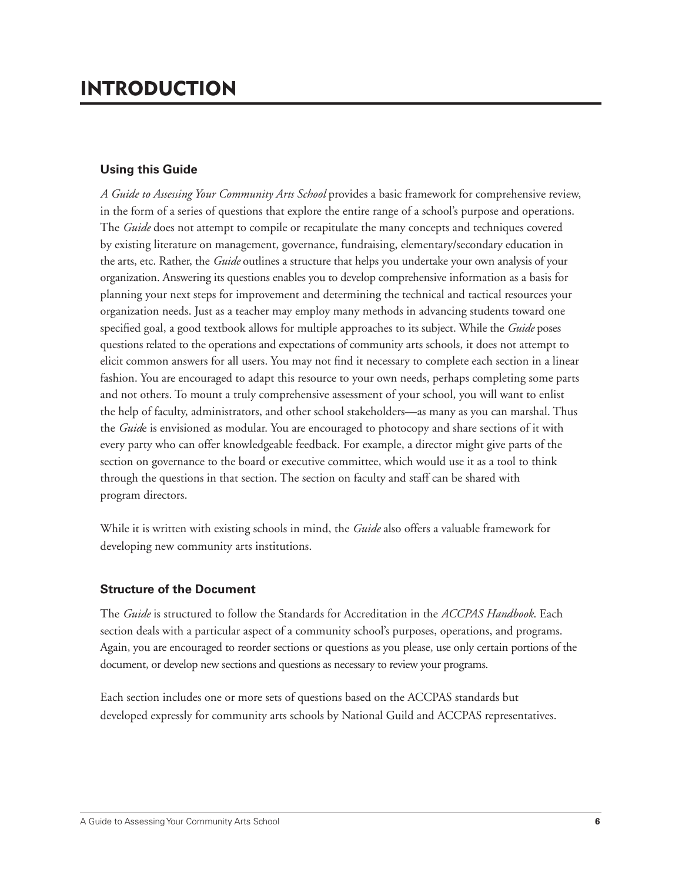# INTRODUCTION

## Using this Guide

*A Guide to Assessing Your Community Arts School* provides a basic framework for comprehensive review, in the form of a series of questions that explore the entire range of a school's purpose and operations. The *Guide* does not attempt to compile or recapitulate the many concepts and techniques covered by existing literature on management, governance, fundraising, elementary/secondary education in the arts, etc. Rather, the *Guide* outlines a structure that helps you undertake your own analysis of your organization. Answering its questions enables you to develop comprehensive information as a basis for planning your next steps for improvement and determining the technical and tactical resources your organization needs. Just as a teacher may employ many methods in advancing students toward one specified goal, a good textbook allows for multiple approaches to its subject. While the *Guide* poses questions related to the operations and expectations of community arts schools, it does not attempt to elicit common answers for all users. You may not find it necessary to complete each section in a linear fashion. You are encouraged to adapt this resource to your own needs, perhaps completing some parts and not others. To mount a truly comprehensive assessment of your school, you will want to enlist the help of faculty, administrators, and other school stakeholders—as many as you can marshal. Thus the *Guide* is envisioned as modular. You are encouraged to photocopy and share sections of it with every party who can offer knowledgeable feedback. For example, a director might give parts of the section on governance to the board or executive committee, which would use it as a tool to think through the questions in that section. The section on faculty and staff can be shared with program directors.

While it is written with existing schools in mind, the *Guide* also offers a valuable framework for developing new community arts institutions.

## Structure of the Document

The *Guide* is structured to follow the Standards for Accreditation in the *ACCPAS Handbook*. Each section deals with a particular aspect of a community school's purposes, operations, and programs. Again, you are encouraged to reorder sections or questions as you please, use only certain portions of the document, or develop new sections and questions as necessary to review your programs.

Each section includes one or more sets of questions based on the ACCPAS standards but developed expressly for community arts schools by National Guild and ACCPAS representatives.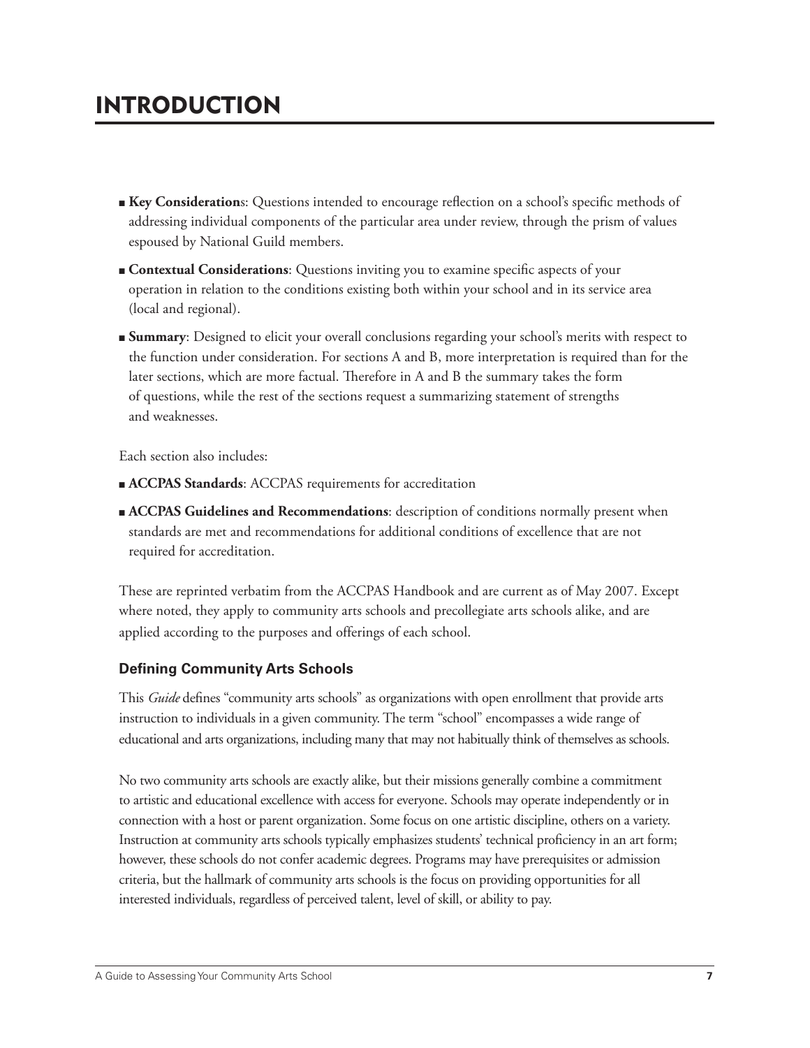# INTRODUCTION

- **Key Considerations**: Questions intended to encourage reflection on a school's specific methods of addressing individual components of the particular area under review, through the prism of values espoused by National Guild members.
- **Contextual Considerations**: Questions inviting you to examine specific aspects of your operation in relation to the conditions existing both within your school and in its service area (local and regional).
- **Summary**: Designed to elicit your overall conclusions regarding your school's merits with respect to the function under consideration. For sections A and B, more interpretation is required than for the later sections, which are more factual. Therefore in A and B the summary takes the form of questions, while the rest of the sections request a summarizing statement of strengths and weaknesses.

Each section also includes:

- **ACCPAS Standards**: ACCPAS requirements for accreditation
- **ACCPAS Guidelines and Recommendations**: description of conditions normally present when standards are met and recommendations for additional conditions of excellence that are not required for accreditation.

These are reprinted verbatim from the ACCPAS Handbook and are current as of May 2007. Except where noted, they apply to community arts schools and precollegiate arts schools alike, and are applied according to the purposes and offerings of each school.

### Defining Community Arts Schools

This *Guide* defines "community arts schools" as organizations with open enrollment that provide arts instruction to individuals in a given community. The term "school" encompasses a wide range of educational and arts organizations, including many that may not habitually think of themselves as schools.

No two community arts schools are exactly alike, but their missions generally combine a commitment to artistic and educational excellence with access for everyone. Schools may operate independently or in connection with a host or parent organization. Some focus on one artistic discipline, others on a variety. Instruction at community arts schools typically emphasizes students' technical proficiency in an art form; however, these schools do not confer academic degrees. Programs may have prerequisites or admission criteria, but the hallmark of community arts schools is the focus on providing opportunities for all interested individuals, regardless of perceived talent, level of skill, or ability to pay.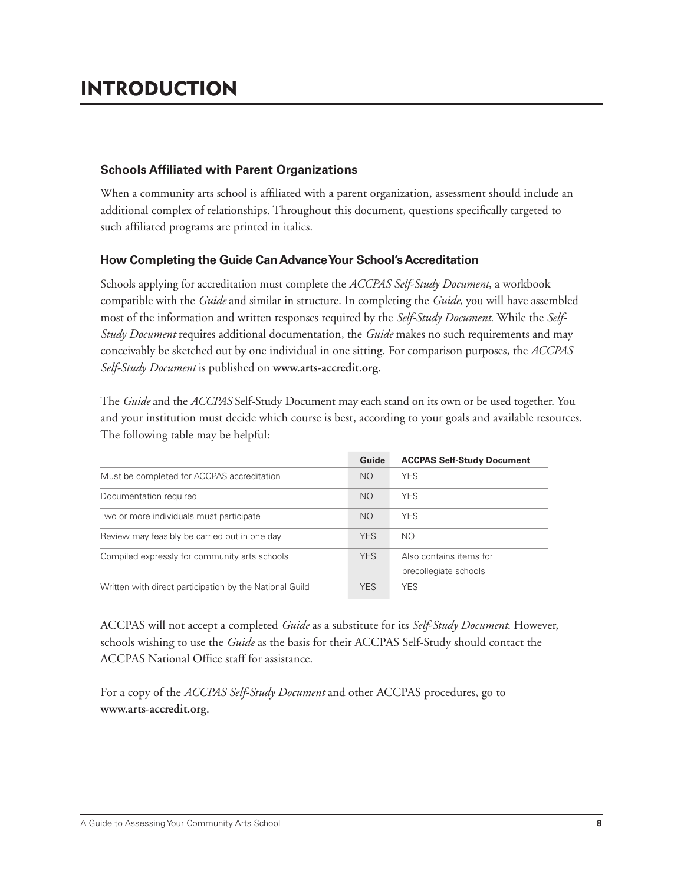# INTRODUCTION

### Schools Affiliated with Parent Organizations

When a community arts school is affiliated with a parent organization, assessment should include an additional complex of relationships. Throughout this document, questions specifically targeted to such affiliated programs are printed in italics.

### How Completing the Guide Can Advance Your School's Accreditation

Schools applying for accreditation must complete the *ACCPAS Self-Study Document*, a workbook compatible with the *Guide* and similar in structure. In completing the *Guide*, you will have assembled most of the information and written responses required by the *Self-Study Document*. While the *Self-Study Document* requires additional documentation, the *Guide* makes no such requirements and may conceivably be sketched out by one individual in one sitting. For comparison purposes, the *ACCPAS Self-Study Document* is published on **www.arts-accredit.org.**

The *Guide* and the *ACCPAS* Self-Study Document may each stand on its own or be used together. You and your institution must decide which course is best, according to your goals and available resources. The following table may be helpful:

| | Guide | ACCPAS Self-Study Document |
|---|---|---|
| Must be completed for ACCPAS accreditation | NO | YES |
| Documentation required | NO | YES |
| Two or more individuals must participate | NO | YES |
| Review may feasibly be carried out in one day | YES | NO |
| Compiled expressly for community arts schools | YES | Also contains items for precollegiate schools |
| Written with direct participation by the National Guild | YES | YES |

ACCPAS will not accept a completed *Guide* as a substitute for its *Self-Study Document*. However, schools wishing to use the *Guide* as the basis for their ACCPAS Self-Study should contact the ACCPAS National Office staff for assistance.

For a copy of the *ACCPAS Self-Study Document* and other ACCPAS procedures, go to **www.arts-accredit.org**.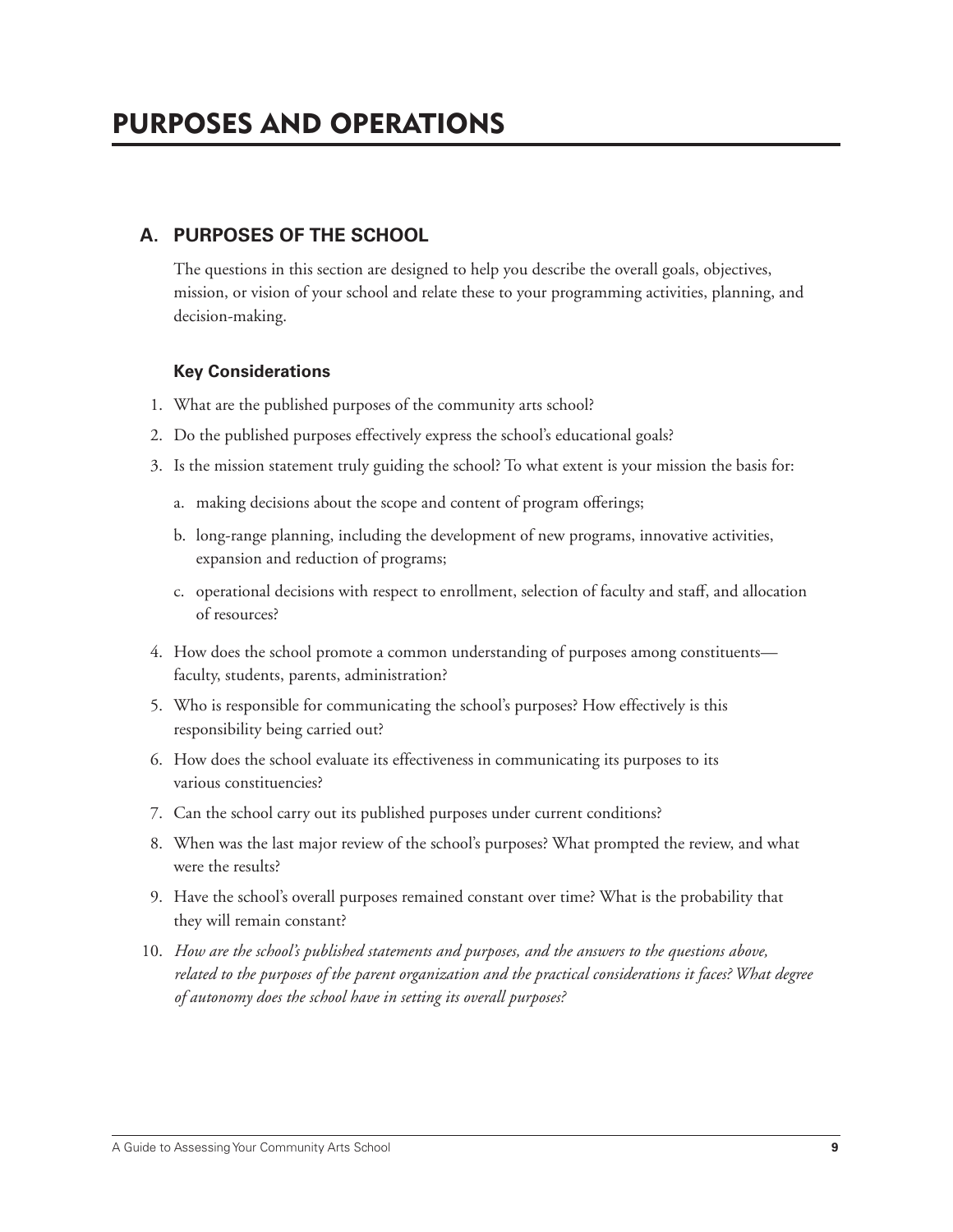# PURPOSES AND OPERATIONS

## A. PURPOSES OF THE SCHOOL

The questions in this section are designed to help you describe the overall goals, objectives, mission, or vision of your school and relate these to your programming activities, planning, and decision-making.

### Key Considerations

1. What are the published purposes of the community arts school?
2. Do the published purposes effectively express the school's educational goals?
3. Is the mission statement truly guiding the school? To what extent is your mission the basis for:
   a. making decisions about the scope and content of program offerings;
   b. long-range planning, including the development of new programs, innovative activities, expansion and reduction of programs;
   c. operational decisions with respect to enrollment, selection of faculty and staff, and allocation of resources?
4. How does the school promote a common understanding of purposes among constituents—faculty, students, parents, administration?
5. Who is responsible for communicating the school's purposes? How effectively is this responsibility being carried out?
6. How does the school evaluate its effectiveness in communicating its purposes to its various constituencies?
7. Can the school carry out its published purposes under current conditions?
8. When was the last major review of the school's purposes? What prompted the review, and what were the results?
9. Have the school's overall purposes remained constant over time? What is the probability that they will remain constant?
10. *How are the school's published statements and purposes, and the answers to the questions above, related to the purposes of the parent organization and the practical considerations it faces? What degree of autonomy does the school have in setting its overall purposes?*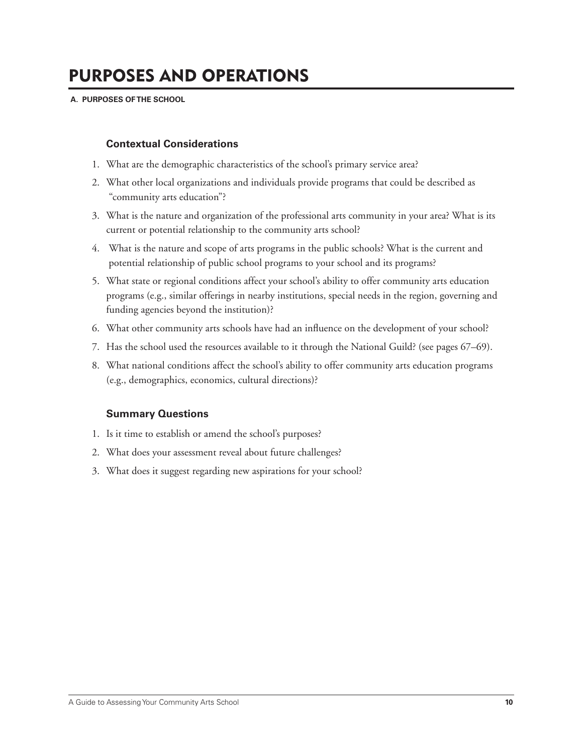# PURPOSES AND OPERATIONS

**A. PURPOSES OF THE SCHOOL**

### Contextual Considerations

1. What are the demographic characteristics of the school's primary service area?
2. What other local organizations and individuals provide programs that could be described as "community arts education"?
3. What is the nature and organization of the professional arts community in your area? What is its current or potential relationship to the community arts school?
4. What is the nature and scope of arts programs in the public schools? What is the current and potential relationship of public school programs to your school and its programs?
5. What state or regional conditions affect your school's ability to offer community arts education programs (e.g., similar offerings in nearby institutions, special needs in the region, governing and funding agencies beyond the institution)?
6. What other community arts schools have had an influence on the development of your school?
7. Has the school used the resources available to it through the National Guild? (see pages 67–69).
8. What national conditions affect the school's ability to offer community arts education programs (e.g., demographics, economics, cultural directions)?

### Summary Questions

1. Is it time to establish or amend the school's purposes?
2. What does your assessment reveal about future challenges?
3. What does it suggest regarding new aspirations for your school?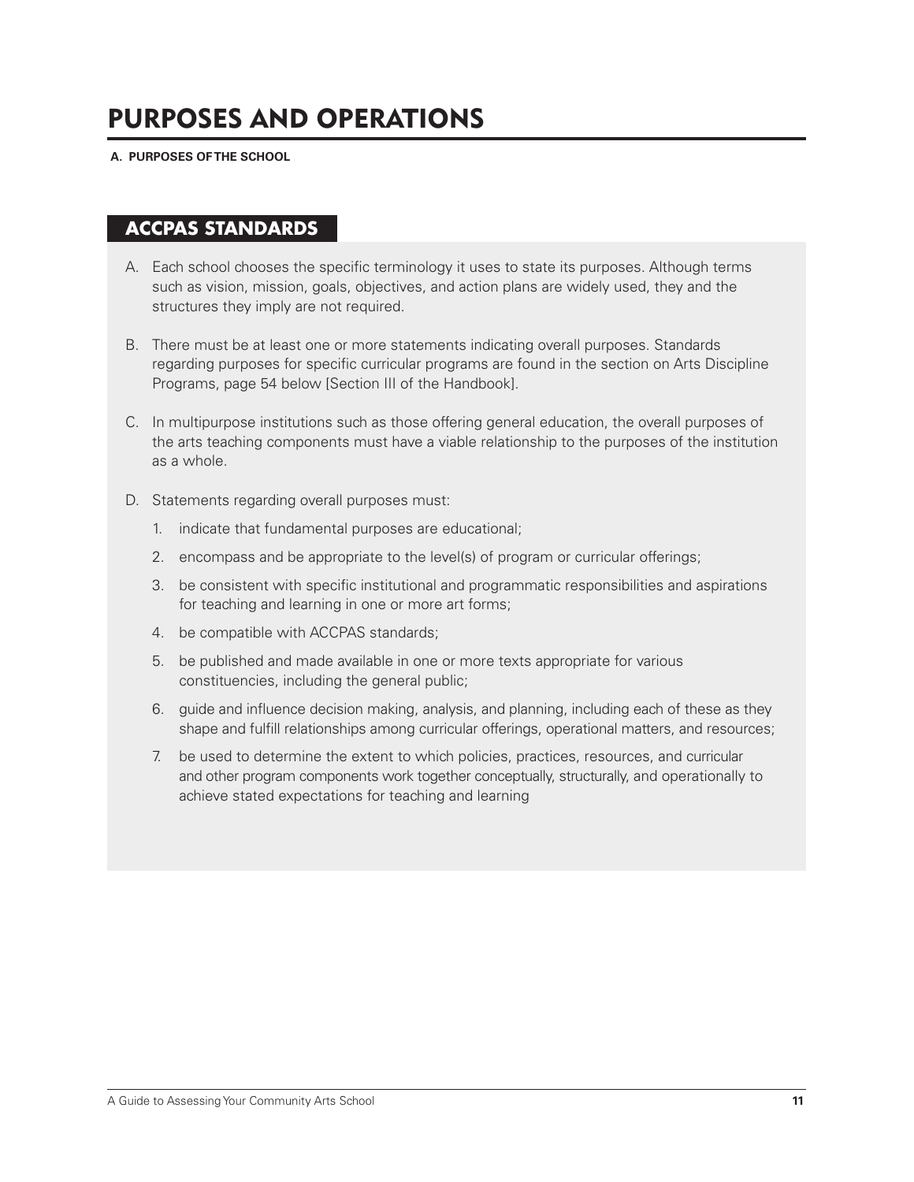# PURPOSES AND OPERATIONS

**A. PURPOSES OF THE SCHOOL**

## ACCPAS STANDARDS

A. Each school chooses the specific terminology it uses to state its purposes. Although terms such as vision, mission, goals, objectives, and action plans are widely used, they and the structures they imply are not required.

B. There must be at least one or more statements indicating overall purposes. Standards regarding purposes for specific curricular programs are found in the section on Arts Discipline Programs, page 54 below [Section III of the Handbook].

C. In multipurpose institutions such as those offering general education, the overall purposes of the arts teaching components must have a viable relationship to the purposes of the institution as a whole.

D. Statements regarding overall purposes must:

1. indicate that fundamental purposes are educational;
2. encompass and be appropriate to the level(s) of program or curricular offerings;
3. be consistent with specific institutional and programmatic responsibilities and aspirations for teaching and learning in one or more art forms;
4. be compatible with ACCPAS standards;
5. be published and made available in one or more texts appropriate for various constituencies, including the general public;
6. guide and influence decision making, analysis, and planning, including each of these as they shape and fulfill relationships among curricular offerings, operational matters, and resources;
7. be used to determine the extent to which policies, practices, resources, and curricular and other program components work together conceptually, structurally, and operationally to achieve stated expectations for teaching and learning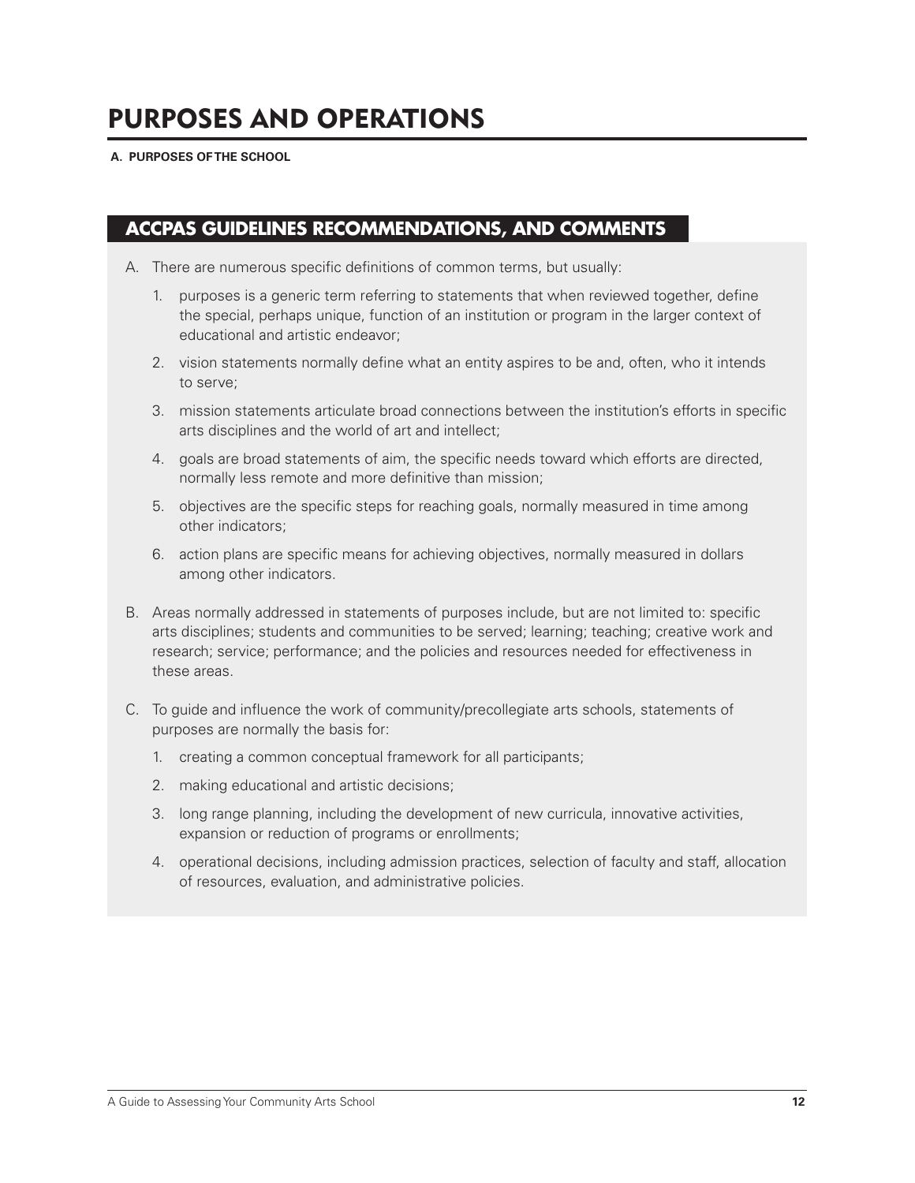# PURPOSES AND OPERATIONS

**A. PURPOSES OF THE SCHOOL**

## ACCPAS GUIDELINES RECOMMENDATIONS, AND COMMENTS

A. There are numerous specific definitions of common terms, but usually:

   1. purposes is a generic term referring to statements that when reviewed together, define the special, perhaps unique, function of an institution or program in the larger context of educational and artistic endeavor;

   2. vision statements normally define what an entity aspires to be and, often, who it intends to serve;

   3. mission statements articulate broad connections between the institution's efforts in specific arts disciplines and the world of art and intellect;

   4. goals are broad statements of aim, the specific needs toward which efforts are directed, normally less remote and more definitive than mission;

   5. objectives are the specific steps for reaching goals, normally measured in time among other indicators;

   6. action plans are specific means for achieving objectives, normally measured in dollars among other indicators.

B. Areas normally addressed in statements of purposes include, but are not limited to: specific arts disciplines; students and communities to be served; learning; teaching; creative work and research; service; performance; and the policies and resources needed for effectiveness in these areas.

C. To guide and influence the work of community/precollegiate arts schools, statements of purposes are normally the basis for:

   1. creating a common conceptual framework for all participants;

   2. making educational and artistic decisions;

   3. long range planning, including the development of new curricula, innovative activities, expansion or reduction of programs or enrollments;

   4. operational decisions, including admission practices, selection of faculty and staff, allocation of resources, evaluation, and administrative policies.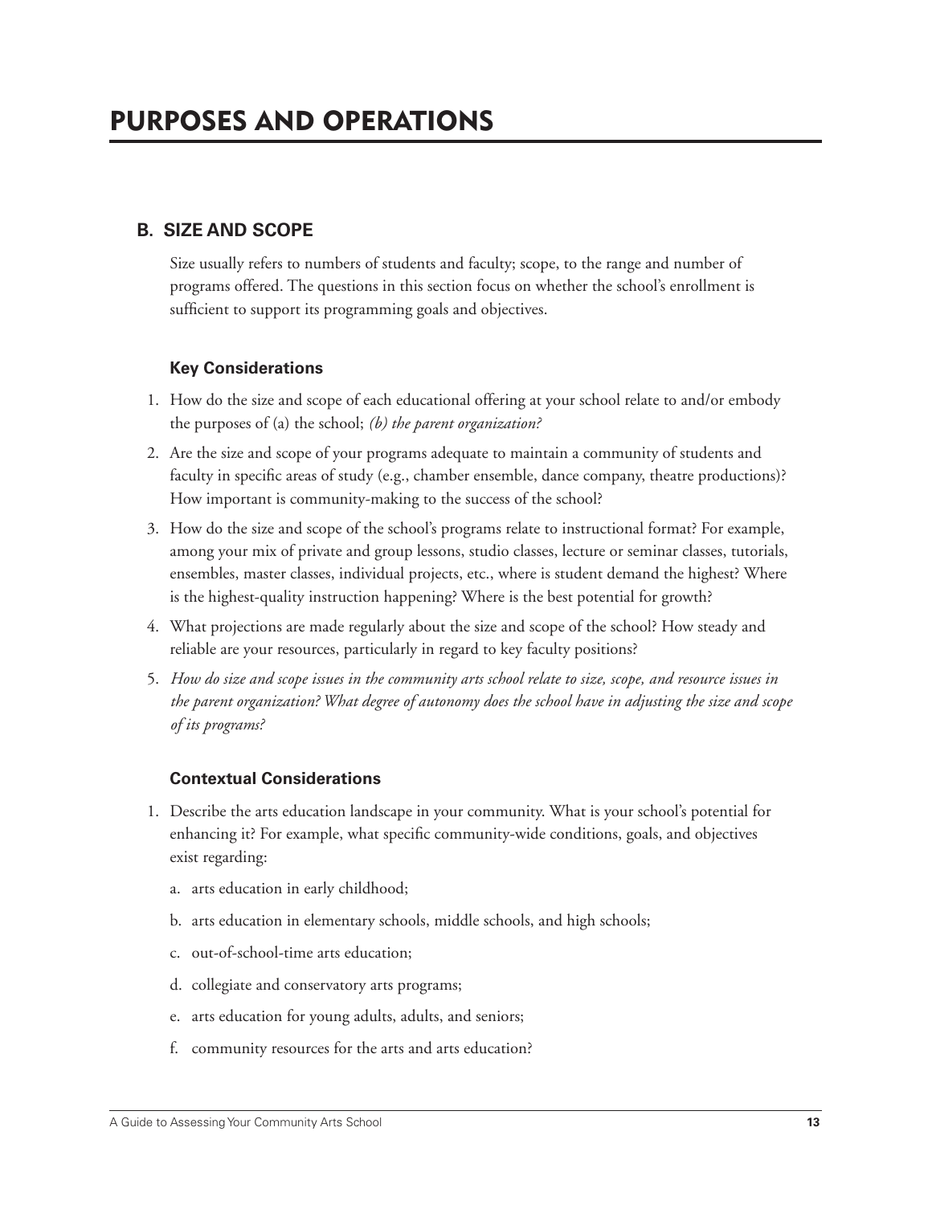# PURPOSES AND OPERATIONS

## B. SIZE AND SCOPE

Size usually refers to numbers of students and faculty; scope, to the range and number of programs offered. The questions in this section focus on whether the school's enrollment is sufficient to support its programming goals and objectives.

### Key Considerations

1. How do the size and scope of each educational offering at your school relate to and/or embody the purposes of (a) the school; *(b) the parent organization?*
2. Are the size and scope of your programs adequate to maintain a community of students and faculty in specific areas of study (e.g., chamber ensemble, dance company, theatre productions)? How important is community-making to the success of the school?
3. How do the size and scope of the school's programs relate to instructional format? For example, among your mix of private and group lessons, studio classes, lecture or seminar classes, tutorials, ensembles, master classes, individual projects, etc., where is student demand the highest? Where is the highest-quality instruction happening? Where is the best potential for growth?
4. What projections are made regularly about the size and scope of the school? How steady and reliable are your resources, particularly in regard to key faculty positions?
5. *How do size and scope issues in the community arts school relate to size, scope, and resource issues in the parent organization? What degree of autonomy does the school have in adjusting the size and scope of its programs?*

### Contextual Considerations

1. Describe the arts education landscape in your community. What is your school's potential for enhancing it? For example, what specific community-wide conditions, goals, and objectives exist regarding:
    a. arts education in early childhood;
    b. arts education in elementary schools, middle schools, and high schools;
    c. out-of-school-time arts education;
    d. collegiate and conservatory arts programs;
    e. arts education for young adults, adults, and seniors;
    f. community resources for the arts and arts education?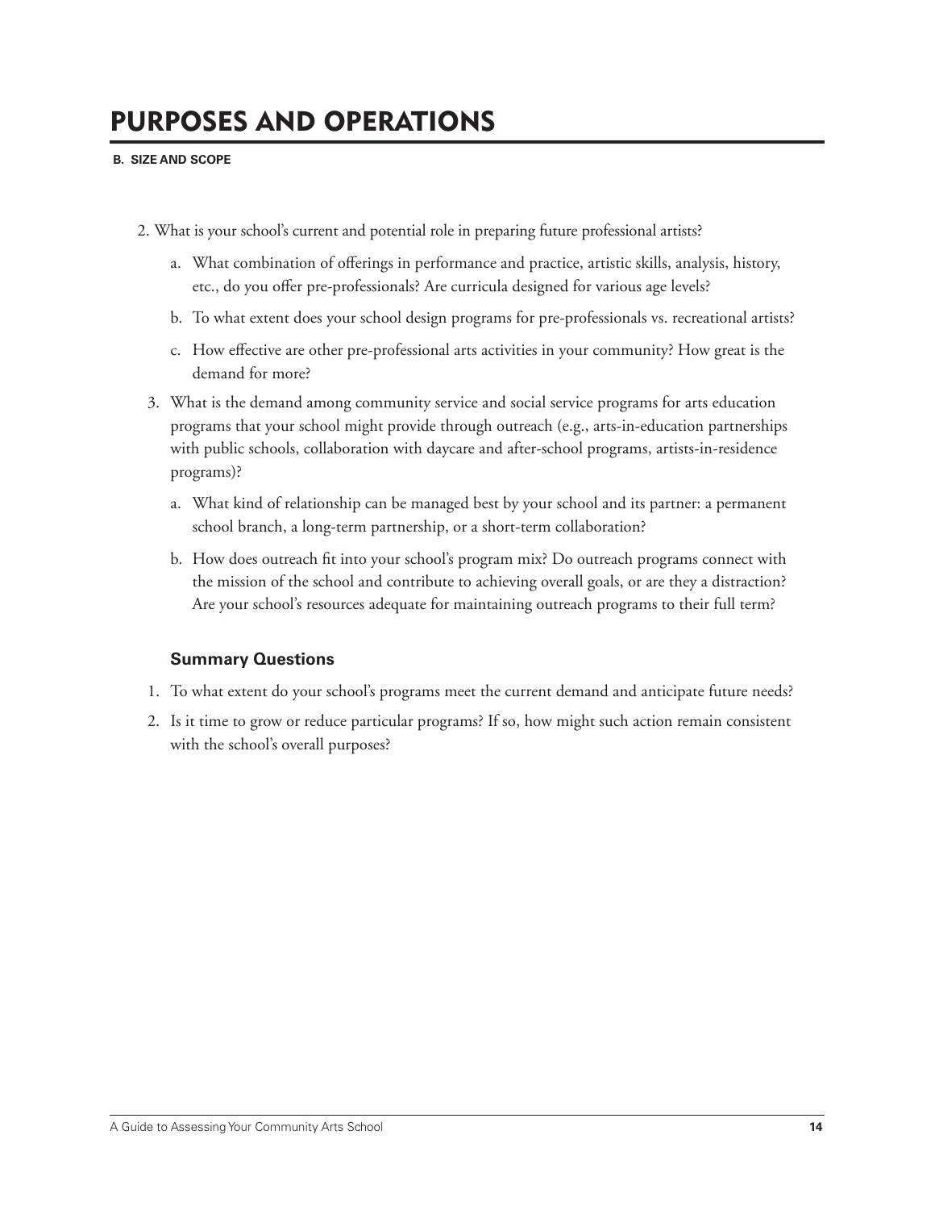# PURPOSES AND OPERATIONS

**B. SIZE AND SCOPE**

2. What is your school's current and potential role in preparing future professional artists?

   a. What combination of offerings in performance and practice, artistic skills, analysis, history, etc., do you offer pre-professionals? Are curricula designed for various age levels?

   b. To what extent does your school design programs for pre-professionals vs. recreational artists?

   c. How effective are other pre-professional arts activities in your community? How great is the demand for more?

3. What is the demand among community service and social service programs for arts education programs that your school might provide through outreach (e.g., arts-in-education partnerships with public schools, collaboration with daycare and after-school programs, artists-in-residence programs)?

   a. What kind of relationship can be managed best by your school and its partner: a permanent school branch, a long-term partnership, or a short-term collaboration?

   b. How does outreach fit into your school's program mix? Do outreach programs connect with the mission of the school and contribute to achieving overall goals, or are they a distraction? Are your school's resources adequate for maintaining outreach programs to their full term?

### Summary Questions

1. To what extent do your school's programs meet the current demand and anticipate future needs?
2. Is it time to grow or reduce particular programs? If so, how might such action remain consistent with the school's overall purposes?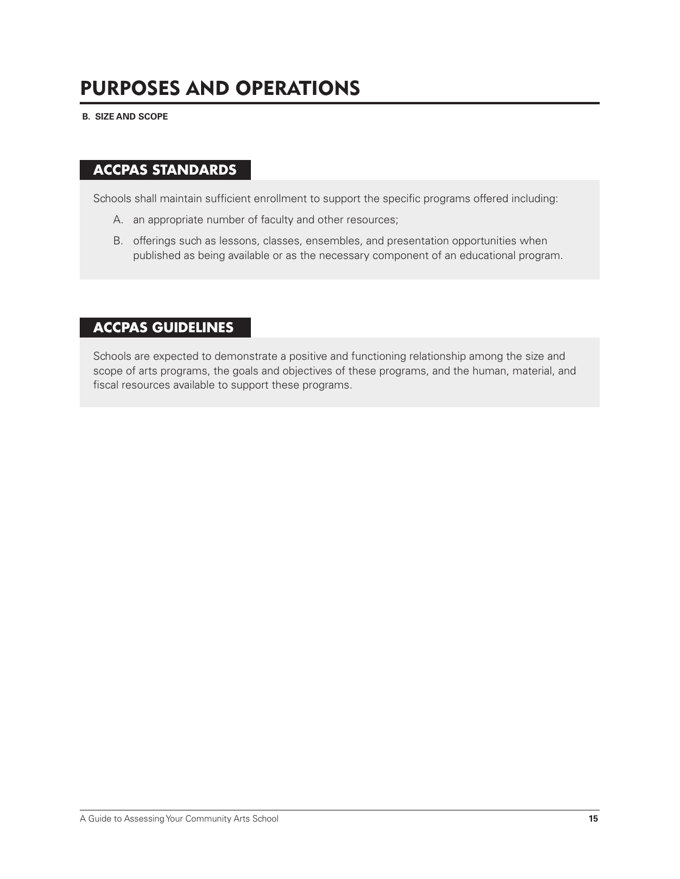# PURPOSES AND OPERATIONS

**B. SIZE AND SCOPE**

## ACCPAS STANDARDS

Schools shall maintain sufficient enrollment to support the specific programs offered including:

A. an appropriate number of faculty and other resources;

B. offerings such as lessons, classes, ensembles, and presentation opportunities when published as being available or as the necessary component of an educational program.

## ACCPAS GUIDELINES

Schools are expected to demonstrate a positive and functioning relationship among the size and scope of arts programs, the goals and objectives of these programs, and the human, material, and fiscal resources available to support these programs.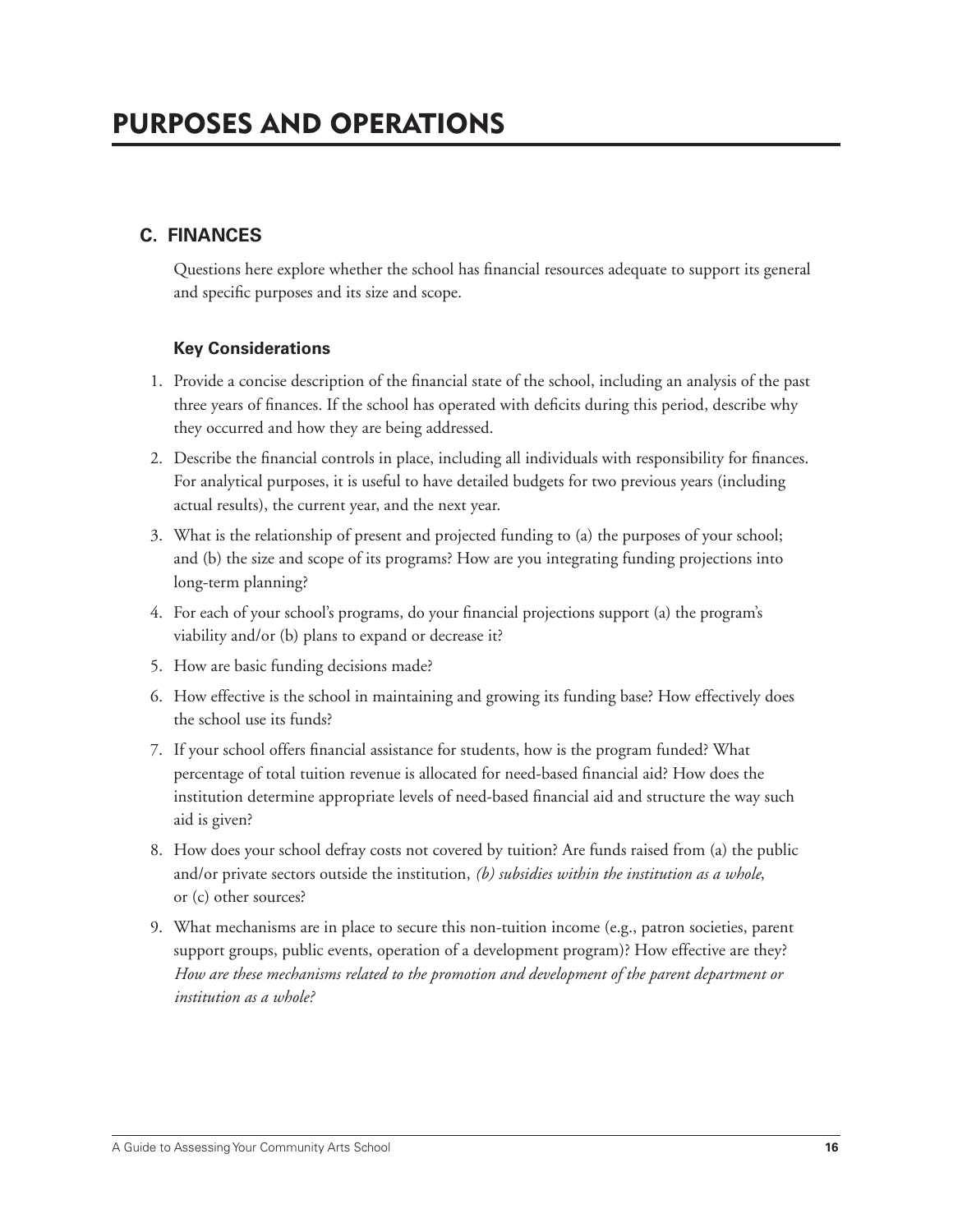# PURPOSES AND OPERATIONS

## C. FINANCES

Questions here explore whether the school has financial resources adequate to support its general and specific purposes and its size and scope.

### Key Considerations

1. Provide a concise description of the financial state of the school, including an analysis of the past three years of finances. If the school has operated with deficits during this period, describe why they occurred and how they are being addressed.
2. Describe the financial controls in place, including all individuals with responsibility for finances. For analytical purposes, it is useful to have detailed budgets for two previous years (including actual results), the current year, and the next year.
3. What is the relationship of present and projected funding to (a) the purposes of your school; and (b) the size and scope of its programs? How are you integrating funding projections into long-term planning?
4. For each of your school's programs, do your financial projections support (a) the program's viability and/or (b) plans to expand or decrease it?
5. How are basic funding decisions made?
6. How effective is the school in maintaining and growing its funding base? How effectively does the school use its funds?
7. If your school offers financial assistance for students, how is the program funded? What percentage of total tuition revenue is allocated for need-based financial aid? How does the institution determine appropriate levels of need-based financial aid and structure the way such aid is given?
8. How does your school defray costs not covered by tuition? Are funds raised from (a) the public and/or private sectors outside the institution, *(b) subsidies within the institution as a whole*, or (c) other sources?
9. What mechanisms are in place to secure this non-tuition income (e.g., patron societies, parent support groups, public events, operation of a development program)? How effective are they? *How are these mechanisms related to the promotion and development of the parent department or institution as a whole?*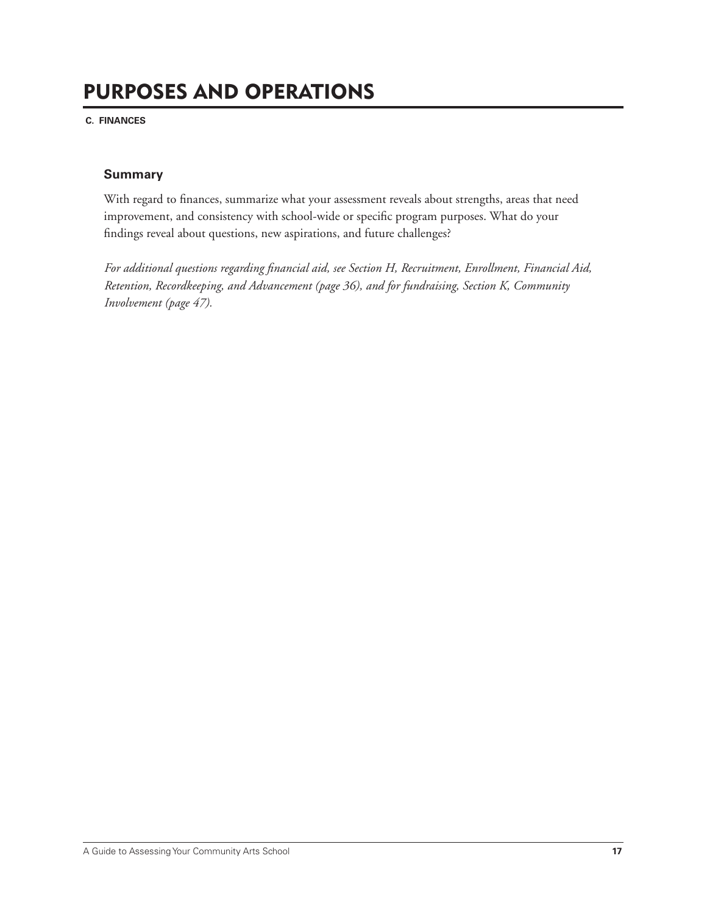# PURPOSES AND OPERATIONS

**C. FINANCES**

### Summary

With regard to finances, summarize what your assessment reveals about strengths, areas that need improvement, and consistency with school-wide or specific program purposes. What do your findings reveal about questions, new aspirations, and future challenges?

*For additional questions regarding financial aid, see Section H, Recruitment, Enrollment, Financial Aid, Retention, Recordkeeping, and Advancement (page 36), and for fundraising, Section K, Community Involvement (page 47).*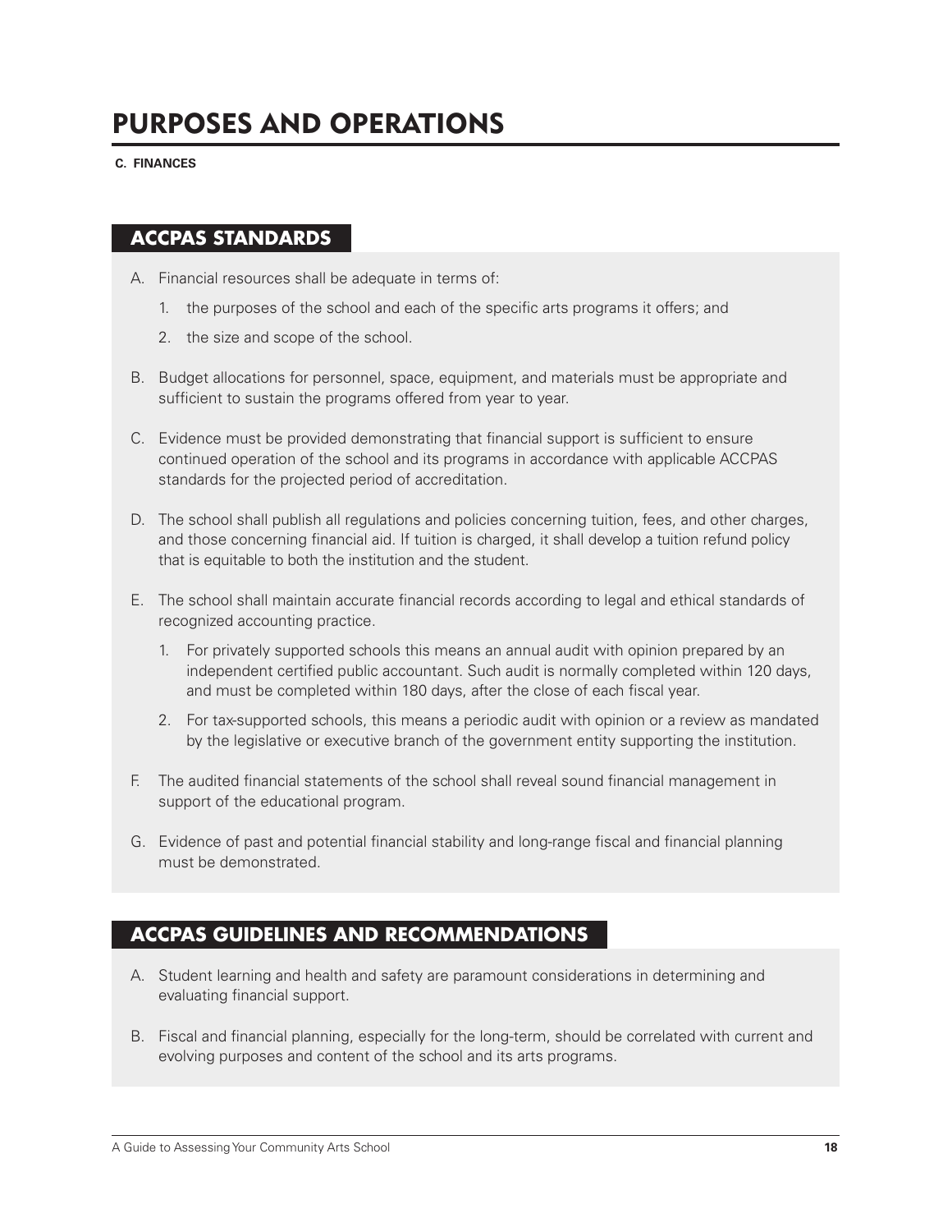# PURPOSES AND OPERATIONS

**C. FINANCES**

## ACCPAS STANDARDS

A. Financial resources shall be adequate in terms of:

   1. the purposes of the school and each of the specific arts programs it offers; and

   2. the size and scope of the school.

B. Budget allocations for personnel, space, equipment, and materials must be appropriate and sufficient to sustain the programs offered from year to year.

C. Evidence must be provided demonstrating that financial support is sufficient to ensure continued operation of the school and its programs in accordance with applicable ACCPAS standards for the projected period of accreditation.

D. The school shall publish all regulations and policies concerning tuition, fees, and other charges, and those concerning financial aid. If tuition is charged, it shall develop a tuition refund policy that is equitable to both the institution and the student.

E. The school shall maintain accurate financial records according to legal and ethical standards of recognized accounting practice.

   1. For privately supported schools this means an annual audit with opinion prepared by an independent certified public accountant. Such audit is normally completed within 120 days, and must be completed within 180 days, after the close of each fiscal year.

   2. For tax-supported schools, this means a periodic audit with opinion or a review as mandated by the legislative or executive branch of the government entity supporting the institution.

F. The audited financial statements of the school shall reveal sound financial management in support of the educational program.

G. Evidence of past and potential financial stability and long-range fiscal and financial planning must be demonstrated.

## ACCPAS GUIDELINES AND RECOMMENDATIONS

A. Student learning and health and safety are paramount considerations in determining and evaluating financial support.

B. Fiscal and financial planning, especially for the long-term, should be correlated with current and evolving purposes and content of the school and its arts programs.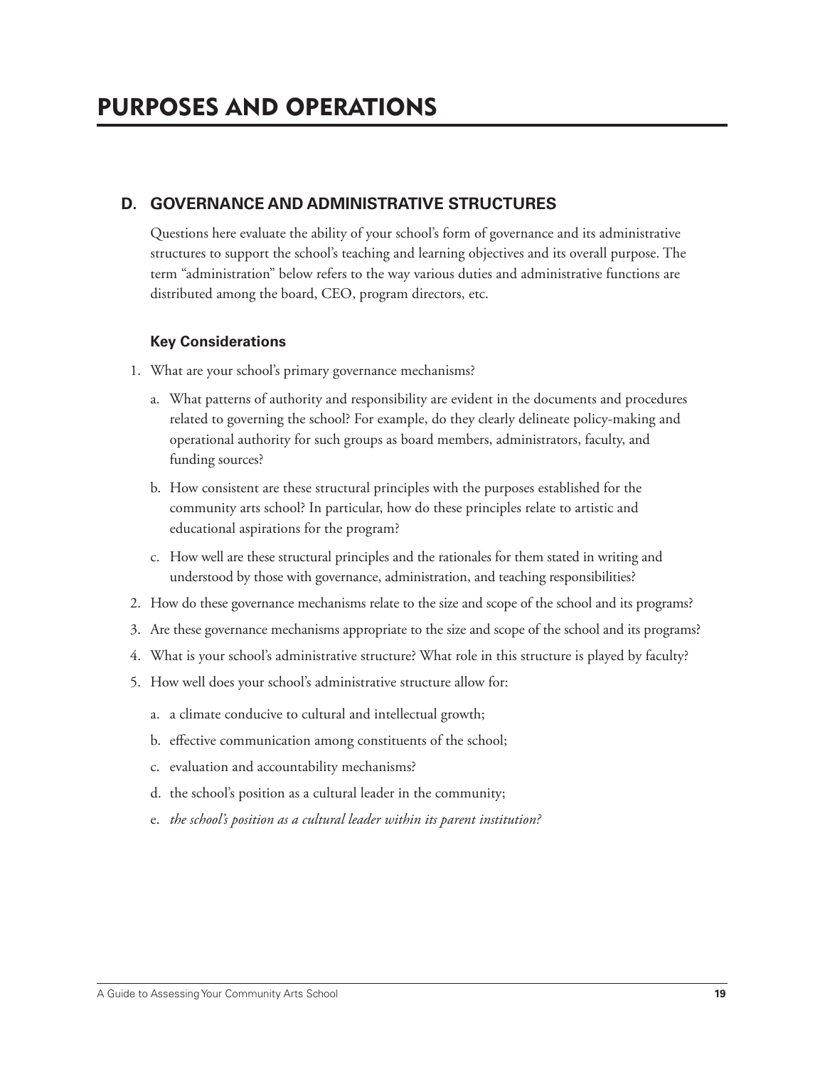# PURPOSES AND OPERATIONS

## D. GOVERNANCE AND ADMINISTRATIVE STRUCTURES

Questions here evaluate the ability of your school's form of governance and its administrative structures to support the school's teaching and learning objectives and its overall purpose. The term "administration" below refers to the way various duties and administrative functions are distributed among the board, CEO, program directors, etc.

### Key Considerations

1. What are your school's primary governance mechanisms?
   a. What patterns of authority and responsibility are evident in the documents and procedures related to governing the school? For example, do they clearly delineate policy-making and operational authority for such groups as board members, administrators, faculty, and funding sources?
   b. How consistent are these structural principles with the purposes established for the community arts school? In particular, how do these principles relate to artistic and educational aspirations for the program?
   c. How well are these structural principles and the rationales for them stated in writing and understood by those with governance, administration, and teaching responsibilities?
2. How do these governance mechanisms relate to the size and scope of the school and its programs?
3. Are these governance mechanisms appropriate to the size and scope of the school and its programs?
4. What is your school's administrative structure? What role in this structure is played by faculty?
5. How well does your school's administrative structure allow for:
   a. a climate conducive to cultural and intellectual growth;
   b. effective communication among constituents of the school;
   c. evaluation and accountability mechanisms?
   d. the school's position as a cultural leader in the community;
   e. *the school's position as a cultural leader within its parent institution?*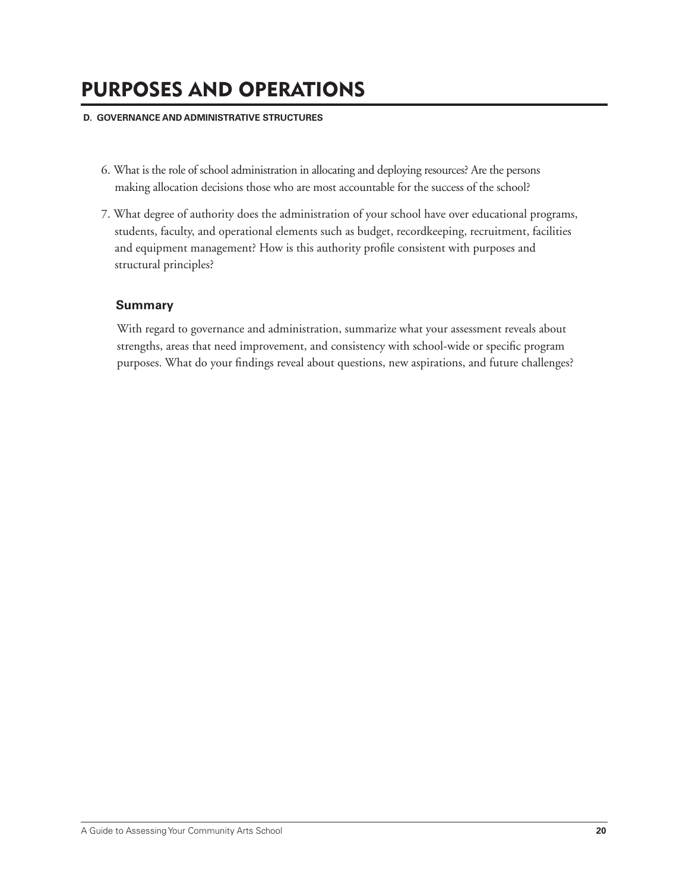# PURPOSES AND OPERATIONS

**D. GOVERNANCE AND ADMINISTRATIVE STRUCTURES**

6. What is the role of school administration in allocating and deploying resources? Are the persons making allocation decisions those who are most accountable for the success of the school?

7. What degree of authority does the administration of your school have over educational programs, students, faculty, and operational elements such as budget, recordkeeping, recruitment, facilities and equipment management? How is this authority profile consistent with purposes and structural principles?

### Summary

With regard to governance and administration, summarize what your assessment reveals about strengths, areas that need improvement, and consistency with school-wide or specific program purposes. What do your findings reveal about questions, new aspirations, and future challenges?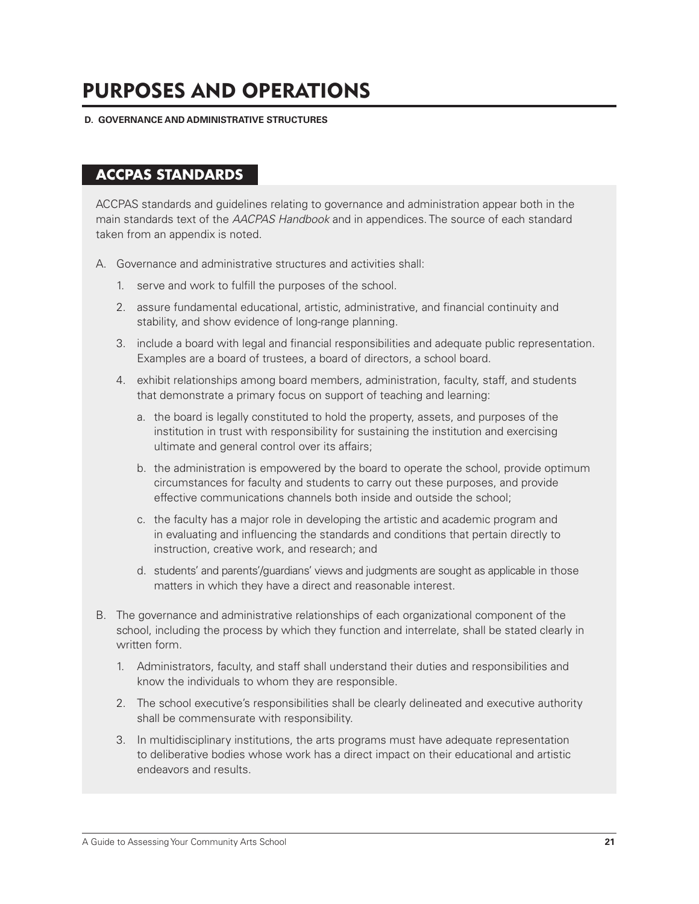# PURPOSES AND OPERATIONS

**D. GOVERNANCE AND ADMINISTRATIVE STRUCTURES**

## ACCPAS STANDARDS

ACCPAS standards and guidelines relating to governance and administration appear both in the main standards text of the *AACPAS Handbook* and in appendices. The source of each standard taken from an appendix is noted.

A. Governance and administrative structures and activities shall:

   1. serve and work to fulfill the purposes of the school.

   2. assure fundamental educational, artistic, administrative, and financial continuity and stability, and show evidence of long-range planning.

   3. include a board with legal and financial responsibilities and adequate public representation. Examples are a board of trustees, a board of directors, a school board.

   4. exhibit relationships among board members, administration, faculty, staff, and students that demonstrate a primary focus on support of teaching and learning:

      a. the board is legally constituted to hold the property, assets, and purposes of the institution in trust with responsibility for sustaining the institution and exercising ultimate and general control over its affairs;

      b. the administration is empowered by the board to operate the school, provide optimum circumstances for faculty and students to carry out these purposes, and provide effective communications channels both inside and outside the school;

      c. the faculty has a major role in developing the artistic and academic program and in evaluating and influencing the standards and conditions that pertain directly to instruction, creative work, and research; and

      d. students' and parents'/guardians' views and judgments are sought as applicable in those matters in which they have a direct and reasonable interest.

B. The governance and administrative relationships of each organizational component of the school, including the process by which they function and interrelate, shall be stated clearly in written form.

   1. Administrators, faculty, and staff shall understand their duties and responsibilities and know the individuals to whom they are responsible.

   2. The school executive's responsibilities shall be clearly delineated and executive authority shall be commensurate with responsibility.

   3. In multidisciplinary institutions, the arts programs must have adequate representation to deliberative bodies whose work has a direct impact on their educational and artistic endeavors and results.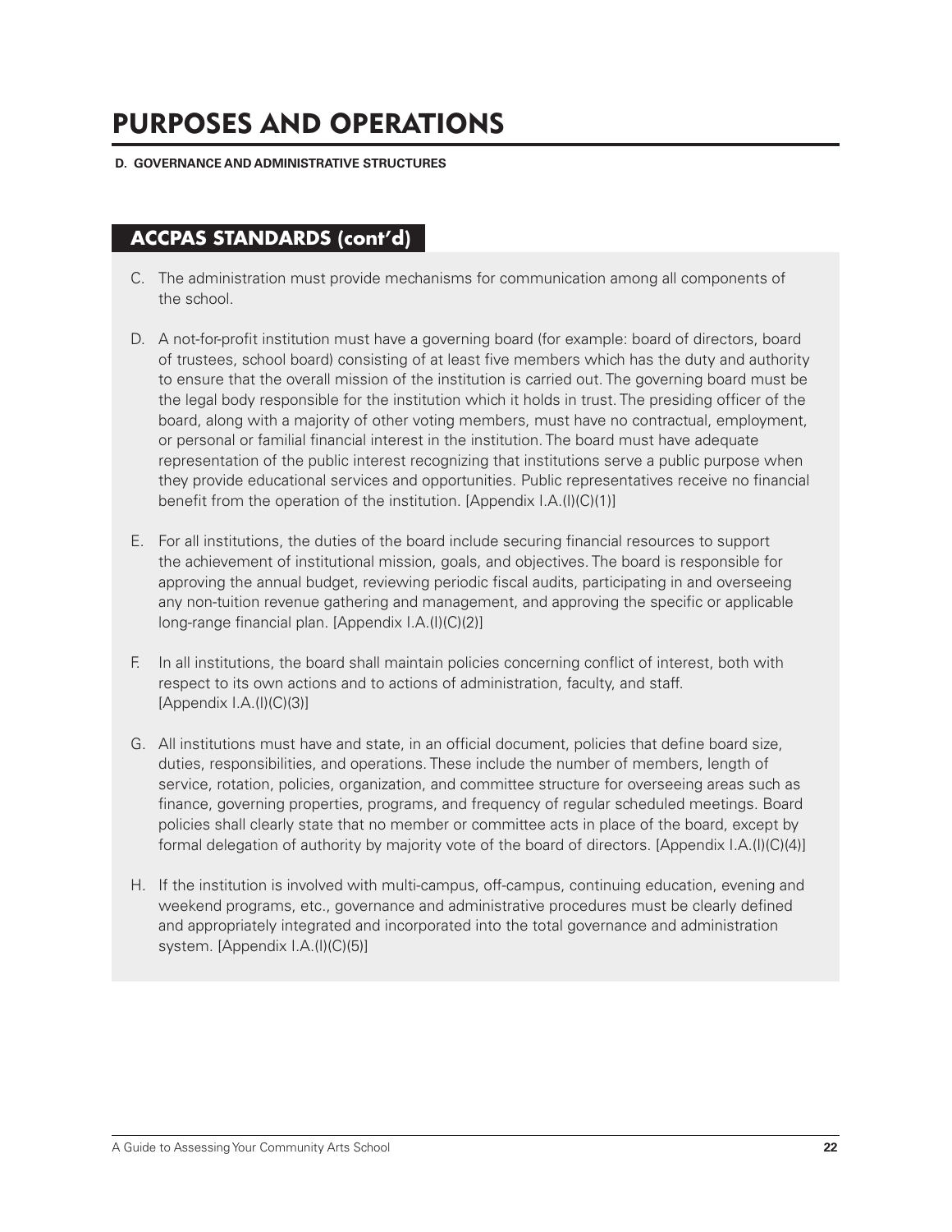# PURPOSES AND OPERATIONS

**D. GOVERNANCE AND ADMINISTRATIVE STRUCTURES**

## ACCPAS STANDARDS (cont'd)

C. The administration must provide mechanisms for communication among all components of the school.

D. A not-for-profit institution must have a governing board (for example: board of directors, board of trustees, school board) consisting of at least five members which has the duty and authority to ensure that the overall mission of the institution is carried out. The governing board must be the legal body responsible for the institution which it holds in trust. The presiding officer of the board, along with a majority of other voting members, must have no contractual, employment, or personal or familial financial interest in the institution. The board must have adequate representation of the public interest recognizing that institutions serve a public purpose when they provide educational services and opportunities. Public representatives receive no financial benefit from the operation of the institution. [Appendix I.A.(I)(C)(1)]

E. For all institutions, the duties of the board include securing financial resources to support the achievement of institutional mission, goals, and objectives. The board is responsible for approving the annual budget, reviewing periodic fiscal audits, participating in and overseeing any non-tuition revenue gathering and management, and approving the specific or applicable long-range financial plan. [Appendix I.A.(I)(C)(2)]

F. In all institutions, the board shall maintain policies concerning conflict of interest, both with respect to its own actions and to actions of administration, faculty, and staff. [Appendix I.A.(I)(C)(3)]

G. All institutions must have and state, in an official document, policies that define board size, duties, responsibilities, and operations. These include the number of members, length of service, rotation, policies, organization, and committee structure for overseeing areas such as finance, governing properties, programs, and frequency of regular scheduled meetings. Board policies shall clearly state that no member or committee acts in place of the board, except by formal delegation of authority by majority vote of the board of directors. [Appendix I.A.(I)(C)(4)]

H. If the institution is involved with multi-campus, off-campus, continuing education, evening and weekend programs, etc., governance and administrative procedures must be clearly defined and appropriately integrated and incorporated into the total governance and administration system. [Appendix I.A.(I)(C)(5)]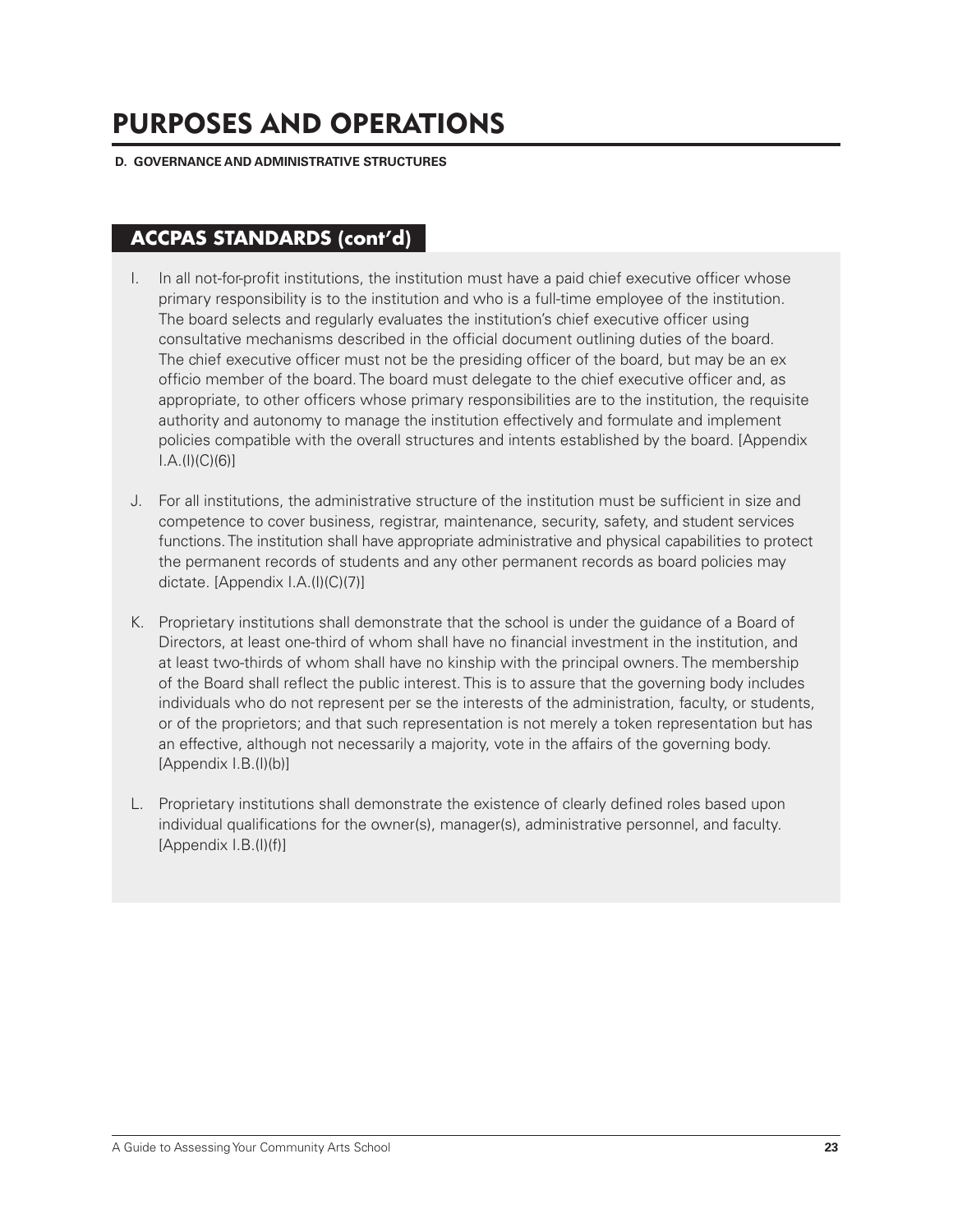# PURPOSES AND OPERATIONS

**D. GOVERNANCE AND ADMINISTRATIVE STRUCTURES**

## ACCPAS STANDARDS (cont'd)

I. In all not-for-profit institutions, the institution must have a paid chief executive officer whose primary responsibility is to the institution and who is a full-time employee of the institution. The board selects and regularly evaluates the institution's chief executive officer using consultative mechanisms described in the official document outlining duties of the board. The chief executive officer must not be the presiding officer of the board, but may be an ex officio member of the board. The board must delegate to the chief executive officer and, as appropriate, to other officers whose primary responsibilities are to the institution, the requisite authority and autonomy to manage the institution effectively and formulate and implement policies compatible with the overall structures and intents established by the board. [Appendix I.A.(I)(C)(6)]

J. For all institutions, the administrative structure of the institution must be sufficient in size and competence to cover business, registrar, maintenance, security, safety, and student services functions. The institution shall have appropriate administrative and physical capabilities to protect the permanent records of students and any other permanent records as board policies may dictate. [Appendix I.A.(I)(C)(7)]

K. Proprietary institutions shall demonstrate that the school is under the guidance of a Board of Directors, at least one-third of whom shall have no financial investment in the institution, and at least two-thirds of whom shall have no kinship with the principal owners. The membership of the Board shall reflect the public interest. This is to assure that the governing body includes individuals who do not represent per se the interests of the administration, faculty, or students, or of the proprietors; and that such representation is not merely a token representation but has an effective, although not necessarily a majority, vote in the affairs of the governing body. [Appendix I.B.(I)(b)]

L. Proprietary institutions shall demonstrate the existence of clearly defined roles based upon individual qualifications for the owner(s), manager(s), administrative personnel, and faculty. [Appendix I.B.(I)(f)]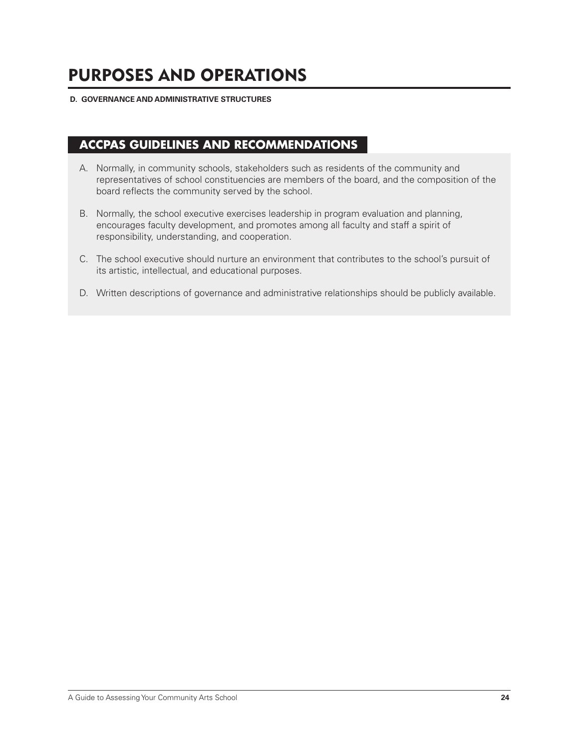# PURPOSES AND OPERATIONS

**D. GOVERNANCE AND ADMINISTRATIVE STRUCTURES**

## ACCPAS GUIDELINES AND RECOMMENDATIONS

A. Normally, in community schools, stakeholders such as residents of the community and representatives of school constituencies are members of the board, and the composition of the board reflects the community served by the school.

B. Normally, the school executive exercises leadership in program evaluation and planning, encourages faculty development, and promotes among all faculty and staff a spirit of responsibility, understanding, and cooperation.

C. The school executive should nurture an environment that contributes to the school's pursuit of its artistic, intellectual, and educational purposes.

D. Written descriptions of governance and administrative relationships should be publicly available.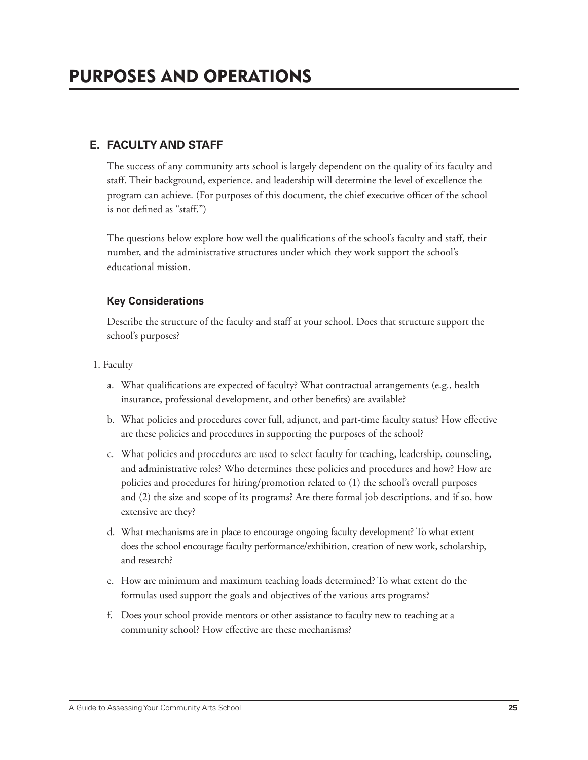# PURPOSES AND OPERATIONS

## E. FACULTY AND STAFF

The success of any community arts school is largely dependent on the quality of its faculty and staff. Their background, experience, and leadership will determine the level of excellence the program can achieve. (For purposes of this document, the chief executive officer of the school is not defined as "staff.")

The questions below explore how well the qualifications of the school's faculty and staff, their number, and the administrative structures under which they work support the school's educational mission.

### Key Considerations

Describe the structure of the faculty and staff at your school. Does that structure support the school's purposes?

1. Faculty

   a. What qualifications are expected of faculty? What contractual arrangements (e.g., health insurance, professional development, and other benefits) are available?

   b. What policies and procedures cover full, adjunct, and part-time faculty status? How effective are these policies and procedures in supporting the purposes of the school?

   c. What policies and procedures are used to select faculty for teaching, leadership, counseling, and administrative roles? Who determines these policies and procedures and how? How are policies and procedures for hiring/promotion related to (1) the school's overall purposes and (2) the size and scope of its programs? Are there formal job descriptions, and if so, how extensive are they?

   d. What mechanisms are in place to encourage ongoing faculty development? To what extent does the school encourage faculty performance/exhibition, creation of new work, scholarship, and research?

   e. How are minimum and maximum teaching loads determined? To what extent do the formulas used support the goals and objectives of the various arts programs?

   f. Does your school provide mentors or other assistance to faculty new to teaching at a community school? How effective are these mechanisms?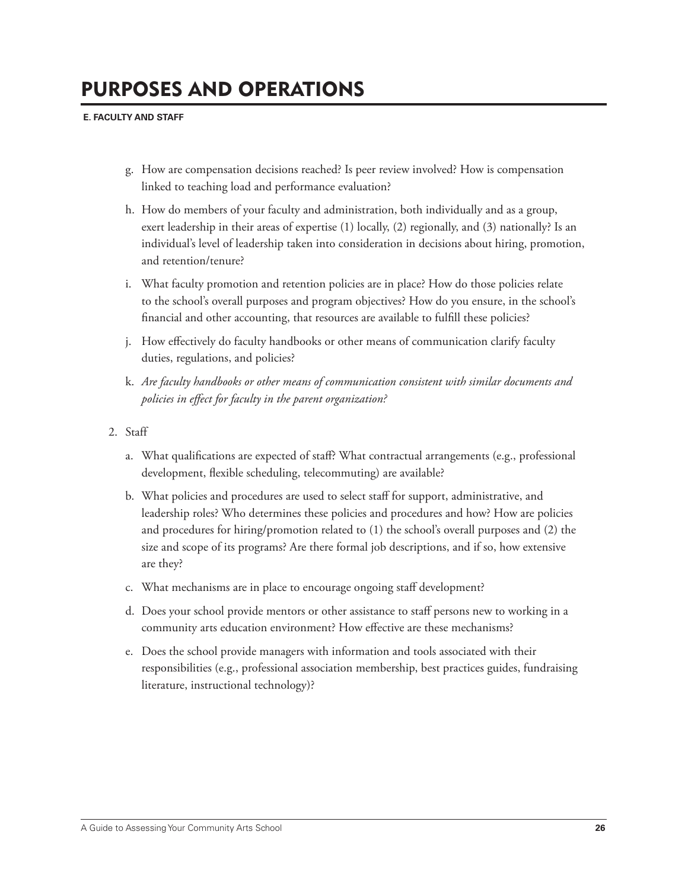# PURPOSES AND OPERATIONS

**E. FACULTY AND STAFF**

g. How are compensation decisions reached? Is peer review involved? How is compensation linked to teaching load and performance evaluation?

h. How do members of your faculty and administration, both individually and as a group, exert leadership in their areas of expertise (1) locally, (2) regionally, and (3) nationally? Is an individual's level of leadership taken into consideration in decisions about hiring, promotion, and retention/tenure?

i. What faculty promotion and retention policies are in place? How do those policies relate to the school's overall purposes and program objectives? How do you ensure, in the school's financial and other accounting, that resources are available to fulfill these policies?

j. How effectively do faculty handbooks or other means of communication clarify faculty duties, regulations, and policies?

k. *Are faculty handbooks or other means of communication consistent with similar documents and policies in effect for faculty in the parent organization?*

2. Staff

a. What qualifications are expected of staff? What contractual arrangements (e.g., professional development, flexible scheduling, telecommuting) are available?

b. What policies and procedures are used to select staff for support, administrative, and leadership roles? Who determines these policies and procedures and how? How are policies and procedures for hiring/promotion related to (1) the school's overall purposes and (2) the size and scope of its programs? Are there formal job descriptions, and if so, how extensive are they?

c. What mechanisms are in place to encourage ongoing staff development?

d. Does your school provide mentors or other assistance to staff persons new to working in a community arts education environment? How effective are these mechanisms?

e. Does the school provide managers with information and tools associated with their responsibilities (e.g., professional association membership, best practices guides, fundraising literature, instructional technology)?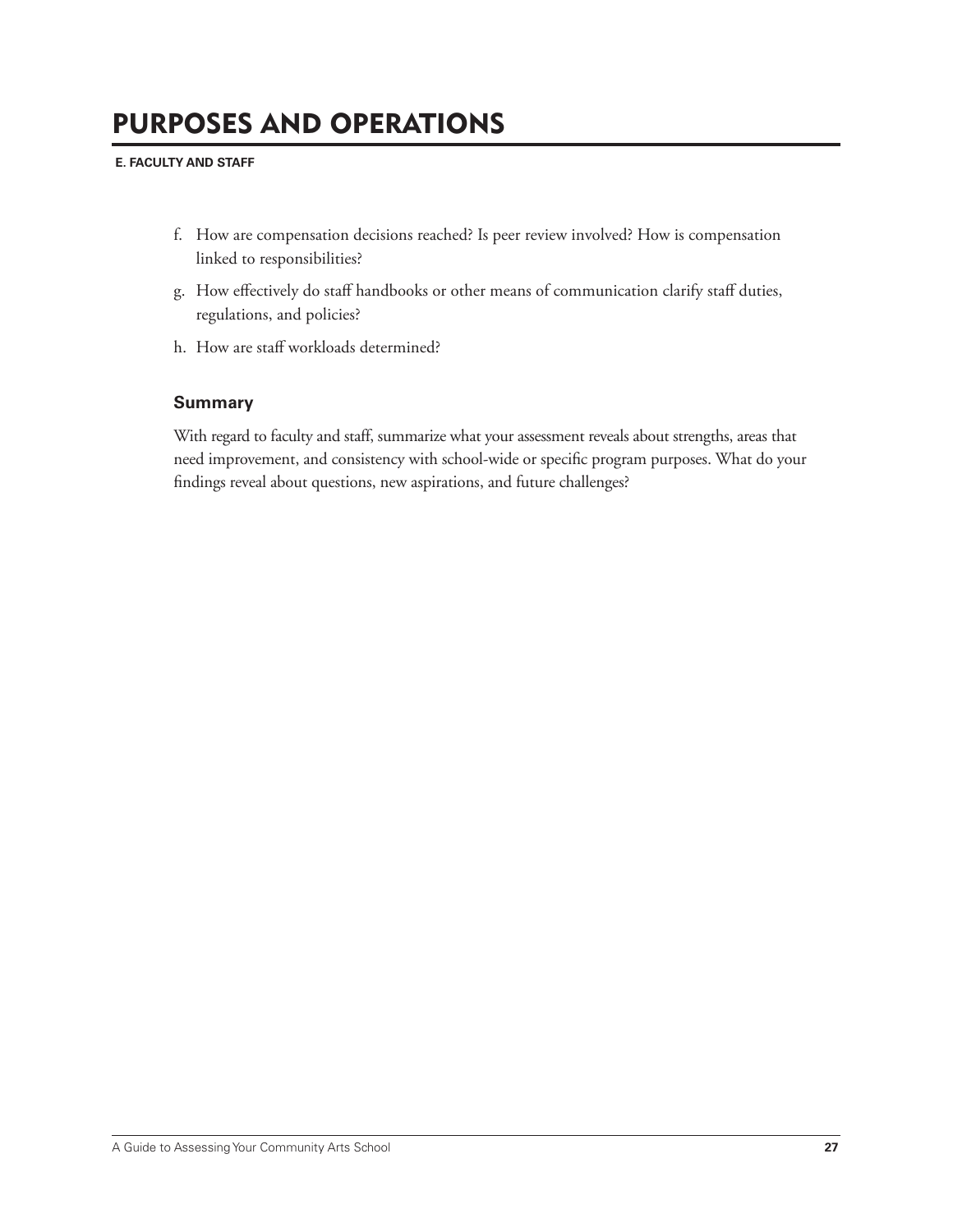# PURPOSES AND OPERATIONS

**E. FACULTY AND STAFF**

f. How are compensation decisions reached? Is peer review involved? How is compensation linked to responsibilities?

g. How effectively do staff handbooks or other means of communication clarify staff duties, regulations, and policies?

h. How are staff workloads determined?

### Summary

With regard to faculty and staff, summarize what your assessment reveals about strengths, areas that need improvement, and consistency with school-wide or specific program purposes. What do your findings reveal about questions, new aspirations, and future challenges?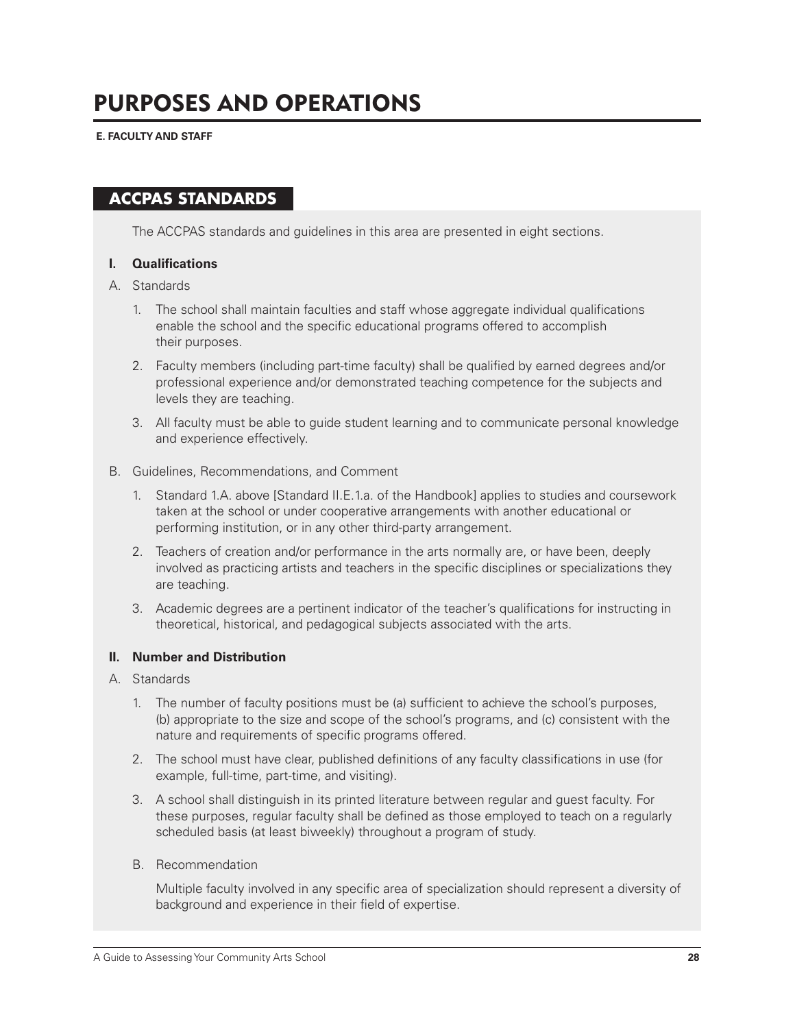# PURPOSES AND OPERATIONS

**E. FACULTY AND STAFF**

## ACCPAS STANDARDS

The ACCPAS standards and guidelines in this area are presented in eight sections.

**I. Qualifications**

A. Standards

1. The school shall maintain faculties and staff whose aggregate individual qualifications enable the school and the specific educational programs offered to accomplish their purposes.

2. Faculty members (including part-time faculty) shall be qualified by earned degrees and/or professional experience and/or demonstrated teaching competence for the subjects and levels they are teaching.

3. All faculty must be able to guide student learning and to communicate personal knowledge and experience effectively.

B. Guidelines, Recommendations, and Comment

1. Standard 1.A. above [Standard II.E.1.a. of the Handbook] applies to studies and coursework taken at the school or under cooperative arrangements with another educational or performing institution, or in any other third-party arrangement.

2. Teachers of creation and/or performance in the arts normally are, or have been, deeply involved as practicing artists and teachers in the specific disciplines or specializations they are teaching.

3. Academic degrees are a pertinent indicator of the teacher's qualifications for instructing in theoretical, historical, and pedagogical subjects associated with the arts.

**II. Number and Distribution**

A. Standards

1. The number of faculty positions must be (a) sufficient to achieve the school's purposes, (b) appropriate to the size and scope of the school's programs, and (c) consistent with the nature and requirements of specific programs offered.

2. The school must have clear, published definitions of any faculty classifications in use (for example, full-time, part-time, and visiting).

3. A school shall distinguish in its printed literature between regular and guest faculty. For these purposes, regular faculty shall be defined as those employed to teach on a regularly scheduled basis (at least biweekly) throughout a program of study.

B. Recommendation

Multiple faculty involved in any specific area of specialization should represent a diversity of background and experience in their field of expertise.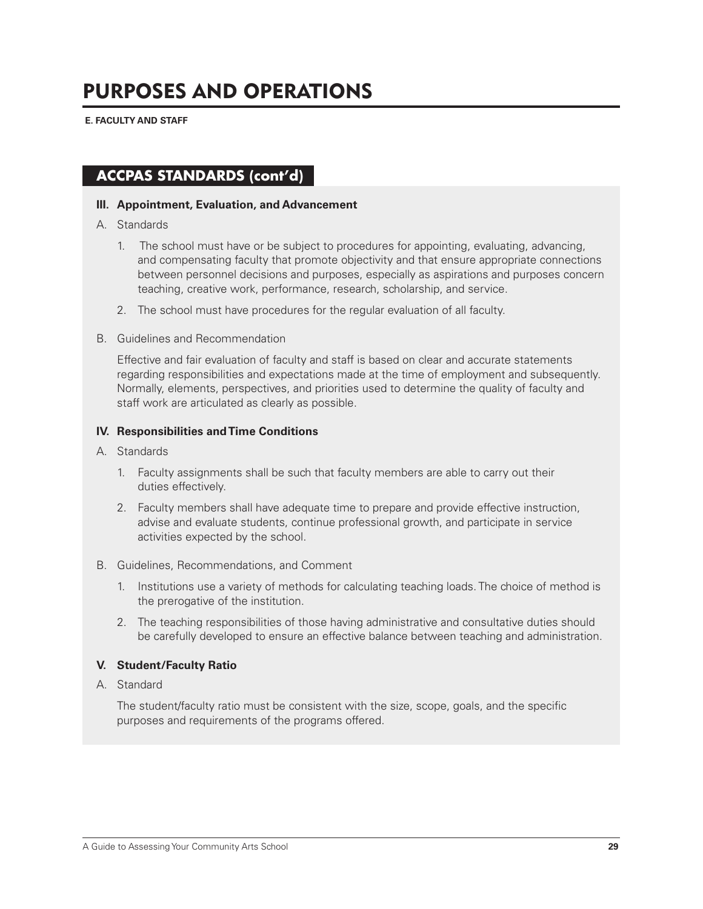# PURPOSES AND OPERATIONS

**E. FACULTY AND STAFF**

## ACCPAS STANDARDS (cont'd)

### III. Appointment, Evaluation, and Advancement

A. Standards

1. The school must have or be subject to procedures for appointing, evaluating, advancing, and compensating faculty that promote objectivity and that ensure appropriate connections between personnel decisions and purposes, especially as aspirations and purposes concern teaching, creative work, performance, research, scholarship, and service.

2. The school must have procedures for the regular evaluation of all faculty.

B. Guidelines and Recommendation

Effective and fair evaluation of faculty and staff is based on clear and accurate statements regarding responsibilities and expectations made at the time of employment and subsequently. Normally, elements, perspectives, and priorities used to determine the quality of faculty and staff work are articulated as clearly as possible.

### IV. Responsibilities and Time Conditions

A. Standards

1. Faculty assignments shall be such that faculty members are able to carry out their duties effectively.

2. Faculty members shall have adequate time to prepare and provide effective instruction, advise and evaluate students, continue professional growth, and participate in service activities expected by the school.

B. Guidelines, Recommendations, and Comment

1. Institutions use a variety of methods for calculating teaching loads. The choice of method is the prerogative of the institution.

2. The teaching responsibilities of those having administrative and consultative duties should be carefully developed to ensure an effective balance between teaching and administration.

### V. Student/Faculty Ratio

A. Standard

The student/faculty ratio must be consistent with the size, scope, goals, and the specific purposes and requirements of the programs offered.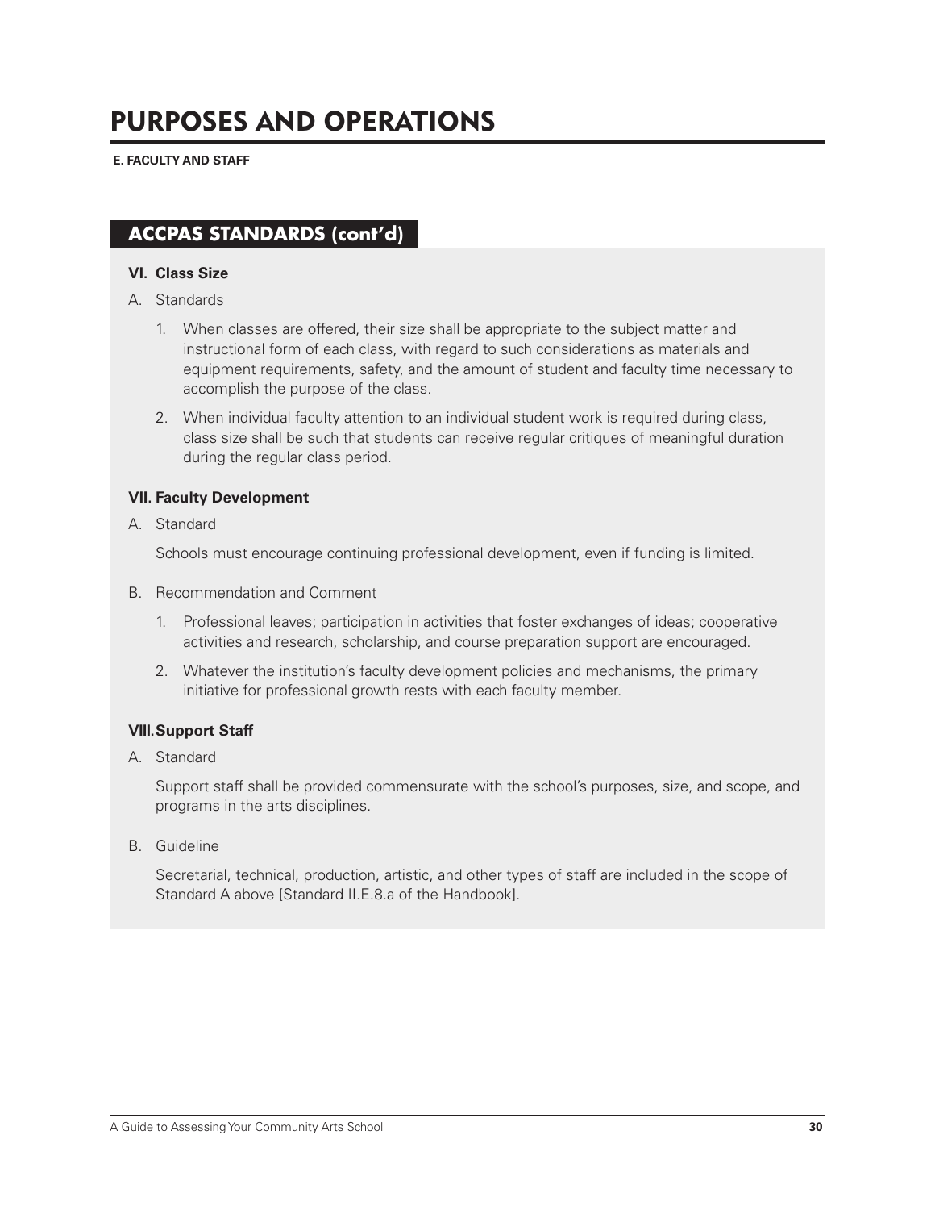# PURPOSES AND OPERATIONS

**E. FACULTY AND STAFF**

## ACCPAS STANDARDS (cont'd)

**VI. Class Size**

A. Standards

1. When classes are offered, their size shall be appropriate to the subject matter and instructional form of each class, with regard to such considerations as materials and equipment requirements, safety, and the amount of student and faculty time necessary to accomplish the purpose of the class.
2. When individual faculty attention to an individual student work is required during class, class size shall be such that students can receive regular critiques of meaningful duration during the regular class period.

**VII. Faculty Development**

A. Standard

Schools must encourage continuing professional development, even if funding is limited.

B. Recommendation and Comment

1. Professional leaves; participation in activities that foster exchanges of ideas; cooperative activities and research, scholarship, and course preparation support are encouraged.
2. Whatever the institution's faculty development policies and mechanisms, the primary initiative for professional growth rests with each faculty member.

**VIII. Support Staff**

A. Standard

Support staff shall be provided commensurate with the school's purposes, size, and scope, and programs in the arts disciplines.

B. Guideline

Secretarial, technical, production, artistic, and other types of staff are included in the scope of Standard A above [Standard II.E.8.a of the Handbook].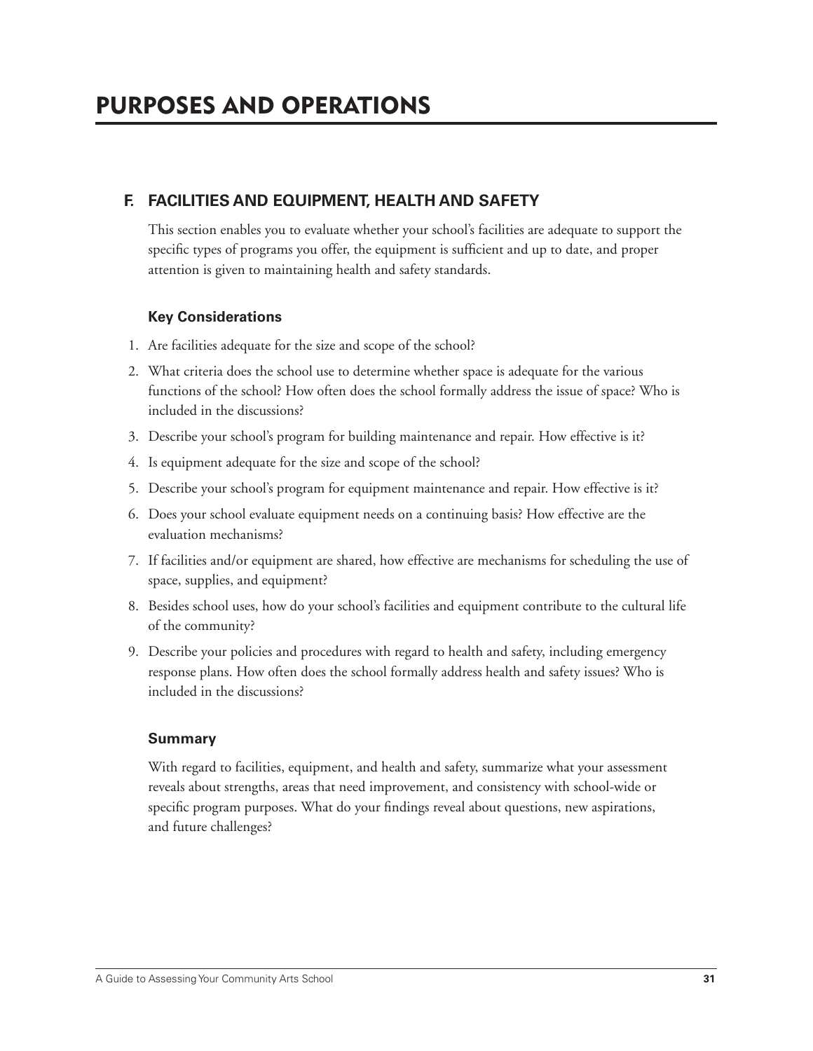# PURPOSES AND OPERATIONS

## F. FACILITIES AND EQUIPMENT, HEALTH AND SAFETY

This section enables you to evaluate whether your school's facilities are adequate to support the specific types of programs you offer, the equipment is sufficient and up to date, and proper attention is given to maintaining health and safety standards.

### Key Considerations

1. Are facilities adequate for the size and scope of the school?
2. What criteria does the school use to determine whether space is adequate for the various functions of the school? How often does the school formally address the issue of space? Who is included in the discussions?
3. Describe your school's program for building maintenance and repair. How effective is it?
4. Is equipment adequate for the size and scope of the school?
5. Describe your school's program for equipment maintenance and repair. How effective is it?
6. Does your school evaluate equipment needs on a continuing basis? How effective are the evaluation mechanisms?
7. If facilities and/or equipment are shared, how effective are mechanisms for scheduling the use of space, supplies, and equipment?
8. Besides school uses, how do your school's facilities and equipment contribute to the cultural life of the community?
9. Describe your policies and procedures with regard to health and safety, including emergency response plans. How often does the school formally address health and safety issues? Who is included in the discussions?

### Summary

With regard to facilities, equipment, and health and safety, summarize what your assessment reveals about strengths, areas that need improvement, and consistency with school-wide or specific program purposes. What do your findings reveal about questions, new aspirations, and future challenges?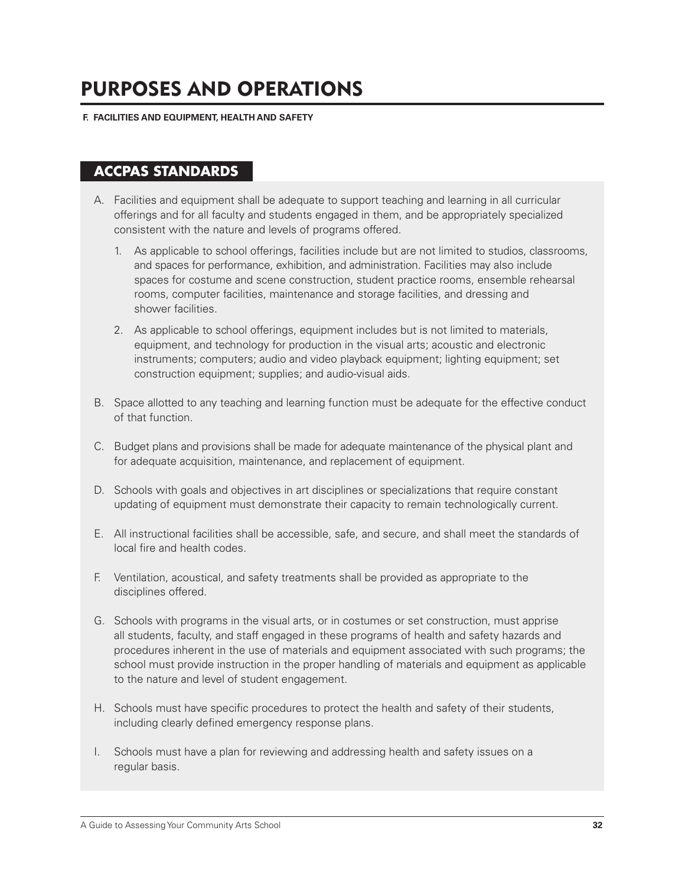# PURPOSES AND OPERATIONS

**F. FACILITIES AND EQUIPMENT, HEALTH AND SAFETY**

## ACCPAS STANDARDS

A. Facilities and equipment shall be adequate to support teaching and learning in all curricular offerings and for all faculty and students engaged in them, and be appropriately specialized consistent with the nature and levels of programs offered.

   1. As applicable to school offerings, facilities include but are not limited to studios, classrooms, and spaces for performance, exhibition, and administration. Facilities may also include spaces for costume and scene construction, student practice rooms, ensemble rehearsal rooms, computer facilities, maintenance and storage facilities, and dressing and shower facilities.

   2. As applicable to school offerings, equipment includes but is not limited to materials, equipment, and technology for production in the visual arts; acoustic and electronic instruments; computers; audio and video playback equipment; lighting equipment; set construction equipment; supplies; and audio-visual aids.

B. Space allotted to any teaching and learning function must be adequate for the effective conduct of that function.

C. Budget plans and provisions shall be made for adequate maintenance of the physical plant and for adequate acquisition, maintenance, and replacement of equipment.

D. Schools with goals and objectives in art disciplines or specializations that require constant updating of equipment must demonstrate their capacity to remain technologically current.

E. All instructional facilities shall be accessible, safe, and secure, and shall meet the standards of local fire and health codes.

F. Ventilation, acoustical, and safety treatments shall be provided as appropriate to the disciplines offered.

G. Schools with programs in the visual arts, or in costumes or set construction, must apprise all students, faculty, and staff engaged in these programs of health and safety hazards and procedures inherent in the use of materials and equipment associated with such programs; the school must provide instruction in the proper handling of materials and equipment as applicable to the nature and level of student engagement.

H. Schools must have specific procedures to protect the health and safety of their students, including clearly defined emergency response plans.

I. Schools must have a plan for reviewing and addressing health and safety issues on a regular basis.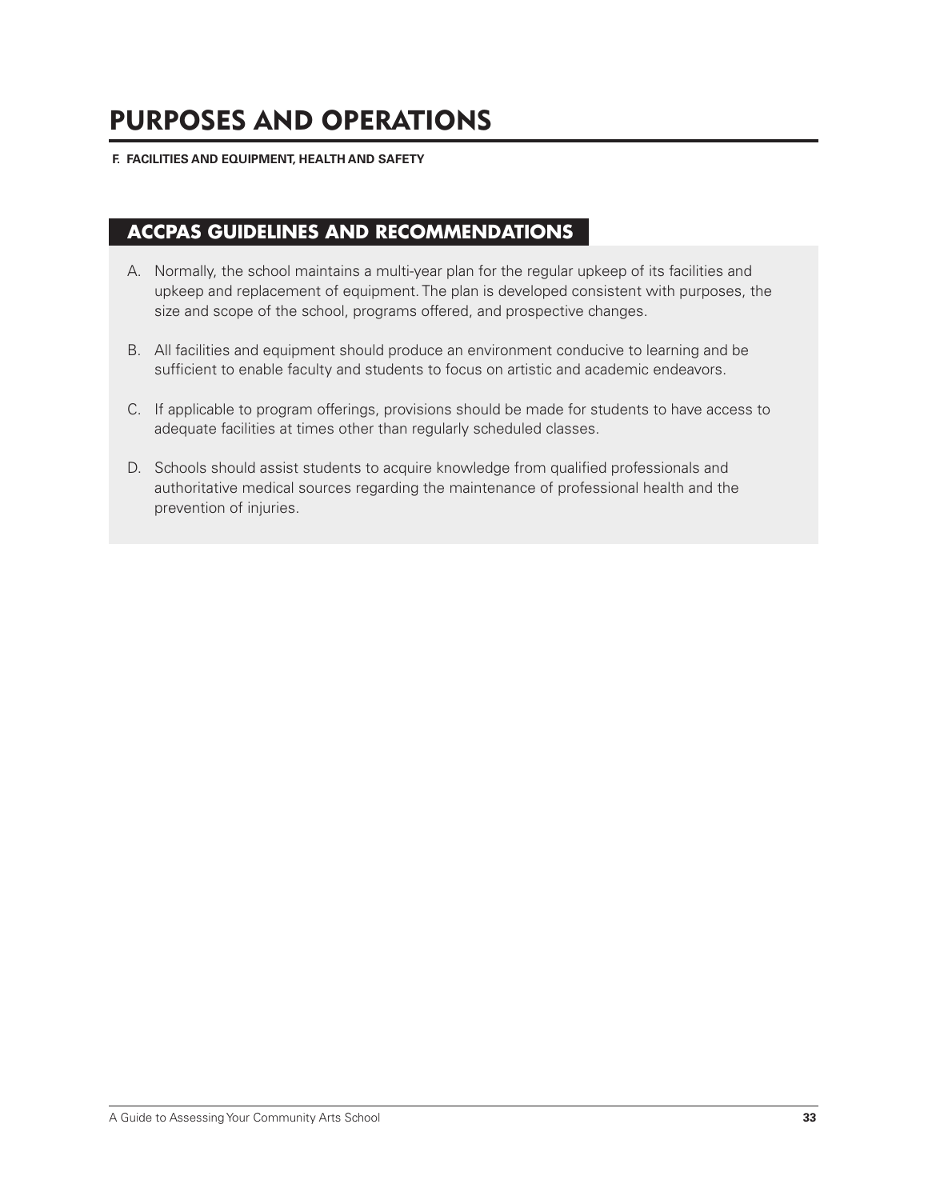# PURPOSES AND OPERATIONS

**F. FACILITIES AND EQUIPMENT, HEALTH AND SAFETY**

## ACCPAS GUIDELINES AND RECOMMENDATIONS

A. Normally, the school maintains a multi-year plan for the regular upkeep of its facilities and upkeep and replacement of equipment. The plan is developed consistent with purposes, the size and scope of the school, programs offered, and prospective changes.

B. All facilities and equipment should produce an environment conducive to learning and be sufficient to enable faculty and students to focus on artistic and academic endeavors.

C. If applicable to program offerings, provisions should be made for students to have access to adequate facilities at times other than regularly scheduled classes.

D. Schools should assist students to acquire knowledge from qualified professionals and authoritative medical sources regarding the maintenance of professional health and the prevention of injuries.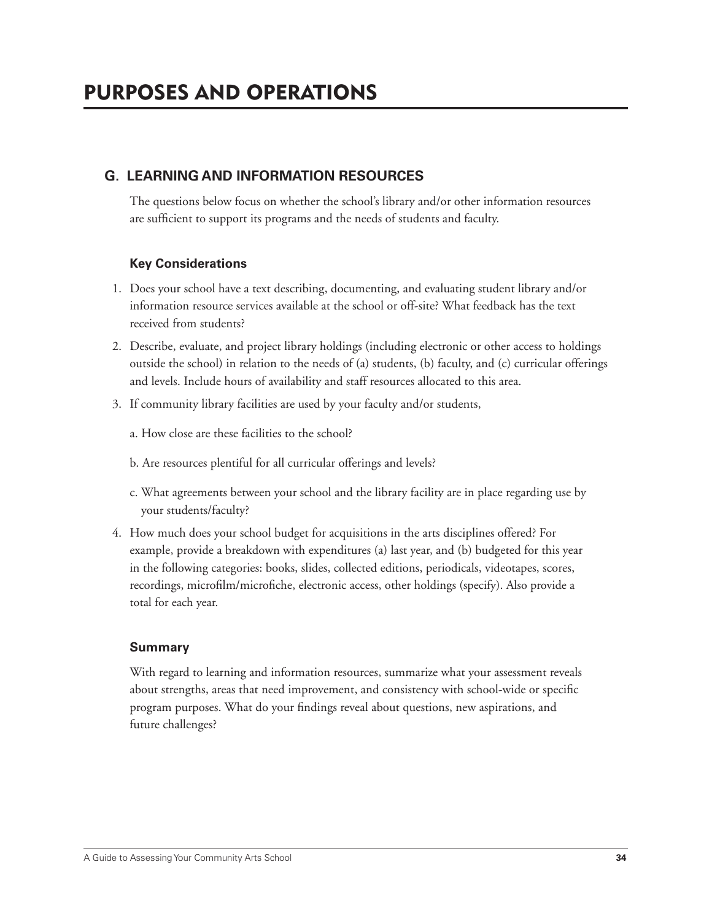# PURPOSES AND OPERATIONS

## G. LEARNING AND INFORMATION RESOURCES

The questions below focus on whether the school's library and/or other information resources are sufficient to support its programs and the needs of students and faculty.

### Key Considerations

1. Does your school have a text describing, documenting, and evaluating student library and/or information resource services available at the school or off-site? What feedback has the text received from students?
2. Describe, evaluate, and project library holdings (including electronic or other access to holdings outside the school) in relation to the needs of (a) students, (b) faculty, and (c) curricular offerings and levels. Include hours of availability and staff resources allocated to this area.
3. If community library facilities are used by your faculty and/or students,

   a. How close are these facilities to the school?

   b. Are resources plentiful for all curricular offerings and levels?

   c. What agreements between your school and the library facility are in place regarding use by your students/faculty?
4. How much does your school budget for acquisitions in the arts disciplines offered? For example, provide a breakdown with expenditures (a) last year, and (b) budgeted for this year in the following categories: books, slides, collected editions, periodicals, videotapes, scores, recordings, microfilm/microfiche, electronic access, other holdings (specify). Also provide a total for each year.

### Summary

With regard to learning and information resources, summarize what your assessment reveals about strengths, areas that need improvement, and consistency with school-wide or specific program purposes. What do your findings reveal about questions, new aspirations, and future challenges?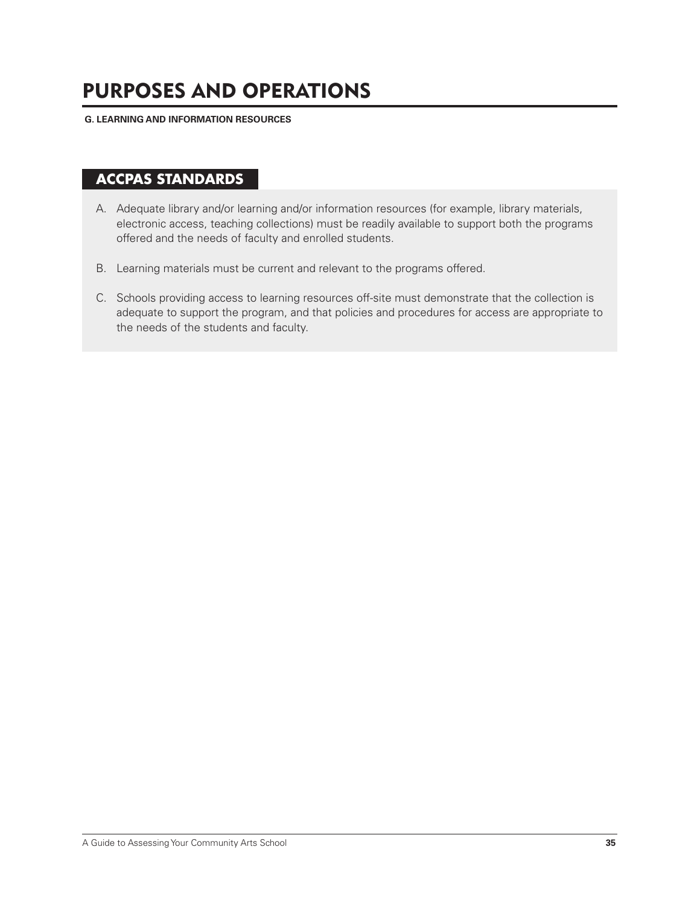# PURPOSES AND OPERATIONS

**G. LEARNING AND INFORMATION RESOURCES**

## ACCPAS STANDARDS

A. Adequate library and/or learning and/or information resources (for example, library materials, electronic access, teaching collections) must be readily available to support both the programs offered and the needs of faculty and enrolled students.

B. Learning materials must be current and relevant to the programs offered.

C. Schools providing access to learning resources off-site must demonstrate that the collection is adequate to support the program, and that policies and procedures for access are appropriate to the needs of the students and faculty.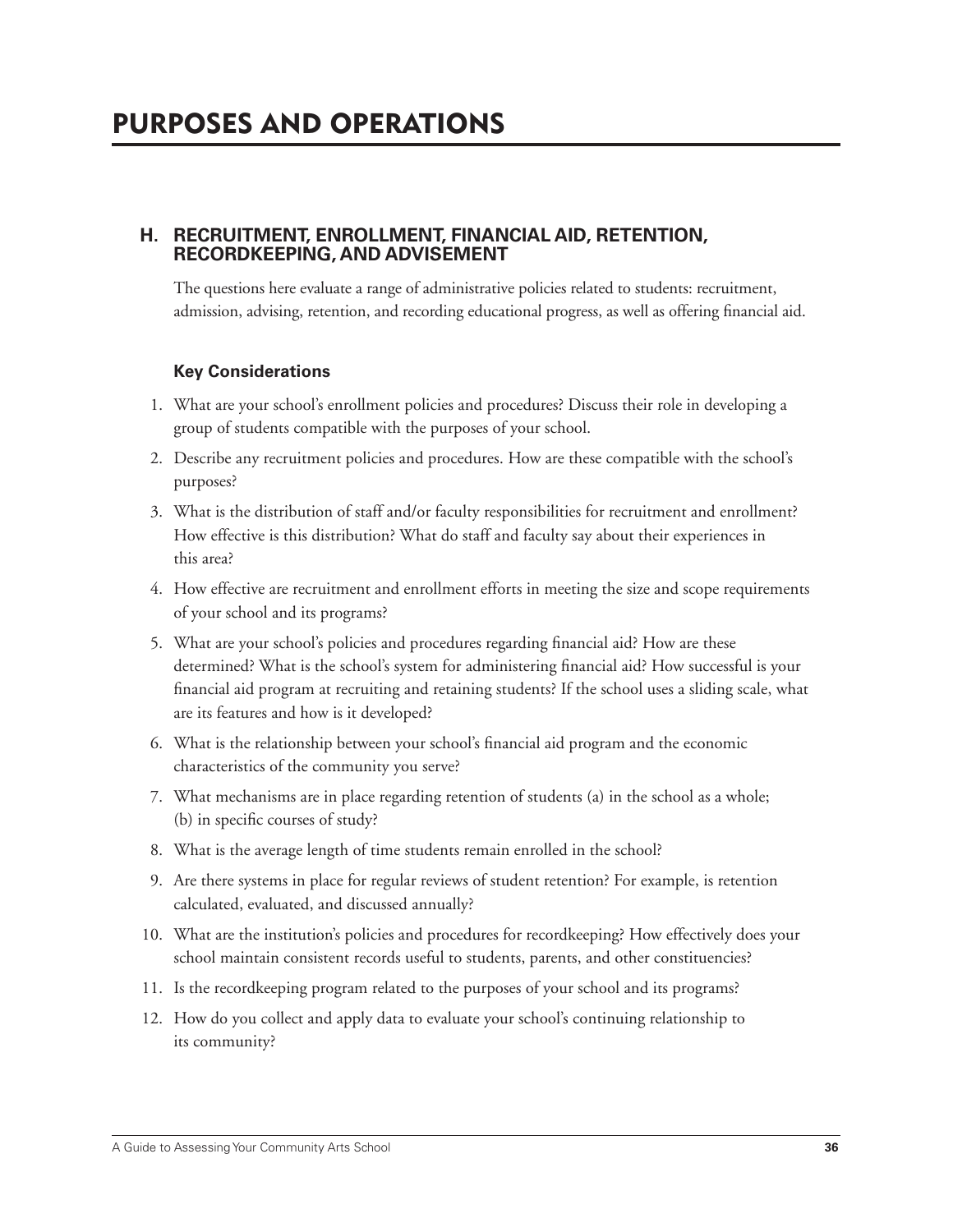# PURPOSES AND OPERATIONS

## H. RECRUITMENT, ENROLLMENT, FINANCIAL AID, RETENTION, RECORDKEEPING, AND ADVISEMENT

The questions here evaluate a range of administrative policies related to students: recruitment, admission, advising, retention, and recording educational progress, as well as offering financial aid.

### Key Considerations

1. What are your school's enrollment policies and procedures? Discuss their role in developing a group of students compatible with the purposes of your school.
2. Describe any recruitment policies and procedures. How are these compatible with the school's purposes?
3. What is the distribution of staff and/or faculty responsibilities for recruitment and enrollment? How effective is this distribution? What do staff and faculty say about their experiences in this area?
4. How effective are recruitment and enrollment efforts in meeting the size and scope requirements of your school and its programs?
5. What are your school's policies and procedures regarding financial aid? How are these determined? What is the school's system for administering financial aid? How successful is your financial aid program at recruiting and retaining students? If the school uses a sliding scale, what are its features and how is it developed?
6. What is the relationship between your school's financial aid program and the economic characteristics of the community you serve?
7. What mechanisms are in place regarding retention of students (a) in the school as a whole; (b) in specific courses of study?
8. What is the average length of time students remain enrolled in the school?
9. Are there systems in place for regular reviews of student retention? For example, is retention calculated, evaluated, and discussed annually?
10. What are the institution's policies and procedures for recordkeeping? How effectively does your school maintain consistent records useful to students, parents, and other constituencies?
11. Is the recordkeeping program related to the purposes of your school and its programs?
12. How do you collect and apply data to evaluate your school's continuing relationship to its community?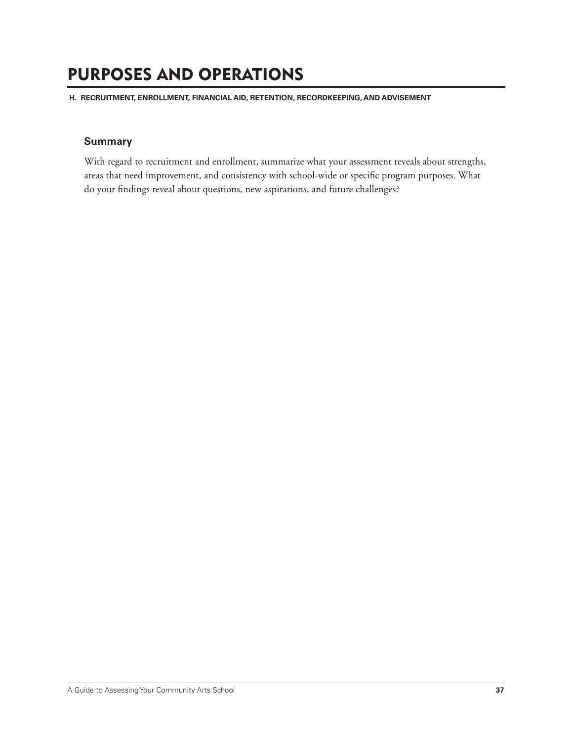# PURPOSES AND OPERATIONS

**H. RECRUITMENT, ENROLLMENT, FINANCIAL AID, RETENTION, RECORDKEEPING, AND ADVISEMENT**

### Summary

With regard to recruitment and enrollment, summarize what your assessment reveals about strengths, areas that need improvement, and consistency with school-wide or specific program purposes. What do your findings reveal about questions, new aspirations, and future challenges?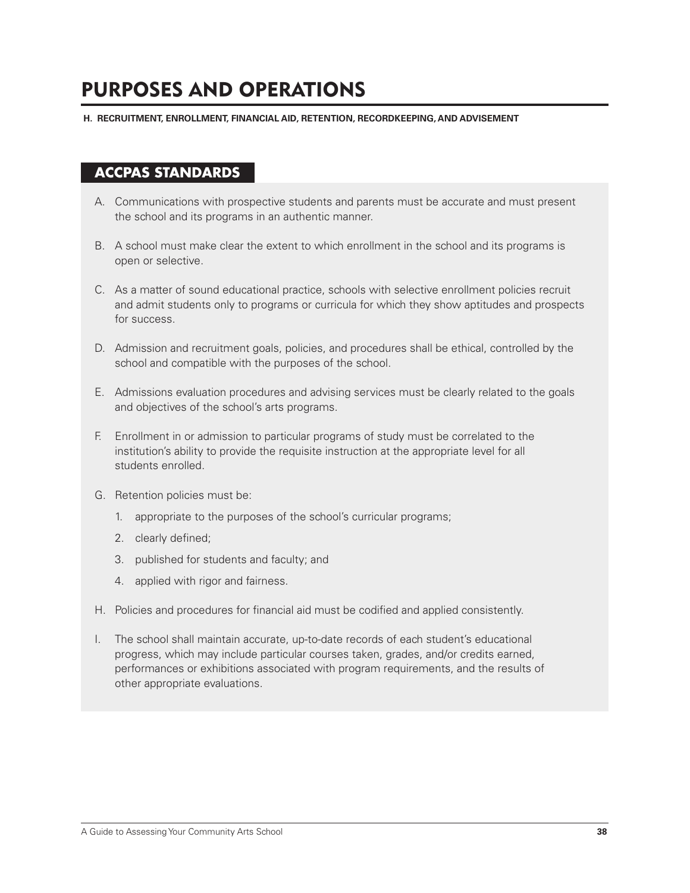# PURPOSES AND OPERATIONS

**H. RECRUITMENT, ENROLLMENT, FINANCIAL AID, RETENTION, RECORDKEEPING, AND ADVISEMENT**

## ACCPAS STANDARDS

A. Communications with prospective students and parents must be accurate and must present the school and its programs in an authentic manner.

B. A school must make clear the extent to which enrollment in the school and its programs is open or selective.

C. As a matter of sound educational practice, schools with selective enrollment policies recruit and admit students only to programs or curricula for which they show aptitudes and prospects for success.

D. Admission and recruitment goals, policies, and procedures shall be ethical, controlled by the school and compatible with the purposes of the school.

E. Admissions evaluation procedures and advising services must be clearly related to the goals and objectives of the school's arts programs.

F. Enrollment in or admission to particular programs of study must be correlated to the institution's ability to provide the requisite instruction at the appropriate level for all students enrolled.

G. Retention policies must be:

1. appropriate to the purposes of the school's curricular programs;
2. clearly defined;
3. published for students and faculty; and
4. applied with rigor and fairness.

H. Policies and procedures for financial aid must be codified and applied consistently.

I. The school shall maintain accurate, up-to-date records of each student's educational progress, which may include particular courses taken, grades, and/or credits earned, performances or exhibitions associated with program requirements, and the results of other appropriate evaluations.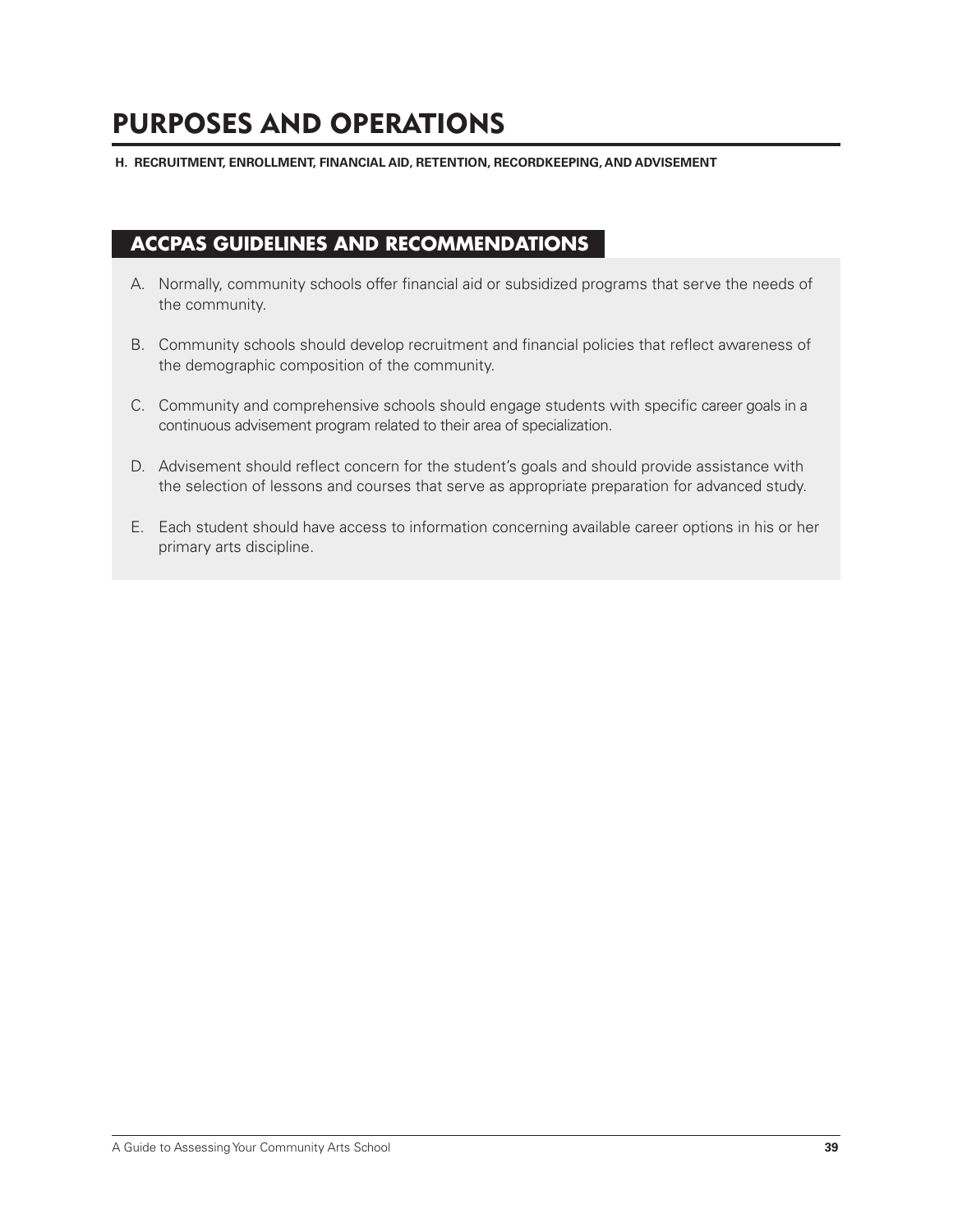# PURPOSES AND OPERATIONS

**H. RECRUITMENT, ENROLLMENT, FINANCIAL AID, RETENTION, RECORDKEEPING, AND ADVISEMENT**

## ACCPAS GUIDELINES AND RECOMMENDATIONS

A. Normally, community schools offer financial aid or subsidized programs that serve the needs of the community.

B. Community schools should develop recruitment and financial policies that reflect awareness of the demographic composition of the community.

C. Community and comprehensive schools should engage students with specific career goals in a continuous advisement program related to their area of specialization.

D. Advisement should reflect concern for the student's goals and should provide assistance with the selection of lessons and courses that serve as appropriate preparation for advanced study.

E. Each student should have access to information concerning available career options in his or her primary arts discipline.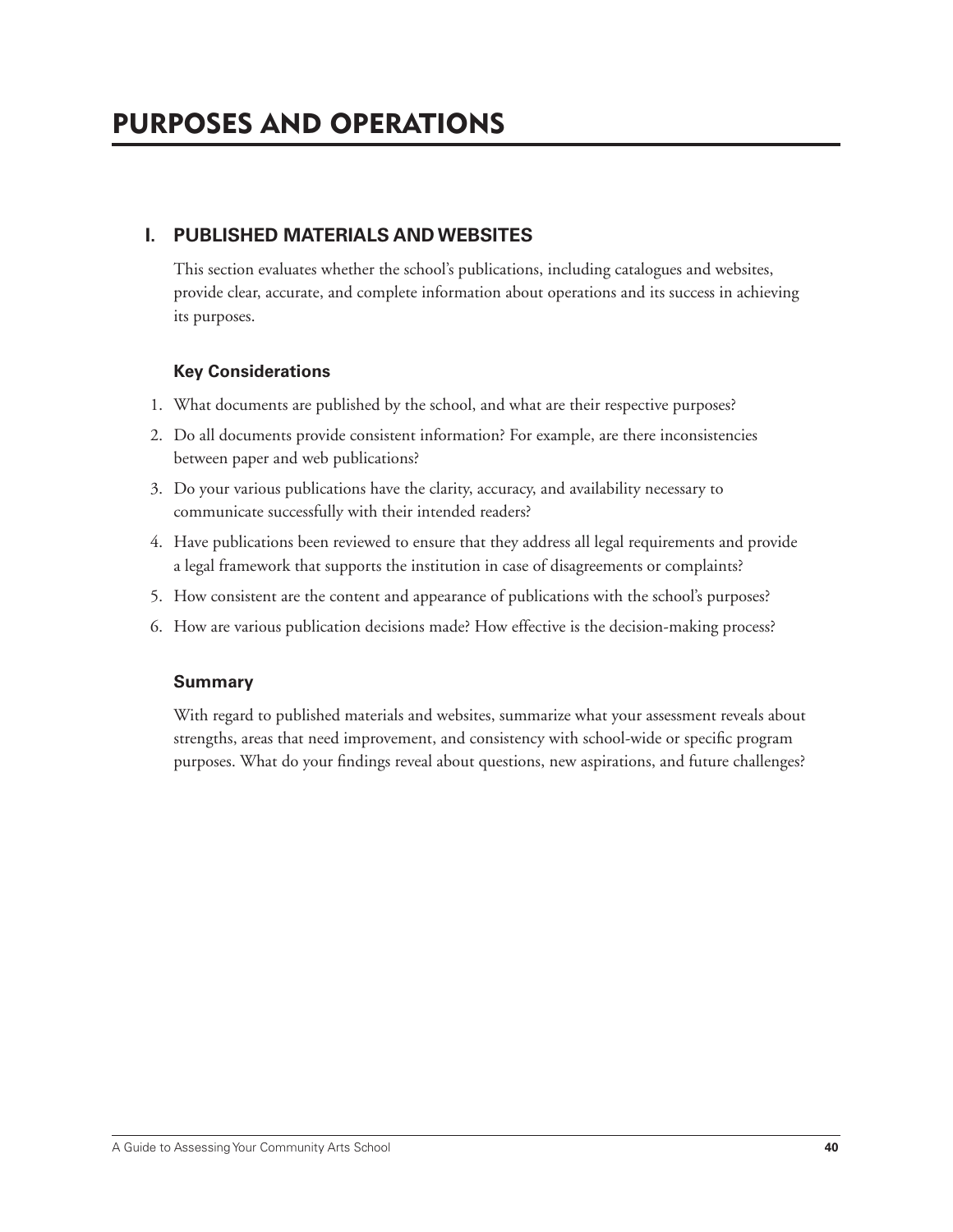# PURPOSES AND OPERATIONS

## I. PUBLISHED MATERIALS AND WEBSITES

This section evaluates whether the school's publications, including catalogues and websites, provide clear, accurate, and complete information about operations and its success in achieving its purposes.

### Key Considerations

1. What documents are published by the school, and what are their respective purposes?
2. Do all documents provide consistent information? For example, are there inconsistencies between paper and web publications?
3. Do your various publications have the clarity, accuracy, and availability necessary to communicate successfully with their intended readers?
4. Have publications been reviewed to ensure that they address all legal requirements and provide a legal framework that supports the institution in case of disagreements or complaints?
5. How consistent are the content and appearance of publications with the school's purposes?
6. How are various publication decisions made? How effective is the decision-making process?

### Summary

With regard to published materials and websites, summarize what your assessment reveals about strengths, areas that need improvement, and consistency with school-wide or specific program purposes. What do your findings reveal about questions, new aspirations, and future challenges?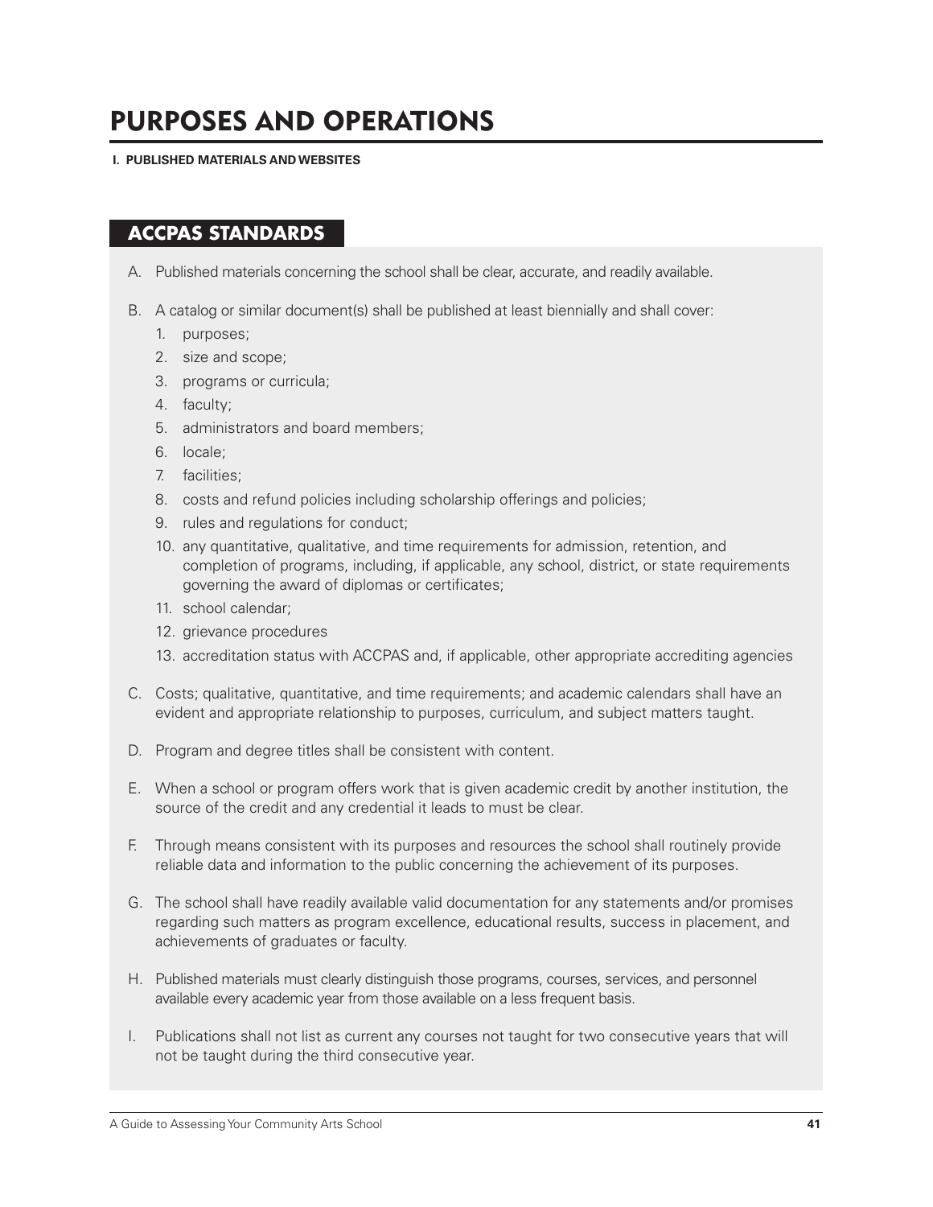# PURPOSES AND OPERATIONS

**I. PUBLISHED MATERIALS AND WEBSITES**

## ACCPAS STANDARDS

A. Published materials concerning the school shall be clear, accurate, and readily available.

B. A catalog or similar document(s) shall be published at least biennially and shall cover:
   1. purposes;
   2. size and scope;
   3. programs or curricula;
   4. faculty;
   5. administrators and board members;
   6. locale;
   7. facilities;
   8. costs and refund policies including scholarship offerings and policies;
   9. rules and regulations for conduct;
   10. any quantitative, qualitative, and time requirements for admission, retention, and completion of programs, including, if applicable, any school, district, or state requirements governing the award of diplomas or certificates;
   11. school calendar;
   12. grievance procedures
   13. accreditation status with ACCPAS and, if applicable, other appropriate accrediting agencies

C. Costs; qualitative, quantitative, and time requirements; and academic calendars shall have an evident and appropriate relationship to purposes, curriculum, and subject matters taught.

D. Program and degree titles shall be consistent with content.

E. When a school or program offers work that is given academic credit by another institution, the source of the credit and any credential it leads to must be clear.

F. Through means consistent with its purposes and resources the school shall routinely provide reliable data and information to the public concerning the achievement of its purposes.

G. The school shall have readily available valid documentation for any statements and/or promises regarding such matters as program excellence, educational results, success in placement, and achievements of graduates or faculty.

H. Published materials must clearly distinguish those programs, courses, services, and personnel available every academic year from those available on a less frequent basis.

I. Publications shall not list as current any courses not taught for two consecutive years that will not be taught during the third consecutive year.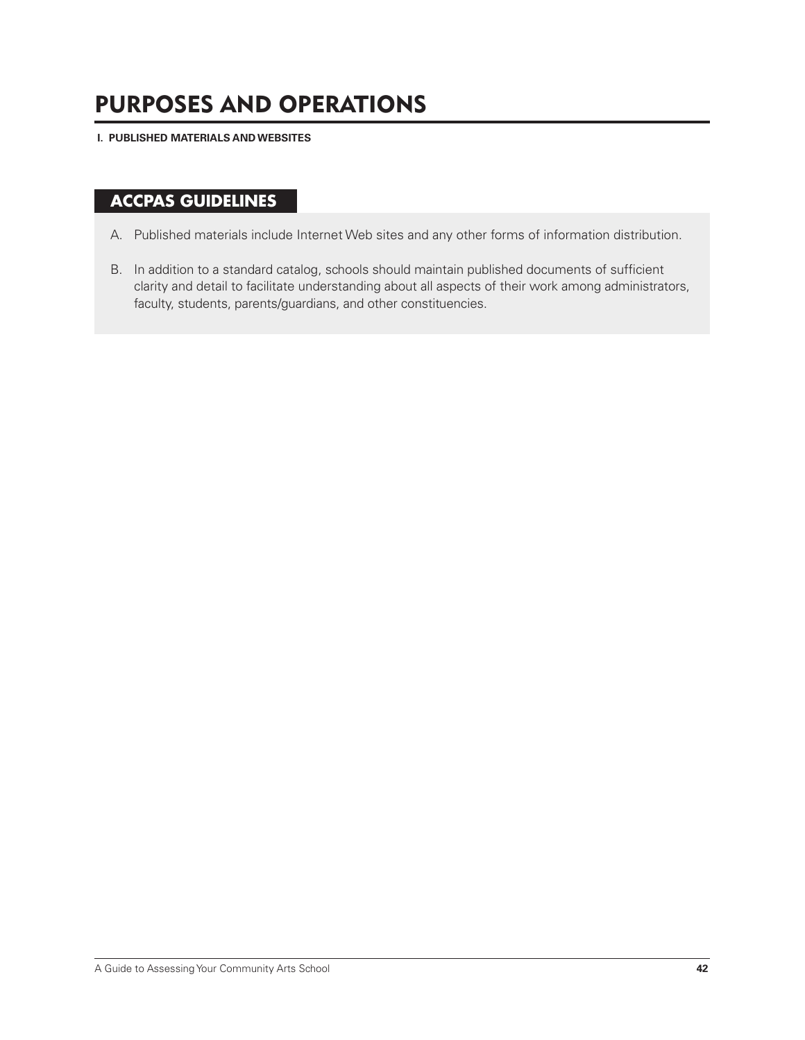# PURPOSES AND OPERATIONS

**I. PUBLISHED MATERIALS AND WEBSITES**

## ACCPAS GUIDELINES

A. Published materials include Internet Web sites and any other forms of information distribution.

B. In addition to a standard catalog, schools should maintain published documents of sufficient clarity and detail to facilitate understanding about all aspects of their work among administrators, faculty, students, parents/guardians, and other constituencies.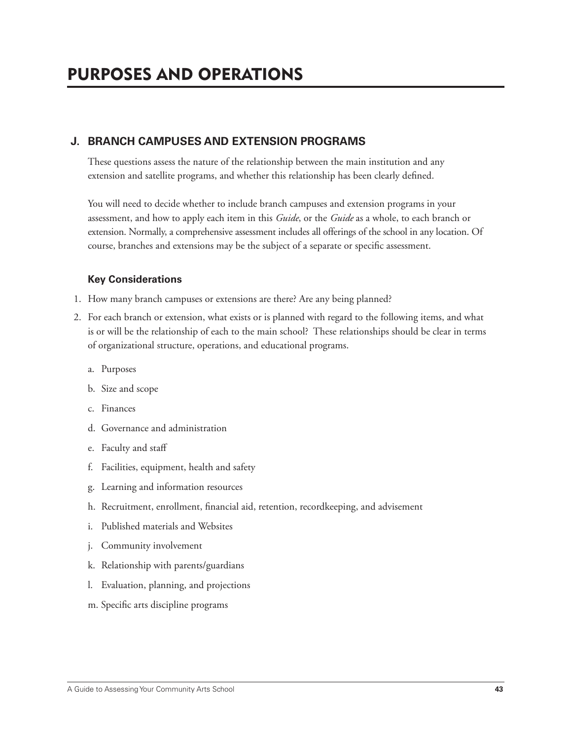# PURPOSES AND OPERATIONS

## J. BRANCH CAMPUSES AND EXTENSION PROGRAMS

These questions assess the nature of the relationship between the main institution and any extension and satellite programs, and whether this relationship has been clearly defined.

You will need to decide whether to include branch campuses and extension programs in your assessment, and how to apply each item in this *Guide*, or the *Guide* as a whole, to each branch or extension. Normally, a comprehensive assessment includes all offerings of the school in any location. Of course, branches and extensions may be the subject of a separate or specific assessment.

### Key Considerations

1. How many branch campuses or extensions are there? Are any being planned?
2. For each branch or extension, what exists or is planned with regard to the following items, and what is or will be the relationship of each to the main school? These relationships should be clear in terms of organizational structure, operations, and educational programs.
   a. Purposes
   b. Size and scope
   c. Finances
   d. Governance and administration
   e. Faculty and staff
   f. Facilities, equipment, health and safety
   g. Learning and information resources
   h. Recruitment, enrollment, financial aid, retention, recordkeeping, and advisement
   i. Published materials and Websites
   j. Community involvement
   k. Relationship with parents/guardians
   l. Evaluation, planning, and projections
   m. Specific arts discipline programs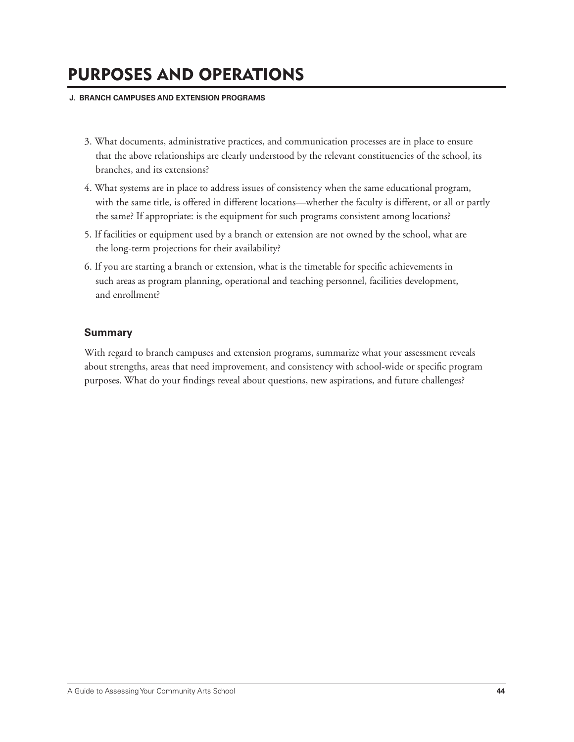# PURPOSES AND OPERATIONS

**J. BRANCH CAMPUSES AND EXTENSION PROGRAMS**

3. What documents, administrative practices, and communication processes are in place to ensure that the above relationships are clearly understood by the relevant constituencies of the school, its branches, and its extensions?
4. What systems are in place to address issues of consistency when the same educational program, with the same title, is offered in different locations—whether the faculty is different, or all or partly the same? If appropriate: is the equipment for such programs consistent among locations?
5. If facilities or equipment used by a branch or extension are not owned by the school, what are the long-term projections for their availability?
6. If you are starting a branch or extension, what is the timetable for specific achievements in such areas as program planning, operational and teaching personnel, facilities development, and enrollment?

### Summary

With regard to branch campuses and extension programs, summarize what your assessment reveals about strengths, areas that need improvement, and consistency with school-wide or specific program purposes. What do your findings reveal about questions, new aspirations, and future challenges?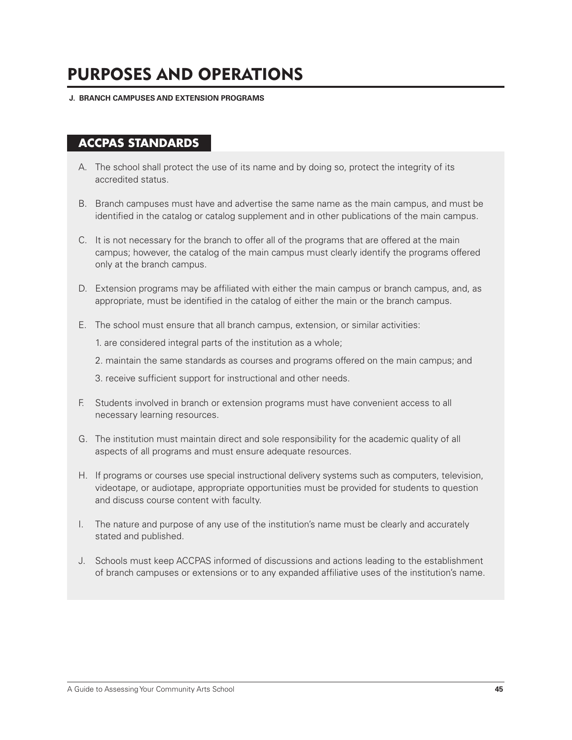# PURPOSES AND OPERATIONS

**J. BRANCH CAMPUSES AND EXTENSION PROGRAMS**

## ACCPAS STANDARDS

A. The school shall protect the use of its name and by doing so, protect the integrity of its accredited status.

B. Branch campuses must have and advertise the same name as the main campus, and must be identified in the catalog or catalog supplement and in other publications of the main campus.

C. It is not necessary for the branch to offer all of the programs that are offered at the main campus; however, the catalog of the main campus must clearly identify the programs offered only at the branch campus.

D. Extension programs may be affiliated with either the main campus or branch campus, and, as appropriate, must be identified in the catalog of either the main or the branch campus.

E. The school must ensure that all branch campus, extension, or similar activities:

   1. are considered integral parts of the institution as a whole;

   2. maintain the same standards as courses and programs offered on the main campus; and

   3. receive sufficient support for instructional and other needs.

F. Students involved in branch or extension programs must have convenient access to all necessary learning resources.

G. The institution must maintain direct and sole responsibility for the academic quality of all aspects of all programs and must ensure adequate resources.

H. If programs or courses use special instructional delivery systems such as computers, television, videotape, or audiotape, appropriate opportunities must be provided for students to question and discuss course content with faculty.

I. The nature and purpose of any use of the institution's name must be clearly and accurately stated and published.

J. Schools must keep ACCPAS informed of discussions and actions leading to the establishment of branch campuses or extensions or to any expanded affiliative uses of the institution's name.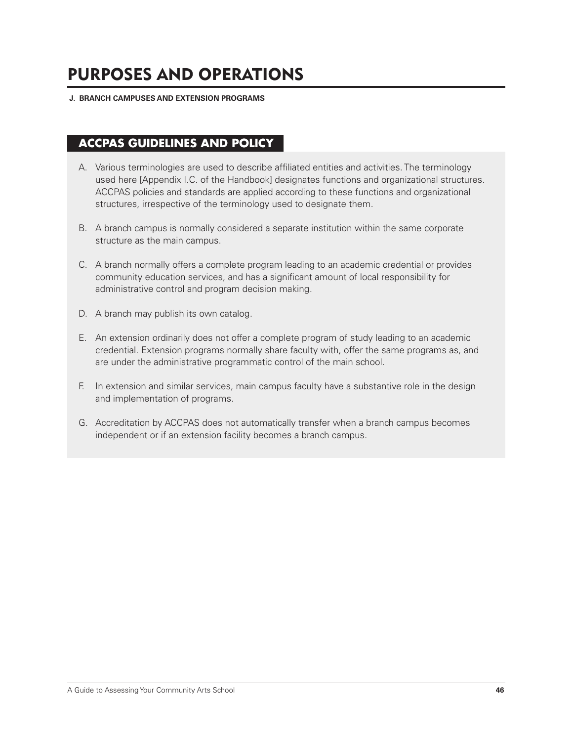# PURPOSES AND OPERATIONS

**J. BRANCH CAMPUSES AND EXTENSION PROGRAMS**

## ACCPAS GUIDELINES AND POLICY

A. Various terminologies are used to describe affiliated entities and activities. The terminology used here [Appendix I.C. of the Handbook] designates functions and organizational structures. ACCPAS policies and standards are applied according to these functions and organizational structures, irrespective of the terminology used to designate them.

B. A branch campus is normally considered a separate institution within the same corporate structure as the main campus.

C. A branch normally offers a complete program leading to an academic credential or provides community education services, and has a significant amount of local responsibility for administrative control and program decision making.

D. A branch may publish its own catalog.

E. An extension ordinarily does not offer a complete program of study leading to an academic credential. Extension programs normally share faculty with, offer the same programs as, and are under the administrative programmatic control of the main school.

F. In extension and similar services, main campus faculty have a substantive role in the design and implementation of programs.

G. Accreditation by ACCPAS does not automatically transfer when a branch campus becomes independent or if an extension facility becomes a branch campus.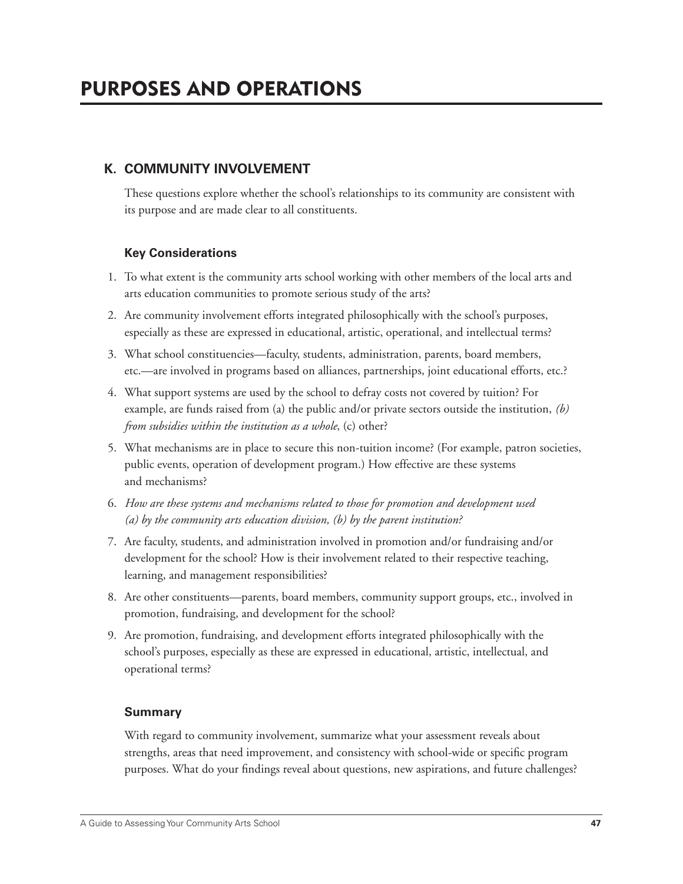# PURPOSES AND OPERATIONS

## K. COMMUNITY INVOLVEMENT

These questions explore whether the school's relationships to its community are consistent with its purpose and are made clear to all constituents.

### Key Considerations

1. To what extent is the community arts school working with other members of the local arts and arts education communities to promote serious study of the arts?
2. Are community involvement efforts integrated philosophically with the school's purposes, especially as these are expressed in educational, artistic, operational, and intellectual terms?
3. What school constituencies—faculty, students, administration, parents, board members, etc.—are involved in programs based on alliances, partnerships, joint educational efforts, etc.?
4. What support systems are used by the school to defray costs not covered by tuition? For example, are funds raised from (a) the public and/or private sectors outside the institution, *(b) from subsidies within the institution as a whole*, (c) other?
5. What mechanisms are in place to secure this non-tuition income? (For example, patron societies, public events, operation of development program.) How effective are these systems and mechanisms?
6. *How are these systems and mechanisms related to those for promotion and development used (a) by the community arts education division, (b) by the parent institution?*
7. Are faculty, students, and administration involved in promotion and/or fundraising and/or development for the school? How is their involvement related to their respective teaching, learning, and management responsibilities?
8. Are other constituents—parents, board members, community support groups, etc., involved in promotion, fundraising, and development for the school?
9. Are promotion, fundraising, and development efforts integrated philosophically with the school's purposes, especially as these are expressed in educational, artistic, intellectual, and operational terms?

### Summary

With regard to community involvement, summarize what your assessment reveals about strengths, areas that need improvement, and consistency with school-wide or specific program purposes. What do your findings reveal about questions, new aspirations, and future challenges?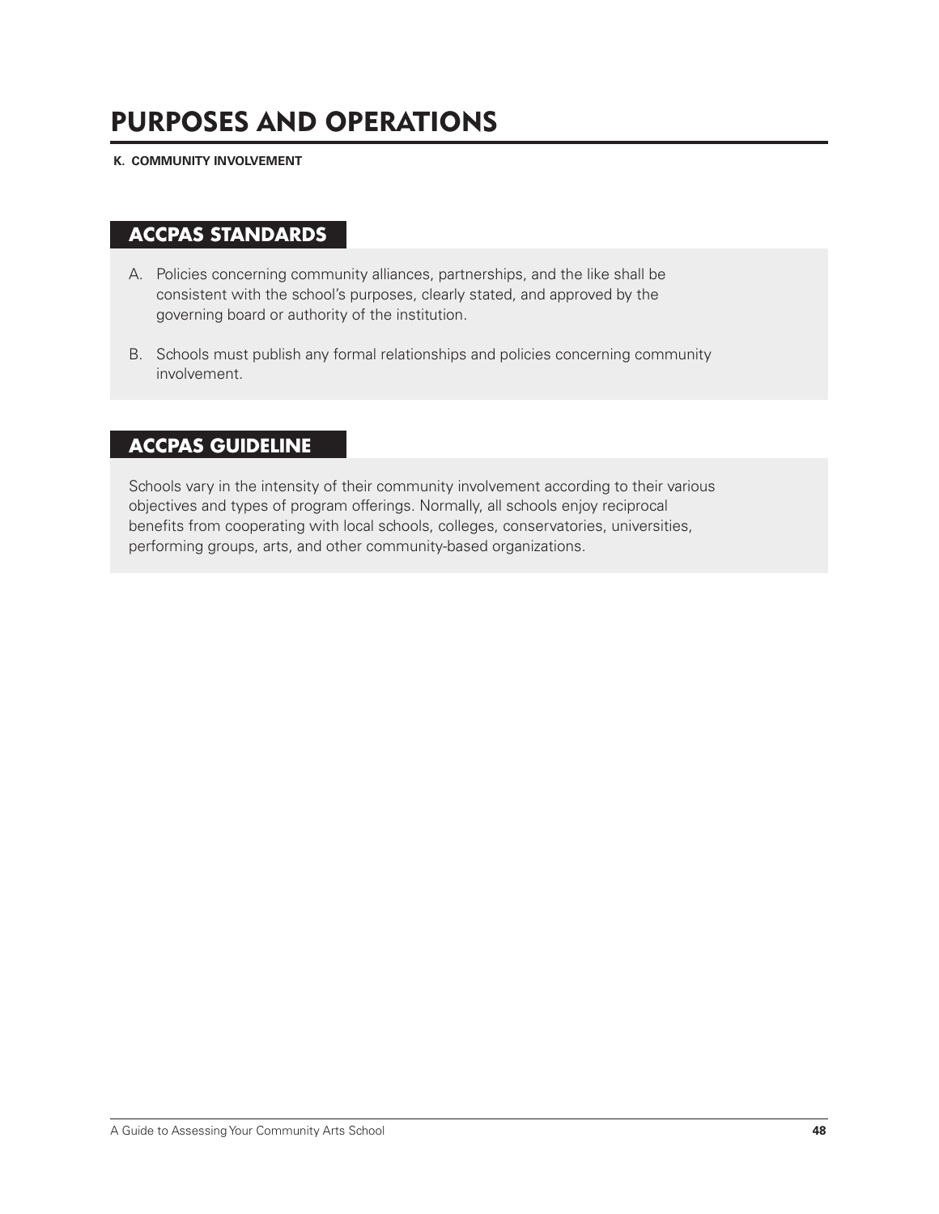# PURPOSES AND OPERATIONS

**K. COMMUNITY INVOLVEMENT**

## ACCPAS STANDARDS

A. Policies concerning community alliances, partnerships, and the like shall be consistent with the school's purposes, clearly stated, and approved by the governing board or authority of the institution.

B. Schools must publish any formal relationships and policies concerning community involvement.

## ACCPAS GUIDELINE

Schools vary in the intensity of their community involvement according to their various objectives and types of program offerings. Normally, all schools enjoy reciprocal benefits from cooperating with local schools, colleges, conservatories, universities, performing groups, arts, and other community-based organizations.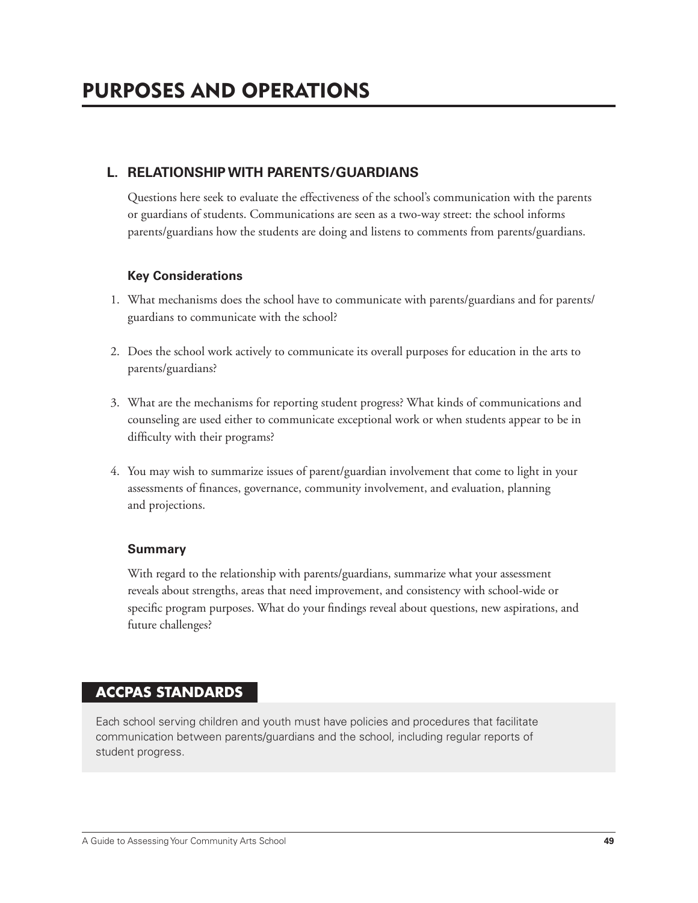# PURPOSES AND OPERATIONS

## L. RELATIONSHIP WITH PARENTS/GUARDIANS

Questions here seek to evaluate the effectiveness of the school's communication with the parents or guardians of students. Communications are seen as a two-way street: the school informs parents/guardians how the students are doing and listens to comments from parents/guardians.

### Key Considerations

1. What mechanisms does the school have to communicate with parents/guardians and for parents/guardians to communicate with the school?

2. Does the school work actively to communicate its overall purposes for education in the arts to parents/guardians?

3. What are the mechanisms for reporting student progress? What kinds of communications and counseling are used either to communicate exceptional work or when students appear to be in difficulty with their programs?

4. You may wish to summarize issues of parent/guardian involvement that come to light in your assessments of finances, governance, community involvement, and evaluation, planning and projections.

### Summary

With regard to the relationship with parents/guardians, summarize what your assessment reveals about strengths, areas that need improvement, and consistency with school-wide or specific program purposes. What do your findings reveal about questions, new aspirations, and future challenges?

## ACCPAS STANDARDS

Each school serving children and youth must have policies and procedures that facilitate communication between parents/guardians and the school, including regular reports of student progress.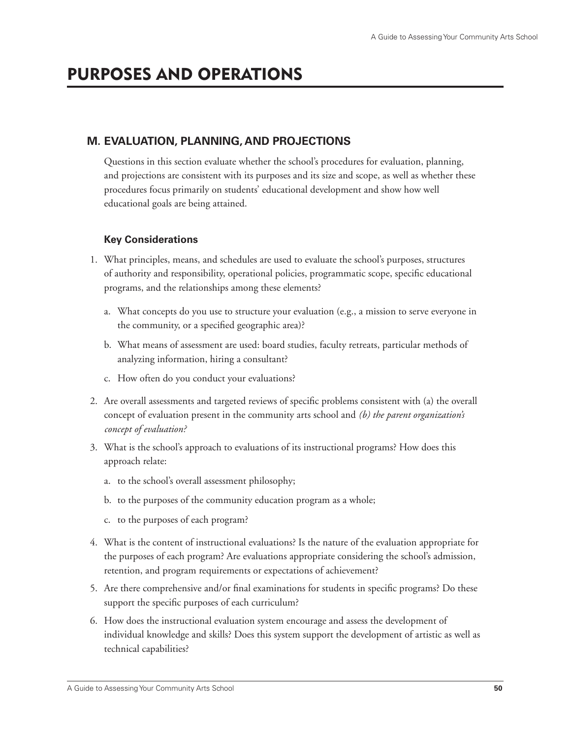# PURPOSES AND OPERATIONS

## M. EVALUATION, PLANNING, AND PROJECTIONS

Questions in this section evaluate whether the school's procedures for evaluation, planning, and projections are consistent with its purposes and its size and scope, as well as whether these procedures focus primarily on students' educational development and show how well educational goals are being attained.

### Key Considerations

1. What principles, means, and schedules are used to evaluate the school's purposes, structures of authority and responsibility, operational policies, programmatic scope, specific educational programs, and the relationships among these elements?
   a. What concepts do you use to structure your evaluation (e.g., a mission to serve everyone in the community, or a specified geographic area)?
   b. What means of assessment are used: board studies, faculty retreats, particular methods of analyzing information, hiring a consultant?
   c. How often do you conduct your evaluations?
2. Are overall assessments and targeted reviews of specific problems consistent with (a) the overall concept of evaluation present in the community arts school and *(b) the parent organization's concept of evaluation?*
3. What is the school's approach to evaluations of its instructional programs? How does this approach relate:
   a. to the school's overall assessment philosophy;
   b. to the purposes of the community education program as a whole;
   c. to the purposes of each program?
4. What is the content of instructional evaluations? Is the nature of the evaluation appropriate for the purposes of each program? Are evaluations appropriate considering the school's admission, retention, and program requirements or expectations of achievement?
5. Are there comprehensive and/or final examinations for students in specific programs? Do these support the specific purposes of each curriculum?
6. How does the instructional evaluation system encourage and assess the development of individual knowledge and skills? Does this system support the development of artistic as well as technical capabilities?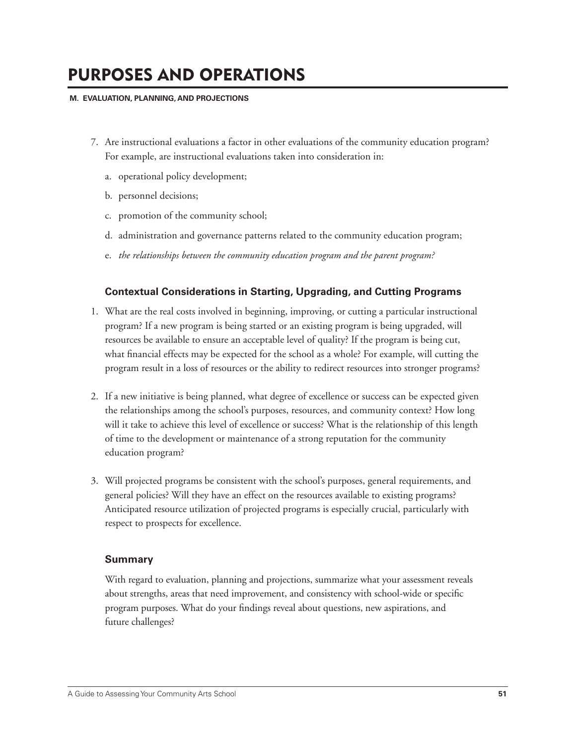# PURPOSES AND OPERATIONS

**M. EVALUATION, PLANNING, AND PROJECTIONS**

7. Are instructional evaluations a factor in other evaluations of the community education program? For example, are instructional evaluations taken into consideration in:

   a. operational policy development;

   b. personnel decisions;

   c. promotion of the community school;

   d. administration and governance patterns related to the community education program;

   e. *the relationships between the community education program and the parent program?*

### Contextual Considerations in Starting, Upgrading, and Cutting Programs

1. What are the real costs involved in beginning, improving, or cutting a particular instructional program? If a new program is being started or an existing program is being upgraded, will resources be available to ensure an acceptable level of quality? If the program is being cut, what financial effects may be expected for the school as a whole? For example, will cutting the program result in a loss of resources or the ability to redirect resources into stronger programs?

2. If a new initiative is being planned, what degree of excellence or success can be expected given the relationships among the school's purposes, resources, and community context? How long will it take to achieve this level of excellence or success? What is the relationship of this length of time to the development or maintenance of a strong reputation for the community education program?

3. Will projected programs be consistent with the school's purposes, general requirements, and general policies? Will they have an effect on the resources available to existing programs? Anticipated resource utilization of projected programs is especially crucial, particularly with respect to prospects for excellence.

### Summary

With regard to evaluation, planning and projections, summarize what your assessment reveals about strengths, areas that need improvement, and consistency with school-wide or specific program purposes. What do your findings reveal about questions, new aspirations, and future challenges?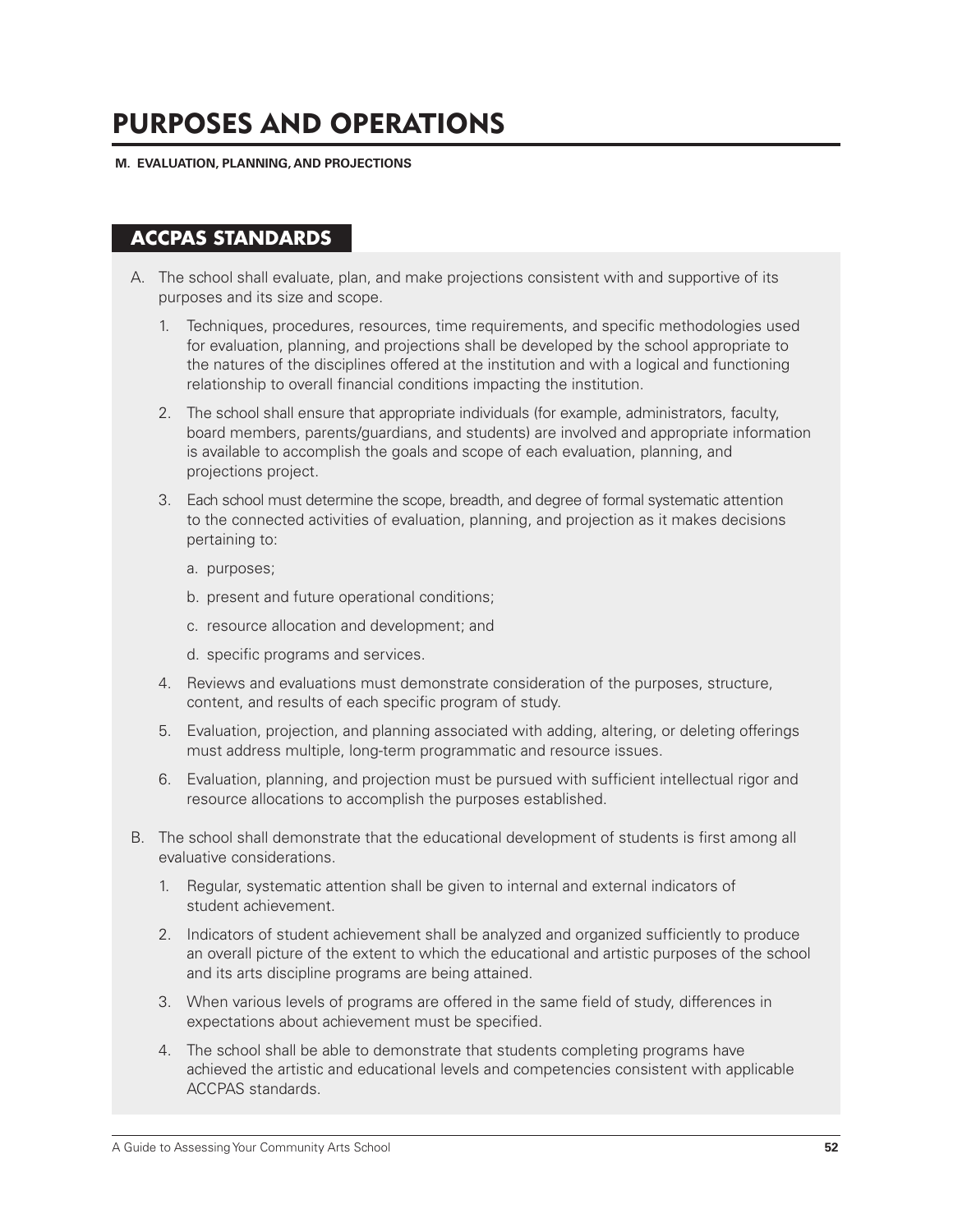# PURPOSES AND OPERATIONS

**M. EVALUATION, PLANNING, AND PROJECTIONS**

## ACCPAS STANDARDS

A. The school shall evaluate, plan, and make projections consistent with and supportive of its purposes and its size and scope.

1. Techniques, procedures, resources, time requirements, and specific methodologies used for evaluation, planning, and projections shall be developed by the school appropriate to the natures of the disciplines offered at the institution and with a logical and functioning relationship to overall financial conditions impacting the institution.

2. The school shall ensure that appropriate individuals (for example, administrators, faculty, board members, parents/guardians, and students) are involved and appropriate information is available to accomplish the goals and scope of each evaluation, planning, and projections project.

3. Each school must determine the scope, breadth, and degree of formal systematic attention to the connected activities of evaluation, planning, and projection as it makes decisions pertaining to:

    a. purposes;

    b. present and future operational conditions;

    c. resource allocation and development; and

    d. specific programs and services.

4. Reviews and evaluations must demonstrate consideration of the purposes, structure, content, and results of each specific program of study.

5. Evaluation, projection, and planning associated with adding, altering, or deleting offerings must address multiple, long-term programmatic and resource issues.

6. Evaluation, planning, and projection must be pursued with sufficient intellectual rigor and resource allocations to accomplish the purposes established.

B. The school shall demonstrate that the educational development of students is first among all evaluative considerations.

1. Regular, systematic attention shall be given to internal and external indicators of student achievement.

2. Indicators of student achievement shall be analyzed and organized sufficiently to produce an overall picture of the extent to which the educational and artistic purposes of the school and its arts discipline programs are being attained.

3. When various levels of programs are offered in the same field of study, differences in expectations about achievement must be specified.

4. The school shall be able to demonstrate that students completing programs have achieved the artistic and educational levels and competencies consistent with applicable ACCPAS standards.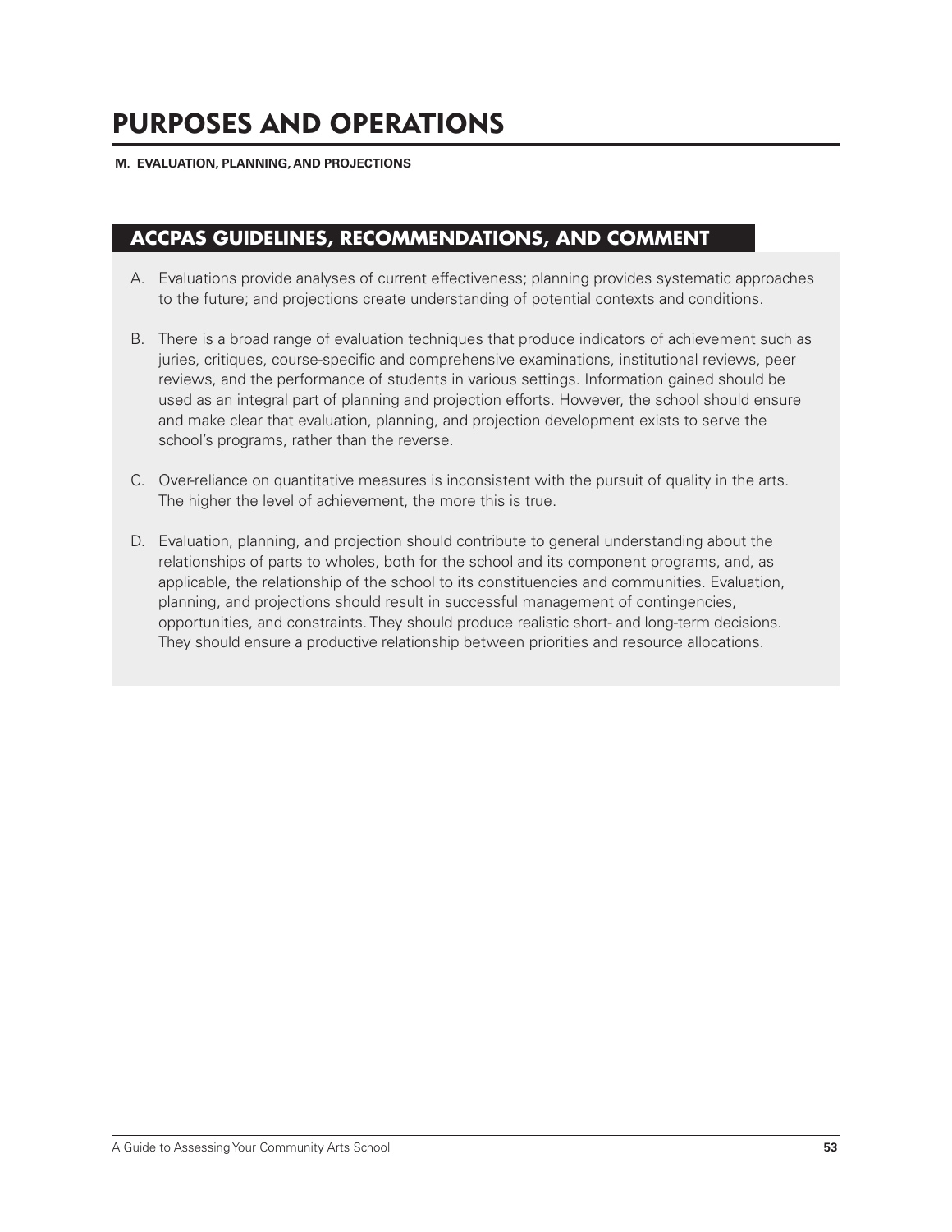# PURPOSES AND OPERATIONS

**M. EVALUATION, PLANNING, AND PROJECTIONS**

## ACCPAS GUIDELINES, RECOMMENDATIONS, AND COMMENT

A. Evaluations provide analyses of current effectiveness; planning provides systematic approaches to the future; and projections create understanding of potential contexts and conditions.

B. There is a broad range of evaluation techniques that produce indicators of achievement such as juries, critiques, course-specific and comprehensive examinations, institutional reviews, peer reviews, and the performance of students in various settings. Information gained should be used as an integral part of planning and projection efforts. However, the school should ensure and make clear that evaluation, planning, and projection development exists to serve the school's programs, rather than the reverse.

C. Over-reliance on quantitative measures is inconsistent with the pursuit of quality in the arts. The higher the level of achievement, the more this is true.

D. Evaluation, planning, and projection should contribute to general understanding about the relationships of parts to wholes, both for the school and its component programs, and, as applicable, the relationship of the school to its constituencies and communities. Evaluation, planning, and projections should result in successful management of contingencies, opportunities, and constraints. They should produce realistic short- and long-term decisions. They should ensure a productive relationship between priorities and resource allocations.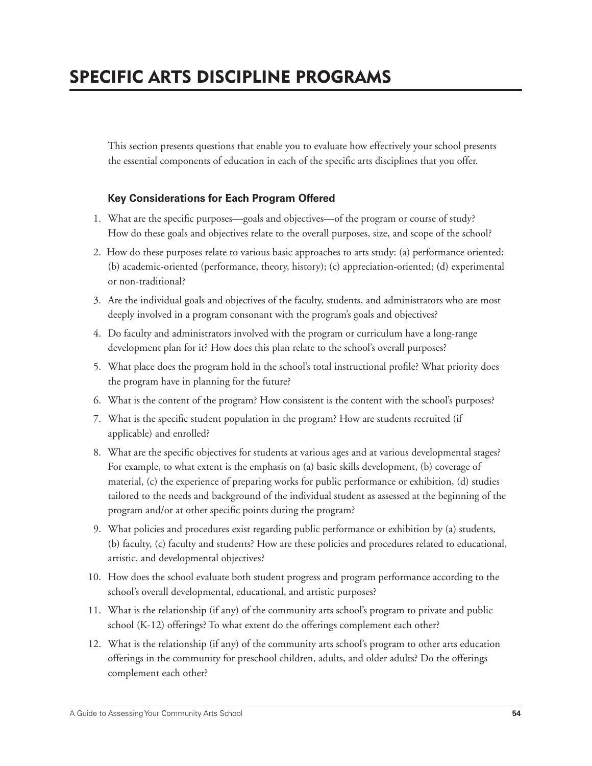# SPECIFIC ARTS DISCIPLINE PROGRAMS

This section presents questions that enable you to evaluate how effectively your school presents the essential components of education in each of the specific arts disciplines that you offer.

### Key Considerations for Each Program Offered

1. What are the specific purposes—goals and objectives—of the program or course of study? How do these goals and objectives relate to the overall purposes, size, and scope of the school?
2. How do these purposes relate to various basic approaches to arts study: (a) performance oriented; (b) academic-oriented (performance, theory, history); (c) appreciation-oriented; (d) experimental or non-traditional?
3. Are the individual goals and objectives of the faculty, students, and administrators who are most deeply involved in a program consonant with the program's goals and objectives?
4. Do faculty and administrators involved with the program or curriculum have a long-range development plan for it? How does this plan relate to the school's overall purposes?
5. What place does the program hold in the school's total instructional profile? What priority does the program have in planning for the future?
6. What is the content of the program? How consistent is the content with the school's purposes?
7. What is the specific student population in the program? How are students recruited (if applicable) and enrolled?
8. What are the specific objectives for students at various ages and at various developmental stages? For example, to what extent is the emphasis on (a) basic skills development, (b) coverage of material, (c) the experience of preparing works for public performance or exhibition, (d) studies tailored to the needs and background of the individual student as assessed at the beginning of the program and/or at other specific points during the program?
9. What policies and procedures exist regarding public performance or exhibition by (a) students, (b) faculty, (c) faculty and students? How are these policies and procedures related to educational, artistic, and developmental objectives?
10. How does the school evaluate both student progress and program performance according to the school's overall developmental, educational, and artistic purposes?
11. What is the relationship (if any) of the community arts school's program to private and public school (K-12) offerings? To what extent do the offerings complement each other?
12. What is the relationship (if any) of the community arts school's program to other arts education offerings in the community for preschool children, adults, and older adults? Do the offerings complement each other?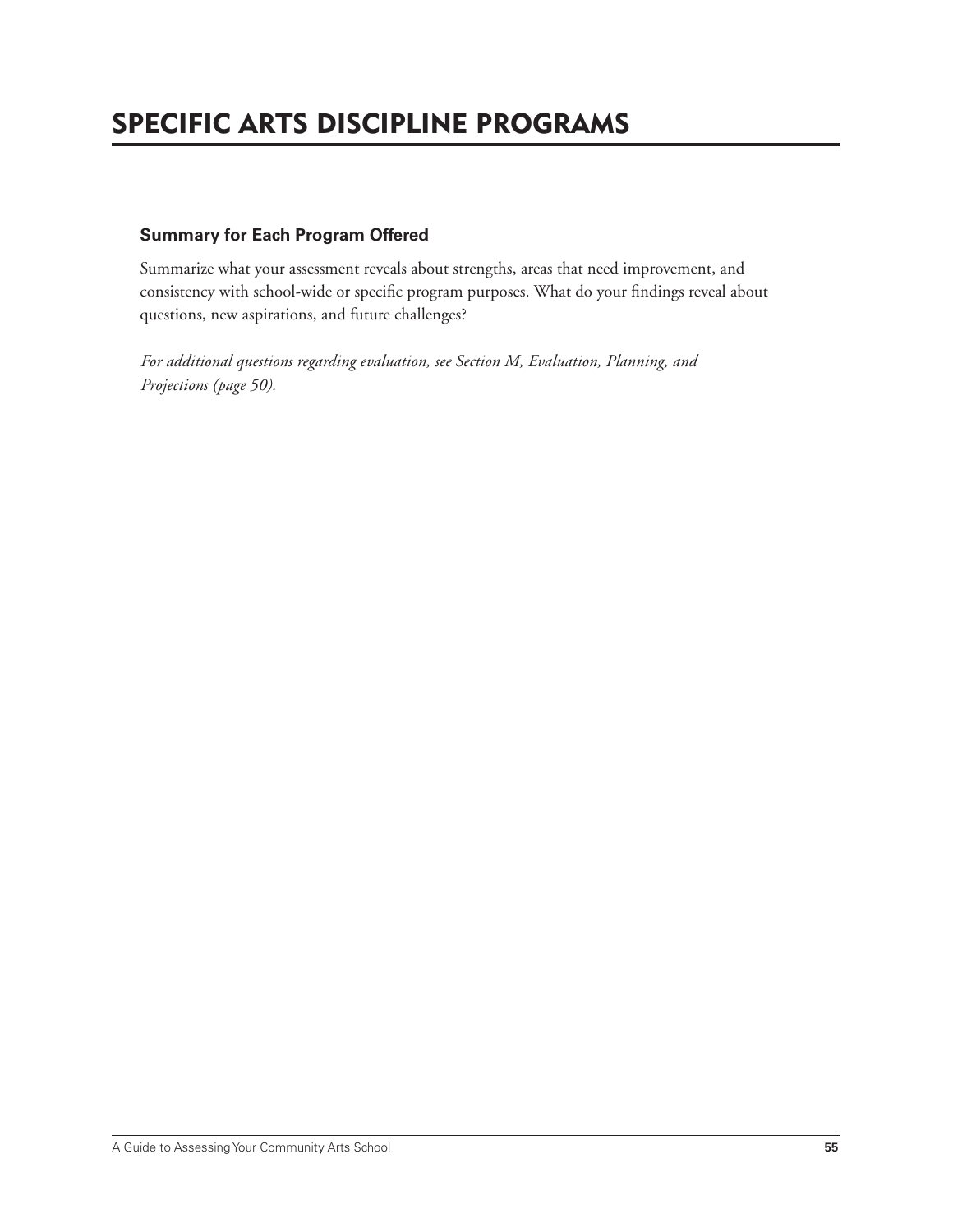# SPECIFIC ARTS DISCIPLINE PROGRAMS

### Summary for Each Program Offered

Summarize what your assessment reveals about strengths, areas that need improvement, and consistency with school-wide or specific program purposes. What do your findings reveal about questions, new aspirations, and future challenges?

*For additional questions regarding evaluation, see Section M, Evaluation, Planning, and Projections (page 50).*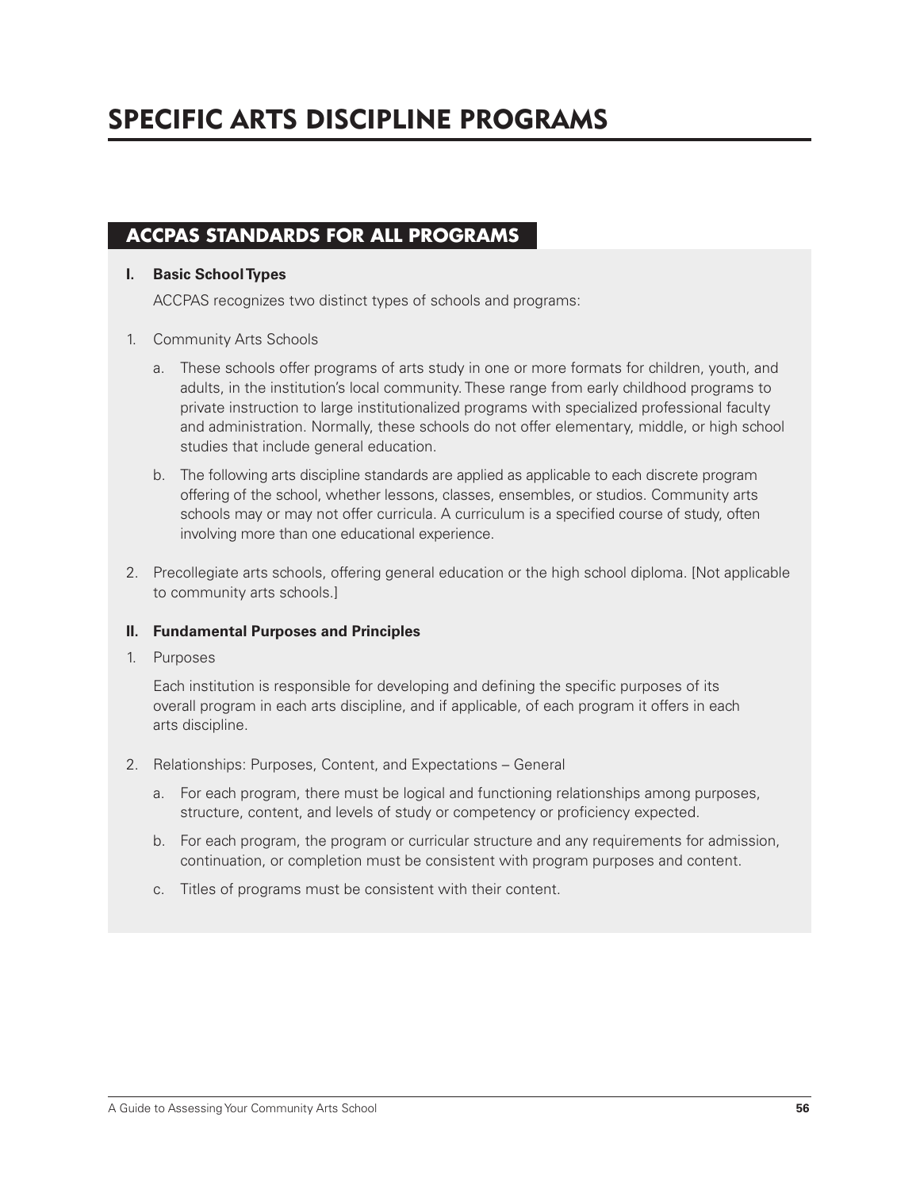# SPECIFIC ARTS DISCIPLINE PROGRAMS

## ACCPAS STANDARDS FOR ALL PROGRAMS

**I. Basic School Types**

ACCPAS recognizes two distinct types of schools and programs:

1. Community Arts Schools

   a. These schools offer programs of arts study in one or more formats for children, youth, and adults, in the institution's local community. These range from early childhood programs to private instruction to large institutionalized programs with specialized professional faculty and administration. Normally, these schools do not offer elementary, middle, or high school studies that include general education.

   b. The following arts discipline standards are applied as applicable to each discrete program offering of the school, whether lessons, classes, ensembles, or studios. Community arts schools may or may not offer curricula. A curriculum is a specified course of study, often involving more than one educational experience.

2. Precollegiate arts schools, offering general education or the high school diploma. [Not applicable to community arts schools.]

**II. Fundamental Purposes and Principles**

1. Purposes

   Each institution is responsible for developing and defining the specific purposes of its overall program in each arts discipline, and if applicable, of each program it offers in each arts discipline.

2. Relationships: Purposes, Content, and Expectations – General

   a. For each program, there must be logical and functioning relationships among purposes, structure, content, and levels of study or competency or proficiency expected.

   b. For each program, the program or curricular structure and any requirements for admission, continuation, or completion must be consistent with program purposes and content.

   c. Titles of programs must be consistent with their content.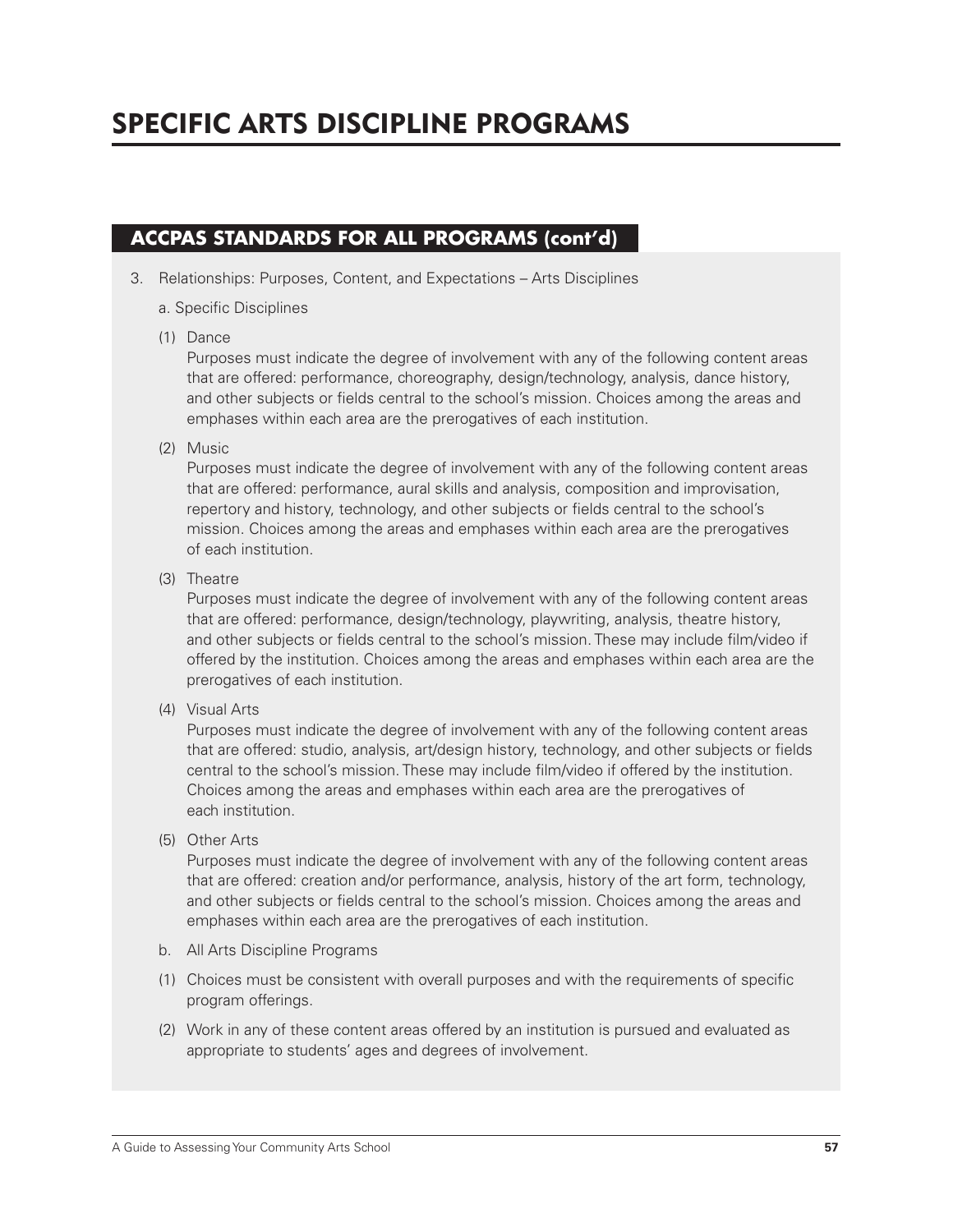# SPECIFIC ARTS DISCIPLINE PROGRAMS

## ACCPAS STANDARDS FOR ALL PROGRAMS (cont'd)

3. Relationships: Purposes, Content, and Expectations – Arts Disciplines

   a. Specific Disciplines

   (1) Dance

   Purposes must indicate the degree of involvement with any of the following content areas that are offered: performance, choreography, design/technology, analysis, dance history, and other subjects or fields central to the school's mission. Choices among the areas and emphases within each area are the prerogatives of each institution.

   (2) Music

   Purposes must indicate the degree of involvement with any of the following content areas that are offered: performance, aural skills and analysis, composition and improvisation, repertory and history, technology, and other subjects or fields central to the school's mission. Choices among the areas and emphases within each area are the prerogatives of each institution.

   (3) Theatre

   Purposes must indicate the degree of involvement with any of the following content areas that are offered: performance, design/technology, playwriting, analysis, theatre history, and other subjects or fields central to the school's mission. These may include film/video if offered by the institution. Choices among the areas and emphases within each area are the prerogatives of each institution.

   (4) Visual Arts

   Purposes must indicate the degree of involvement with any of the following content areas that are offered: studio, analysis, art/design history, technology, and other subjects or fields central to the school's mission. These may include film/video if offered by the institution. Choices among the areas and emphases within each area are the prerogatives of each institution.

   (5) Other Arts

   Purposes must indicate the degree of involvement with any of the following content areas that are offered: creation and/or performance, analysis, history of the art form, technology, and other subjects or fields central to the school's mission. Choices among the areas and emphases within each area are the prerogatives of each institution.

   b. All Arts Discipline Programs

   (1) Choices must be consistent with overall purposes and with the requirements of specific program offerings.

   (2) Work in any of these content areas offered by an institution is pursued and evaluated as appropriate to students' ages and degrees of involvement.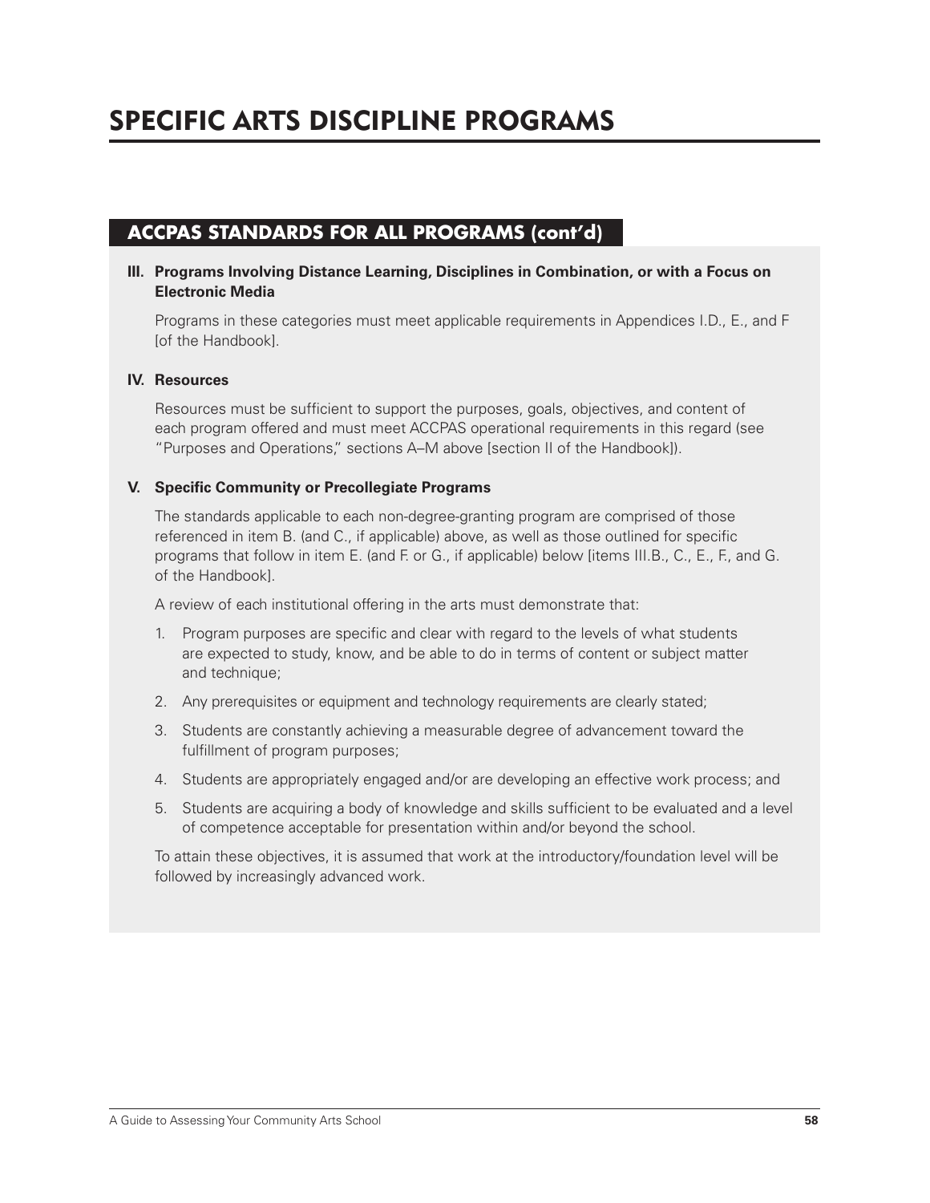# SPECIFIC ARTS DISCIPLINE PROGRAMS

## ACCPAS STANDARDS FOR ALL PROGRAMS (cont'd)

**III. Programs Involving Distance Learning, Disciplines in Combination, or with a Focus on Electronic Media**

Programs in these categories must meet applicable requirements in Appendices I.D., E., and F [of the Handbook].

**IV. Resources**

Resources must be sufficient to support the purposes, goals, objectives, and content of each program offered and must meet ACCPAS operational requirements in this regard (see "Purposes and Operations," sections A–M above [section II of the Handbook]).

**V. Specific Community or Precollegiate Programs**

The standards applicable to each non-degree-granting program are comprised of those referenced in item B. (and C., if applicable) above, as well as those outlined for specific programs that follow in item E. (and F. or G., if applicable) below [items III.B., C., E., F., and G. of the Handbook].

A review of each institutional offering in the arts must demonstrate that:

1. Program purposes are specific and clear with regard to the levels of what students are expected to study, know, and be able to do in terms of content or subject matter and technique;
2. Any prerequisites or equipment and technology requirements are clearly stated;
3. Students are constantly achieving a measurable degree of advancement toward the fulfillment of program purposes;
4. Students are appropriately engaged and/or are developing an effective work process; and
5. Students are acquiring a body of knowledge and skills sufficient to be evaluated and a level of competence acceptable for presentation within and/or beyond the school.

To attain these objectives, it is assumed that work at the introductory/foundation level will be followed by increasingly advanced work.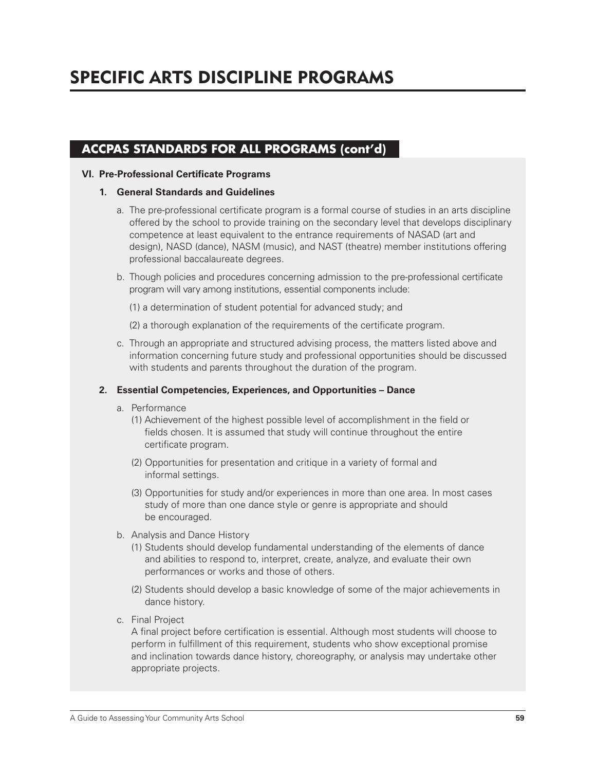# SPECIFIC ARTS DISCIPLINE PROGRAMS

## ACCPAS STANDARDS FOR ALL PROGRAMS (cont'd)

**VI. Pre-Professional Certificate Programs**

**1. General Standards and Guidelines**

a. The pre-professional certificate program is a formal course of studies in an arts discipline offered by the school to provide training on the secondary level that develops disciplinary competence at least equivalent to the entrance requirements of NASAD (art and design), NASD (dance), NASM (music), and NAST (theatre) member institutions offering professional baccalaureate degrees.

b. Though policies and procedures concerning admission to the pre-professional certificate program will vary among institutions, essential components include:

(1) a determination of student potential for advanced study; and

(2) a thorough explanation of the requirements of the certificate program.

c. Through an appropriate and structured advising process, the matters listed above and information concerning future study and professional opportunities should be discussed with students and parents throughout the duration of the program.

**2. Essential Competencies, Experiences, and Opportunities – Dance**

a. Performance

(1) Achievement of the highest possible level of accomplishment in the field or fields chosen. It is assumed that study will continue throughout the entire certificate program.

(2) Opportunities for presentation and critique in a variety of formal and informal settings.

(3) Opportunities for study and/or experiences in more than one area. In most cases study of more than one dance style or genre is appropriate and should be encouraged.

b. Analysis and Dance History

(1) Students should develop fundamental understanding of the elements of dance and abilities to respond to, interpret, create, analyze, and evaluate their own performances or works and those of others.

(2) Students should develop a basic knowledge of some of the major achievements in dance history.

c. Final Project

A final project before certification is essential. Although most students will choose to perform in fulfillment of this requirement, students who show exceptional promise and inclination towards dance history, choreography, or analysis may undertake other appropriate projects.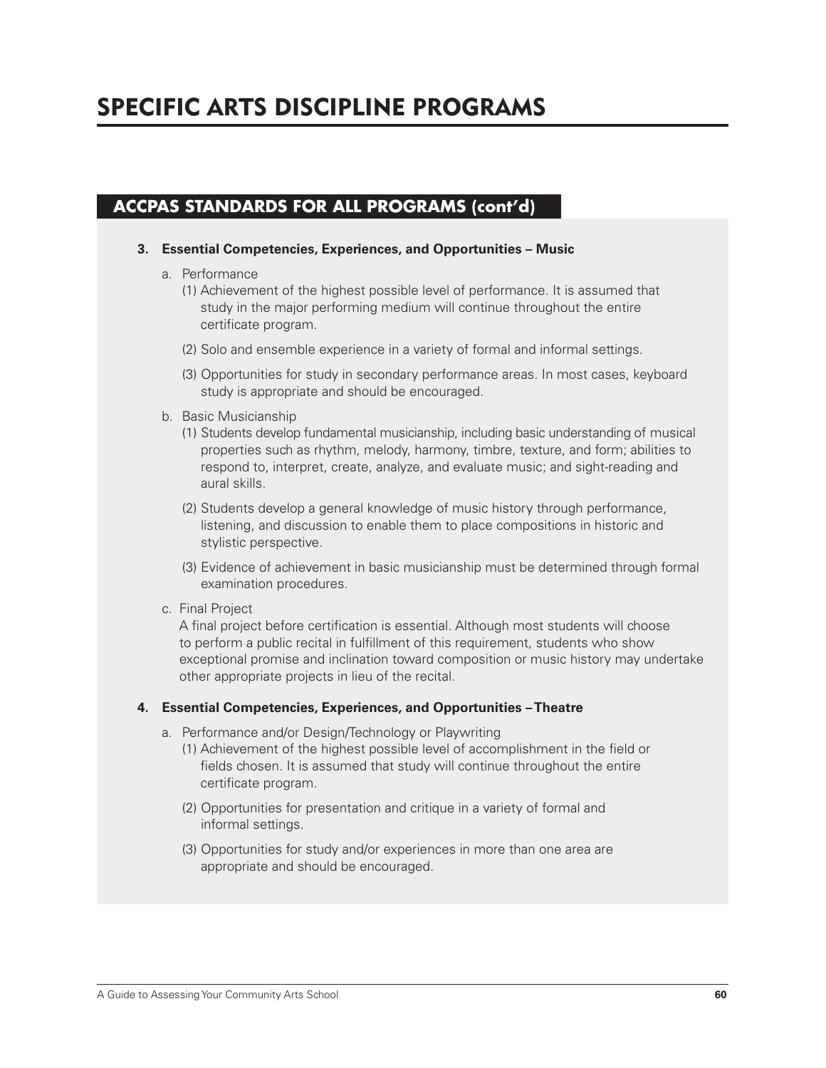# SPECIFIC ARTS DISCIPLINE PROGRAMS

## ACCPAS STANDARDS FOR ALL PROGRAMS (cont'd)

**3. Essential Competencies, Experiences, and Opportunities – Music**

a. Performance

(1) Achievement of the highest possible level of performance. It is assumed that study in the major performing medium will continue throughout the entire certificate program.

(2) Solo and ensemble experience in a variety of formal and informal settings.

(3) Opportunities for study in secondary performance areas. In most cases, keyboard study is appropriate and should be encouraged.

b. Basic Musicianship

(1) Students develop fundamental musicianship, including basic understanding of musical properties such as rhythm, melody, harmony, timbre, texture, and form; abilities to respond to, interpret, create, analyze, and evaluate music; and sight-reading and aural skills.

(2) Students develop a general knowledge of music history through performance, listening, and discussion to enable them to place compositions in historic and stylistic perspective.

(3) Evidence of achievement in basic musicianship must be determined through formal examination procedures.

c. Final Project

A final project before certification is essential. Although most students will choose to perform a public recital in fulfillment of this requirement, students who show exceptional promise and inclination toward composition or music history may undertake other appropriate projects in lieu of the recital.

**4. Essential Competencies, Experiences, and Opportunities – Theatre**

a. Performance and/or Design/Technology or Playwriting

(1) Achievement of the highest possible level of accomplishment in the field or fields chosen. It is assumed that study will continue throughout the entire certificate program.

(2) Opportunities for presentation and critique in a variety of formal and informal settings.

(3) Opportunities for study and/or experiences in more than one area are appropriate and should be encouraged.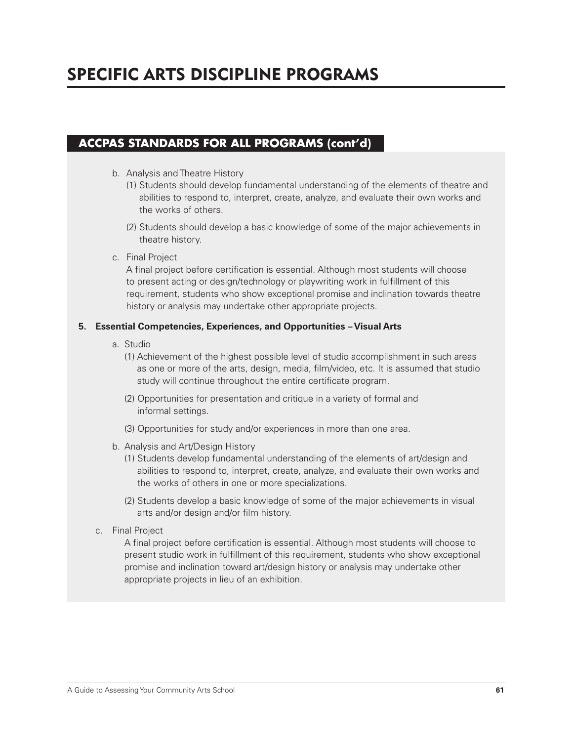# SPECIFIC ARTS DISCIPLINE PROGRAMS

## ACCPAS STANDARDS FOR ALL PROGRAMS (cont'd)

b. Analysis and Theatre History

(1) Students should develop fundamental understanding of the elements of theatre and abilities to respond to, interpret, create, analyze, and evaluate their own works and the works of others.

(2) Students should develop a basic knowledge of some of the major achievements in theatre history.

c. Final Project

A final project before certification is essential. Although most students will choose to present acting or design/technology or playwriting work in fulfillment of this requirement, students who show exceptional promise and inclination towards theatre history or analysis may undertake other appropriate projects.

**5. Essential Competencies, Experiences, and Opportunities – Visual Arts**

a. Studio

(1) Achievement of the highest possible level of studio accomplishment in such areas as one or more of the arts, design, media, film/video, etc. It is assumed that studio study will continue throughout the entire certificate program.

(2) Opportunities for presentation and critique in a variety of formal and informal settings.

(3) Opportunities for study and/or experiences in more than one area.

b. Analysis and Art/Design History

(1) Students develop fundamental understanding of the elements of art/design and abilities to respond to, interpret, create, analyze, and evaluate their own works and the works of others in one or more specializations.

(2) Students develop a basic knowledge of some of the major achievements in visual arts and/or design and/or film history.

c. Final Project

A final project before certification is essential. Although most students will choose to present studio work in fulfillment of this requirement, students who show exceptional promise and inclination toward art/design history or analysis may undertake other appropriate projects in lieu of an exhibition.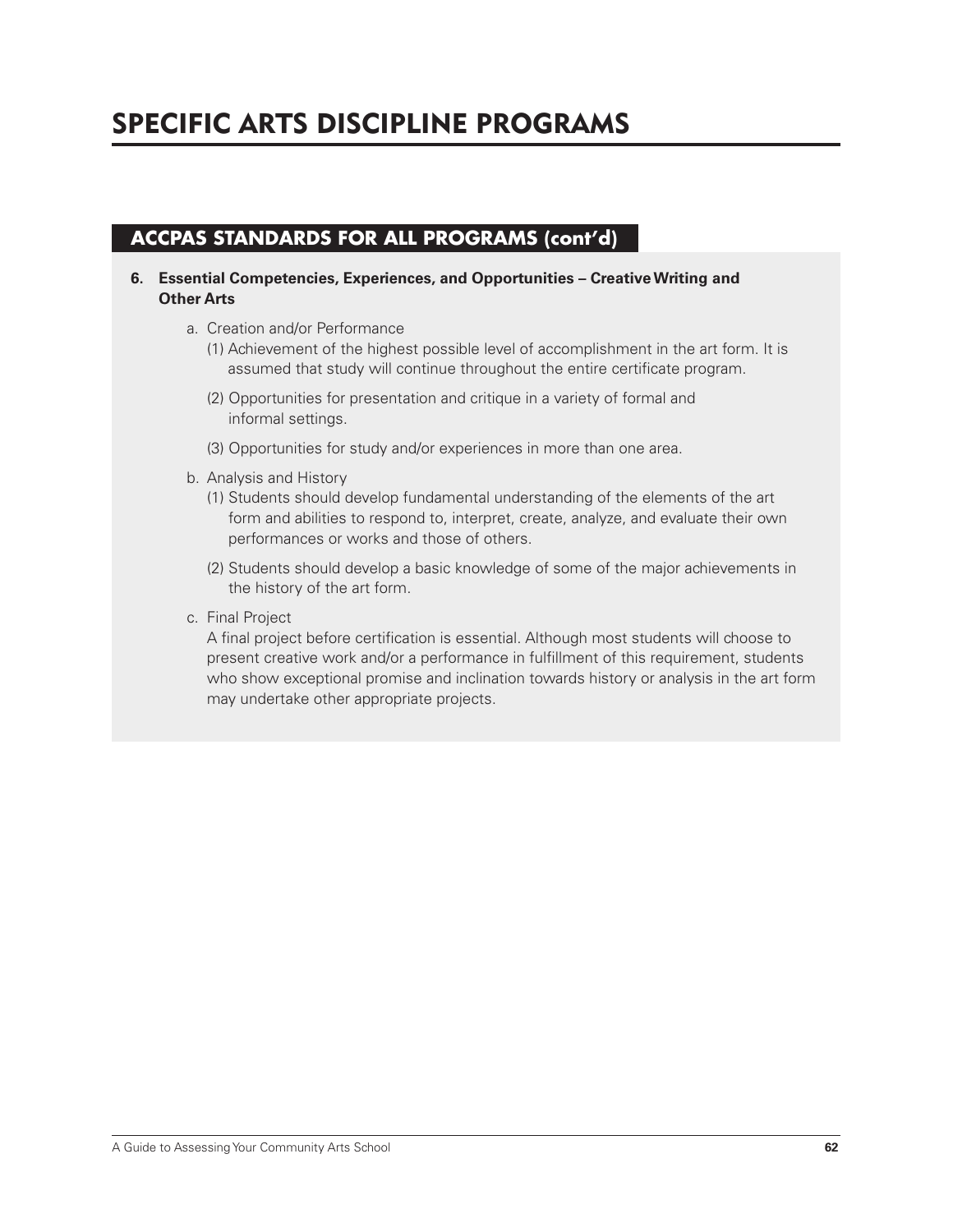# SPECIFIC ARTS DISCIPLINE PROGRAMS

## ACCPAS STANDARDS FOR ALL PROGRAMS (cont'd)

**6. Essential Competencies, Experiences, and Opportunities – Creative Writing and Other Arts**

a. Creation and/or Performance

(1) Achievement of the highest possible level of accomplishment in the art form. It is assumed that study will continue throughout the entire certificate program.

(2) Opportunities for presentation and critique in a variety of formal and informal settings.

(3) Opportunities for study and/or experiences in more than one area.

b. Analysis and History

(1) Students should develop fundamental understanding of the elements of the art form and abilities to respond to, interpret, create, analyze, and evaluate their own performances or works and those of others.

(2) Students should develop a basic knowledge of some of the major achievements in the history of the art form.

c. Final Project

A final project before certification is essential. Although most students will choose to present creative work and/or a performance in fulfillment of this requirement, students who show exceptional promise and inclination towards history or analysis in the art form may undertake other appropriate projects.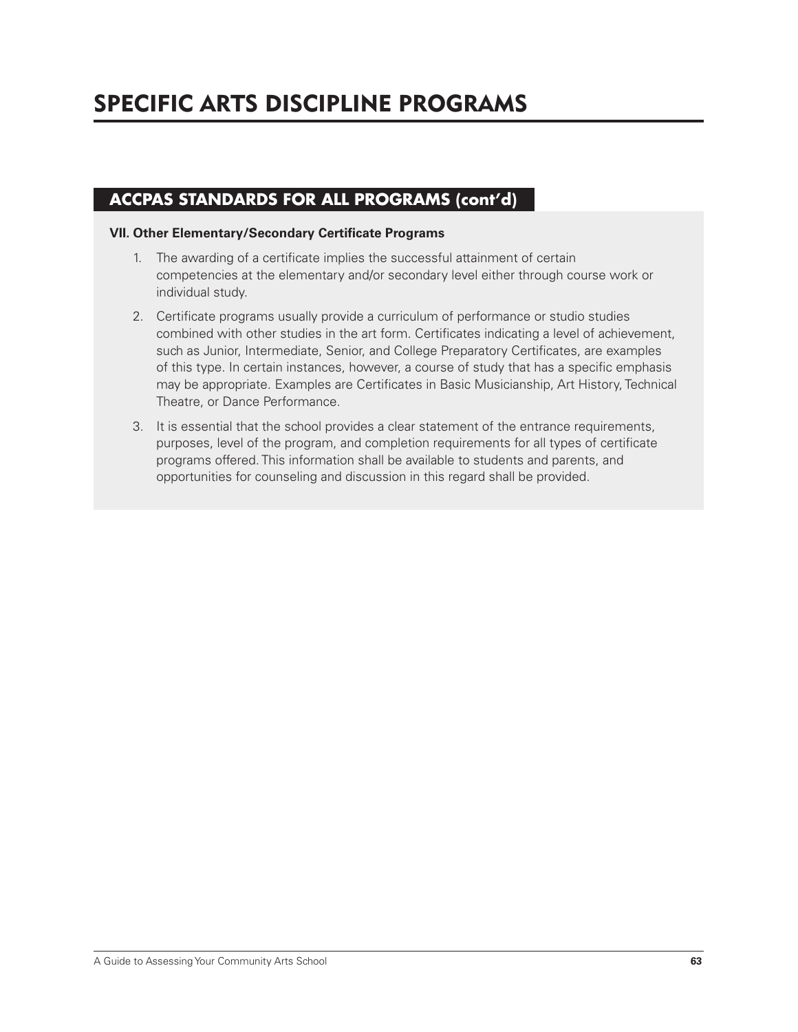# SPECIFIC ARTS DISCIPLINE PROGRAMS

## ACCPAS STANDARDS FOR ALL PROGRAMS (cont'd)

**VII. Other Elementary/Secondary Certificate Programs**

1. The awarding of a certificate implies the successful attainment of certain competencies at the elementary and/or secondary level either through course work or individual study.

2. Certificate programs usually provide a curriculum of performance or studio studies combined with other studies in the art form. Certificates indicating a level of achievement, such as Junior, Intermediate, Senior, and College Preparatory Certificates, are examples of this type. In certain instances, however, a course of study that has a specific emphasis may be appropriate. Examples are Certificates in Basic Musicianship, Art History, Technical Theatre, or Dance Performance.

3. It is essential that the school provides a clear statement of the entrance requirements, purposes, level of the program, and completion requirements for all types of certificate programs offered. This information shall be available to students and parents, and opportunities for counseling and discussion in this regard shall be provided.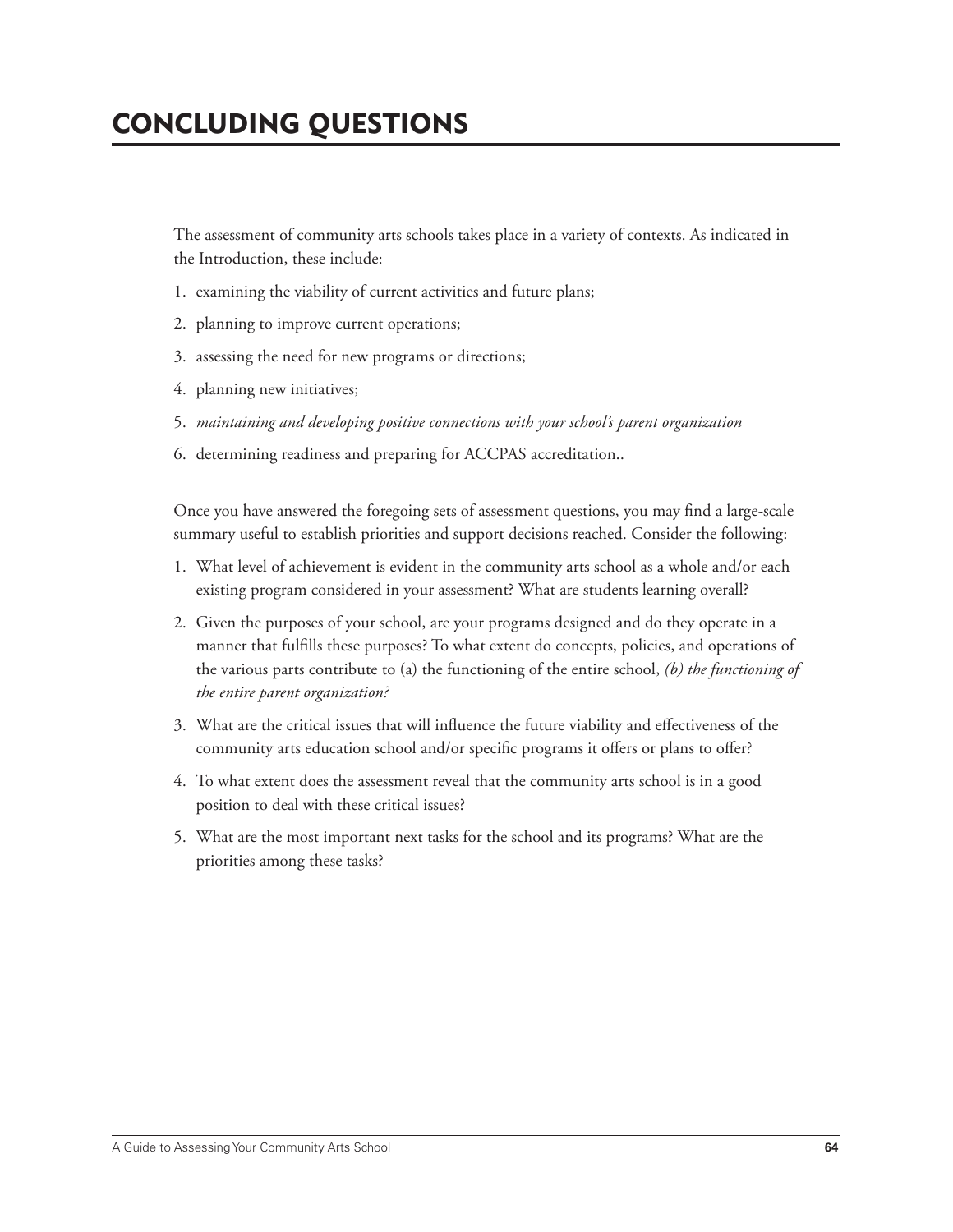# CONCLUDING QUESTIONS

The assessment of community arts schools takes place in a variety of contexts. As indicated in the Introduction, these include:

1. examining the viability of current activities and future plans;
2. planning to improve current operations;
3. assessing the need for new programs or directions;
4. planning new initiatives;
5. *maintaining and developing positive connections with your school's parent organization*
6. determining readiness and preparing for ACCPAS accreditation..

Once you have answered the foregoing sets of assessment questions, you may find a large-scale summary useful to establish priorities and support decisions reached. Consider the following:

1. What level of achievement is evident in the community arts school as a whole and/or each existing program considered in your assessment? What are students learning overall?
2. Given the purposes of your school, are your programs designed and do they operate in a manner that fulfills these purposes? To what extent do concepts, policies, and operations of the various parts contribute to (a) the functioning of the entire school, *(b) the functioning of the entire parent organization?*
3. What are the critical issues that will influence the future viability and effectiveness of the community arts education school and/or specific programs it offers or plans to offer?
4. To what extent does the assessment reveal that the community arts school is in a good position to deal with these critical issues?
5. What are the most important next tasks for the school and its programs? What are the priorities among these tasks?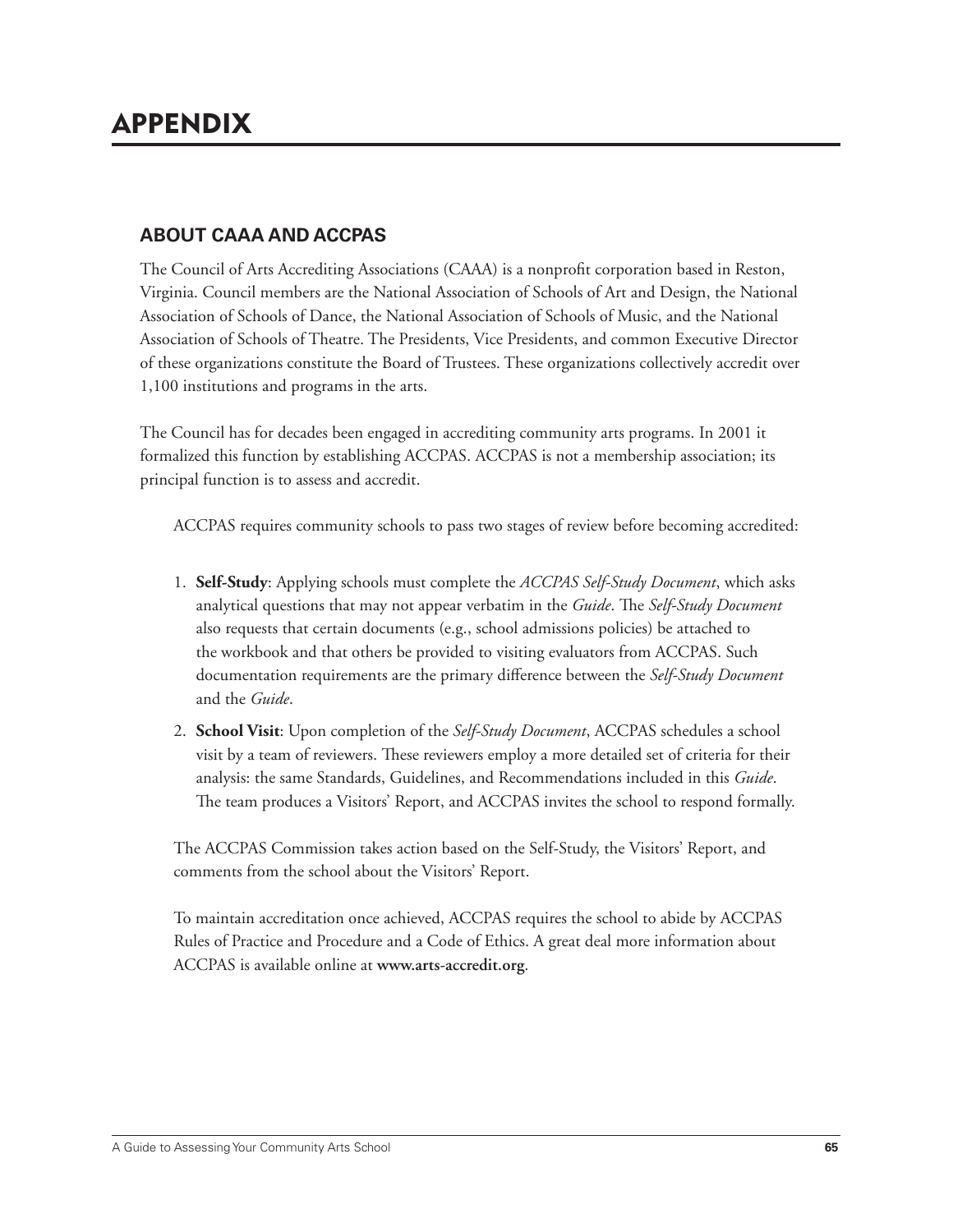# APPENDIX

## ABOUT CAAA AND ACCPAS

The Council of Arts Accrediting Associations (CAAA) is a nonprofit corporation based in Reston, Virginia. Council members are the National Association of Schools of Art and Design, the National Association of Schools of Dance, the National Association of Schools of Music, and the National Association of Schools of Theatre. The Presidents, Vice Presidents, and common Executive Director of these organizations constitute the Board of Trustees. These organizations collectively accredit over 1,100 institutions and programs in the arts.

The Council has for decades been engaged in accrediting community arts programs. In 2001 it formalized this function by establishing ACCPAS. ACCPAS is not a membership association; its principal function is to assess and accredit.

ACCPAS requires community schools to pass two stages of review before becoming accredited:

1. **Self-Study**: Applying schools must complete the *ACCPAS Self-Study Document*, which asks analytical questions that may not appear verbatim in the *Guide*. The *Self-Study Document* also requests that certain documents (e.g., school admissions policies) be attached to the workbook and that others be provided to visiting evaluators from ACCPAS. Such documentation requirements are the primary difference between the *Self-Study Document* and the *Guide*.
2. **School Visit**: Upon completion of the *Self-Study Document*, ACCPAS schedules a school visit by a team of reviewers. These reviewers employ a more detailed set of criteria for their analysis: the same Standards, Guidelines, and Recommendations included in this *Guide*. The team produces a Visitors' Report, and ACCPAS invites the school to respond formally.

The ACCPAS Commission takes action based on the Self-Study, the Visitors' Report, and comments from the school about the Visitors' Report.

To maintain accreditation once achieved, ACCPAS requires the school to abide by ACCPAS Rules of Practice and Procedure and a Code of Ethics. A great deal more information about ACCPAS is available online at **www.arts-accredit.org**.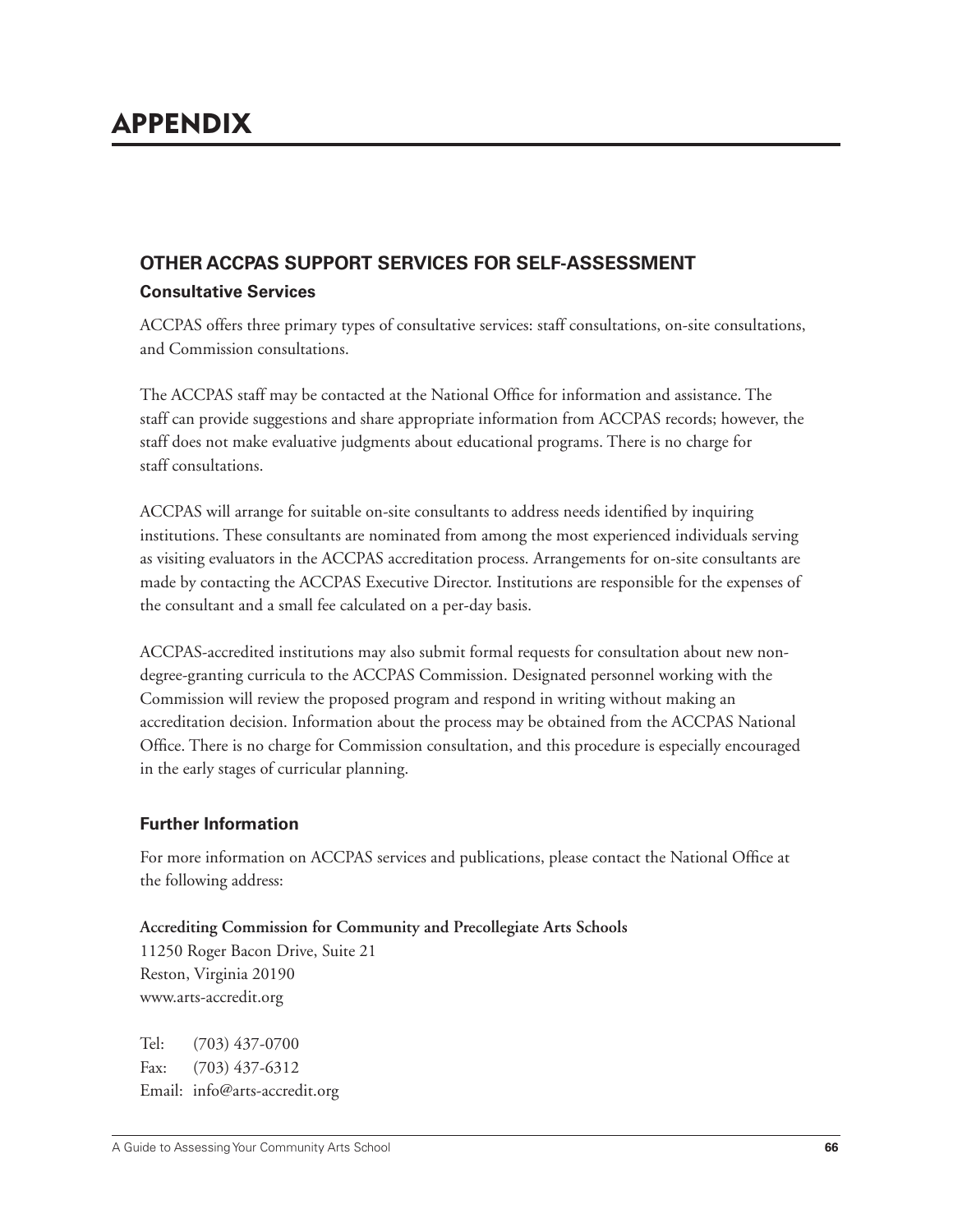# APPENDIX

## OTHER ACCPAS SUPPORT SERVICES FOR SELF-ASSESSMENT

### Consultative Services

ACCPAS offers three primary types of consultative services: staff consultations, on-site consultations, and Commission consultations.

The ACCPAS staff may be contacted at the National Office for information and assistance. The staff can provide suggestions and share appropriate information from ACCPAS records; however, the staff does not make evaluative judgments about educational programs. There is no charge for staff consultations.

ACCPAS will arrange for suitable on-site consultants to address needs identified by inquiring institutions. These consultants are nominated from among the most experienced individuals serving as visiting evaluators in the ACCPAS accreditation process. Arrangements for on-site consultants are made by contacting the ACCPAS Executive Director. Institutions are responsible for the expenses of the consultant and a small fee calculated on a per-day basis.

ACCPAS-accredited institutions may also submit formal requests for consultation about new non-degree-granting curricula to the ACCPAS Commission. Designated personnel working with the Commission will review the proposed program and respond in writing without making an accreditation decision. Information about the process may be obtained from the ACCPAS National Office. There is no charge for Commission consultation, and this procedure is especially encouraged in the early stages of curricular planning.

### Further Information

For more information on ACCPAS services and publications, please contact the National Office at the following address:

**Accrediting Commission for Community and Precollegiate Arts Schools**
11250 Roger Bacon Drive, Suite 21
Reston, Virginia 20190
www.arts-accredit.org

Tel: (703) 437-0700
Fax: (703) 437-6312
Email: info@arts-accredit.org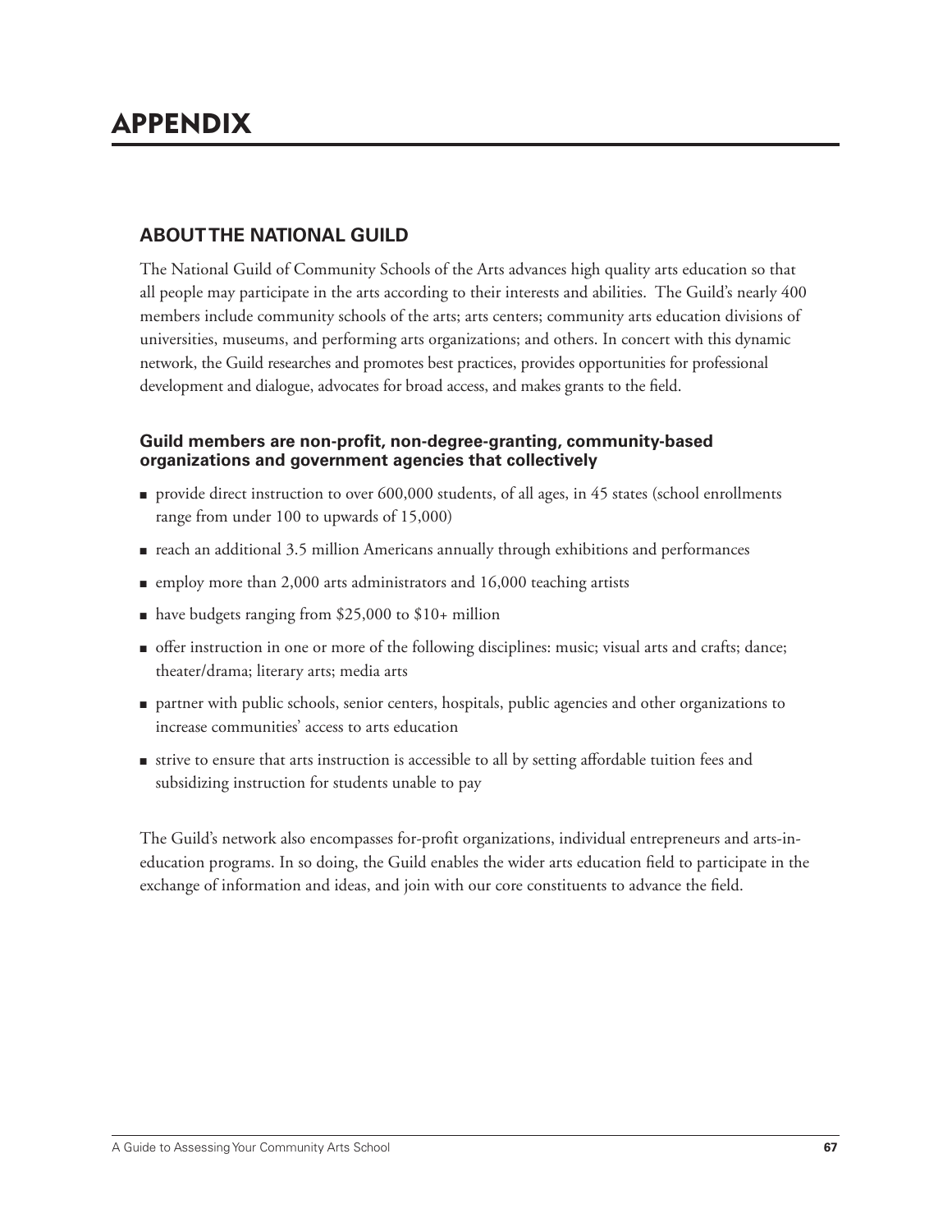# APPENDIX

## ABOUT THE NATIONAL GUILD

The National Guild of Community Schools of the Arts advances high quality arts education so that all people may participate in the arts according to their interests and abilities. The Guild's nearly 400 members include community schools of the arts; arts centers; community arts education divisions of universities, museums, and performing arts organizations; and others. In concert with this dynamic network, the Guild researches and promotes best practices, provides opportunities for professional development and dialogue, advocates for broad access, and makes grants to the field.

### Guild members are non-profit, non-degree-granting, community-based organizations and government agencies that collectively

- provide direct instruction to over 600,000 students, of all ages, in 45 states (school enrollments range from under 100 to upwards of 15,000)
- reach an additional 3.5 million Americans annually through exhibitions and performances
- employ more than 2,000 arts administrators and 16,000 teaching artists
- have budgets ranging from $25,000 to $10+ million
- offer instruction in one or more of the following disciplines: music; visual arts and crafts; dance; theater/drama; literary arts; media arts
- partner with public schools, senior centers, hospitals, public agencies and other organizations to increase communities' access to arts education
- strive to ensure that arts instruction is accessible to all by setting affordable tuition fees and subsidizing instruction for students unable to pay

The Guild's network also encompasses for-profit organizations, individual entrepreneurs and arts-in-education programs. In so doing, the Guild enables the wider arts education field to participate in the exchange of information and ideas, and join with our core constituents to advance the field.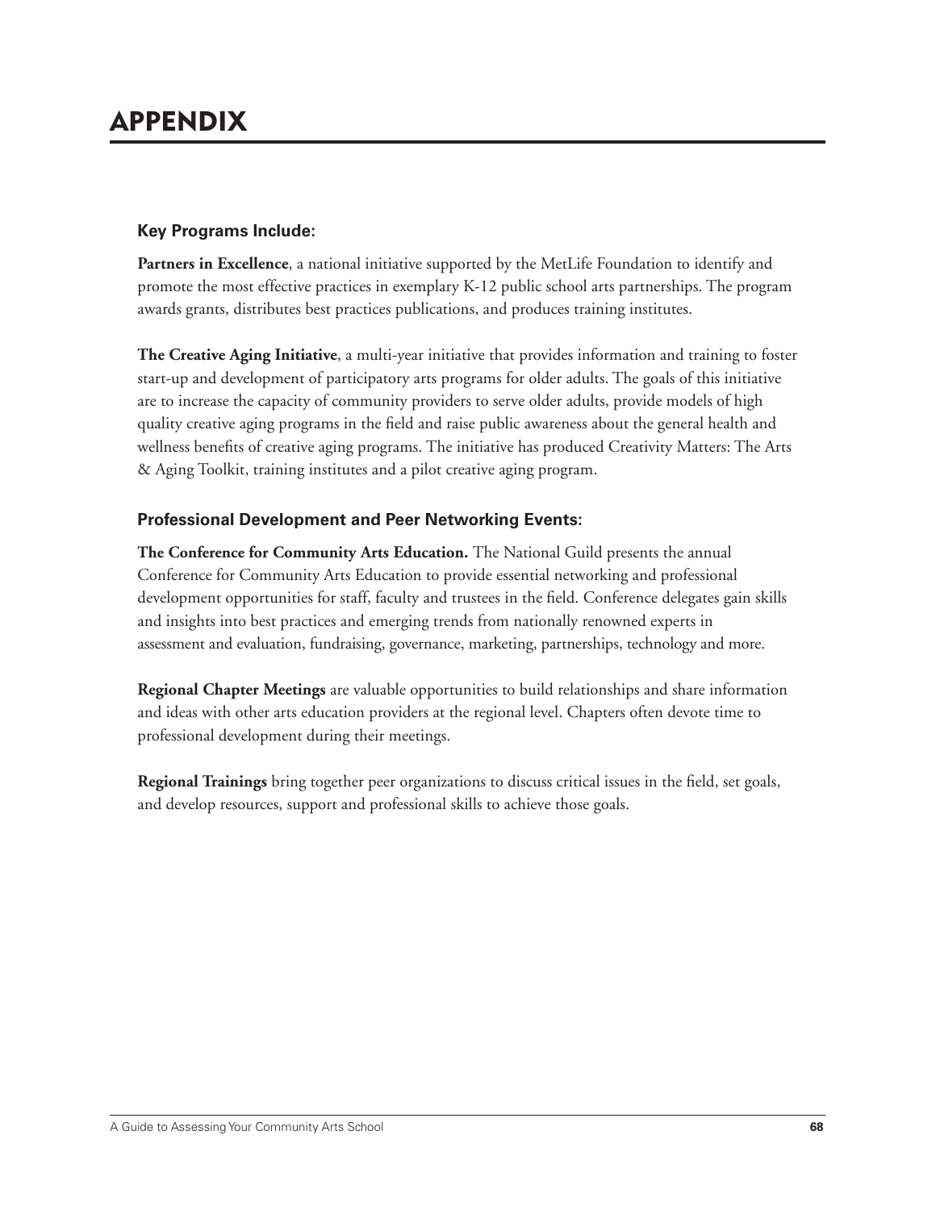# APPENDIX

### Key Programs Include:

**Partners in Excellence**, a national initiative supported by the MetLife Foundation to identify and promote the most effective practices in exemplary K-12 public school arts partnerships. The program awards grants, distributes best practices publications, and produces training institutes.

**The Creative Aging Initiative**, a multi-year initiative that provides information and training to foster start-up and development of participatory arts programs for older adults. The goals of this initiative are to increase the capacity of community providers to serve older adults, provide models of high quality creative aging programs in the field and raise public awareness about the general health and wellness benefits of creative aging programs. The initiative has produced Creativity Matters: The Arts & Aging Toolkit, training institutes and a pilot creative aging program.

### Professional Development and Peer Networking Events:

**The Conference for Community Arts Education.** The National Guild presents the annual Conference for Community Arts Education to provide essential networking and professional development opportunities for staff, faculty and trustees in the field. Conference delegates gain skills and insights into best practices and emerging trends from nationally renowned experts in assessment and evaluation, fundraising, governance, marketing, partnerships, technology and more.

**Regional Chapter Meetings** are valuable opportunities to build relationships and share information and ideas with other arts education providers at the regional level. Chapters often devote time to professional development during their meetings.

**Regional Trainings** bring together peer organizations to discuss critical issues in the field, set goals, and develop resources, support and professional skills to achieve those goals.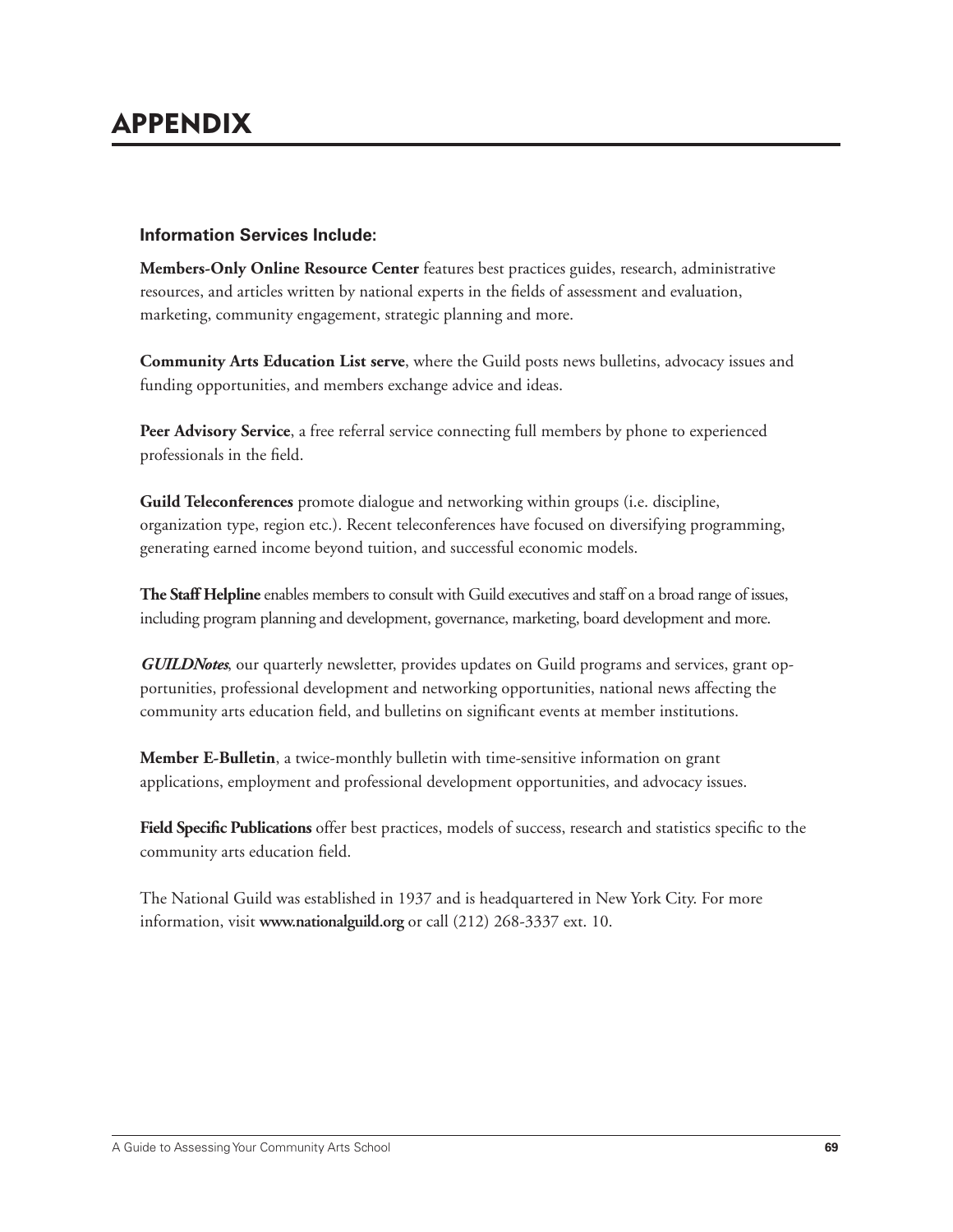# APPENDIX

### Information Services Include:

**Members-Only Online Resource Center** features best practices guides, research, administrative resources, and articles written by national experts in the fields of assessment and evaluation, marketing, community engagement, strategic planning and more.

**Community Arts Education List serve**, where the Guild posts news bulletins, advocacy issues and funding opportunities, and members exchange advice and ideas.

**Peer Advisory Service**, a free referral service connecting full members by phone to experienced professionals in the field.

**Guild Teleconferences** promote dialogue and networking within groups (i.e. discipline, organization type, region etc.). Recent teleconferences have focused on diversifying programming, generating earned income beyond tuition, and successful economic models.

**The Staff Helpline** enables members to consult with Guild executives and staff on a broad range of issues, including program planning and development, governance, marketing, board development and more.

***GUILDNotes***, our quarterly newsletter, provides updates on Guild programs and services, grant opportunities, professional development and networking opportunities, national news affecting the community arts education field, and bulletins on significant events at member institutions.

**Member E-Bulletin**, a twice-monthly bulletin with time-sensitive information on grant applications, employment and professional development opportunities, and advocacy issues.

**Field Specific Publications** offer best practices, models of success, research and statistics specific to the community arts education field.

The National Guild was established in 1937 and is headquartered in New York City. For more information, visit **www.nationalguild.org** or call (212) 268-3337 ext. 10.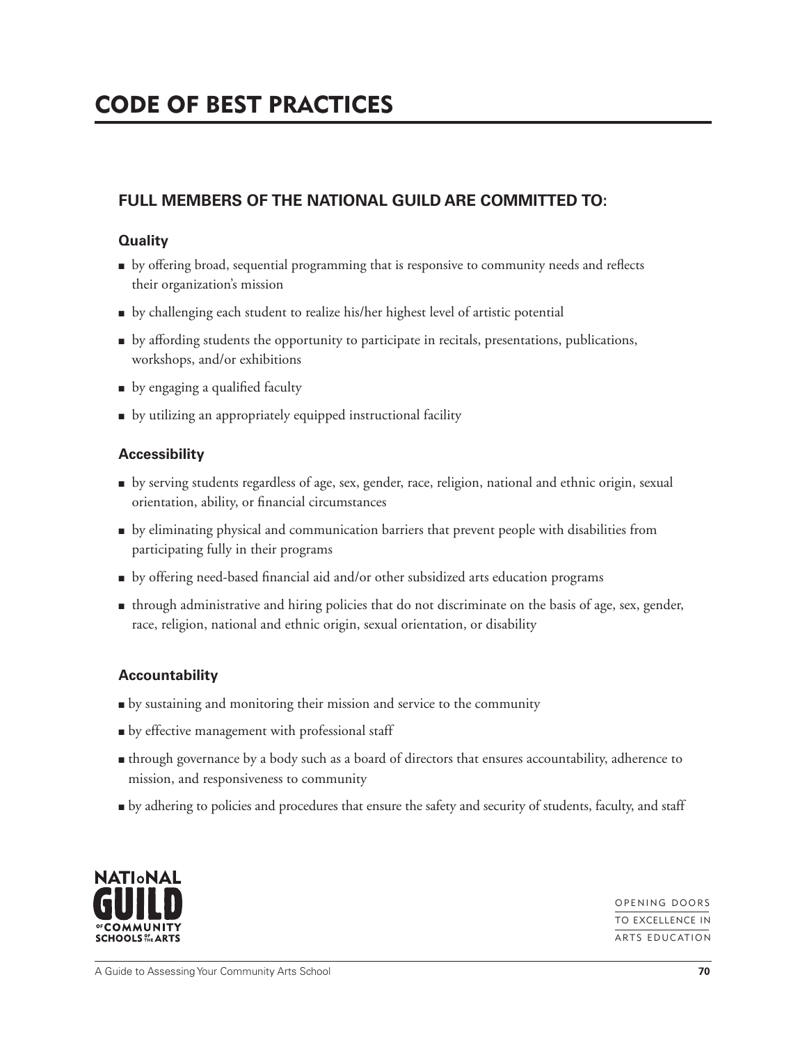# CODE OF BEST PRACTICES

## FULL MEMBERS OF THE NATIONAL GUILD ARE COMMITTED TO:

### Quality

- by offering broad, sequential programming that is responsive to community needs and reflects their organization's mission
- by challenging each student to realize his/her highest level of artistic potential
- by affording students the opportunity to participate in recitals, presentations, publications, workshops, and/or exhibitions
- by engaging a qualified faculty
- by utilizing an appropriately equipped instructional facility

### Accessibility

- by serving students regardless of age, sex, gender, race, religion, national and ethnic origin, sexual orientation, ability, or financial circumstances
- by eliminating physical and communication barriers that prevent people with disabilities from participating fully in their programs
- by offering need-based financial aid and/or other subsidized arts education programs
- through administrative and hiring policies that do not discriminate on the basis of age, sex, gender, race, religion, national and ethnic origin, sexual orientation, or disability

### Accountability

- by sustaining and monitoring their mission and service to the community
- by effective management with professional staff
- through governance by a body such as a board of directors that ensures accountability, adherence to mission, and responsiveness to community
- by adhering to policies and procedures that ensure the safety and security of students, faculty, and staff

NATIONAL GUILD OF COMMUNITY SCHOOLS OF THE ARTS

OPENING DOORS TO EXCELLENCE IN ARTS EDUCATION